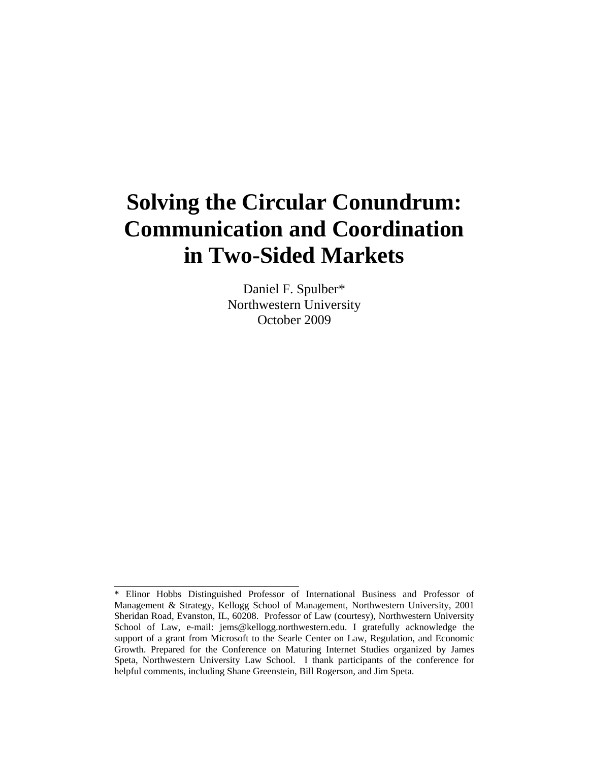# Solving the Circular Conundrum: Communication and Coordination in Two-Sided Markets

Daniel F. Spulber*
Northwestern University
October 2009

---

* Elinor Hobbs Distinguished Professor of International Business and Professor of Management & Strategy, Kellogg School of Management, Northwestern University, 2001 Sheridan Road, Evanston, IL, 60208. Professor of Law (courtesy), Northwestern University School of Law, e-mail: jems@kellogg.northwestern.edu. I gratefully acknowledge the support of a grant from Microsoft to the Searle Center on Law, Regulation, and Economic Growth. Prepared for the Conference on Maturing Internet Studies organized by James Speta, Northwestern University Law School. I thank participants of the conference for helpful comments, including Shane Greenstein, Bill Rogerson, and Jim Speta.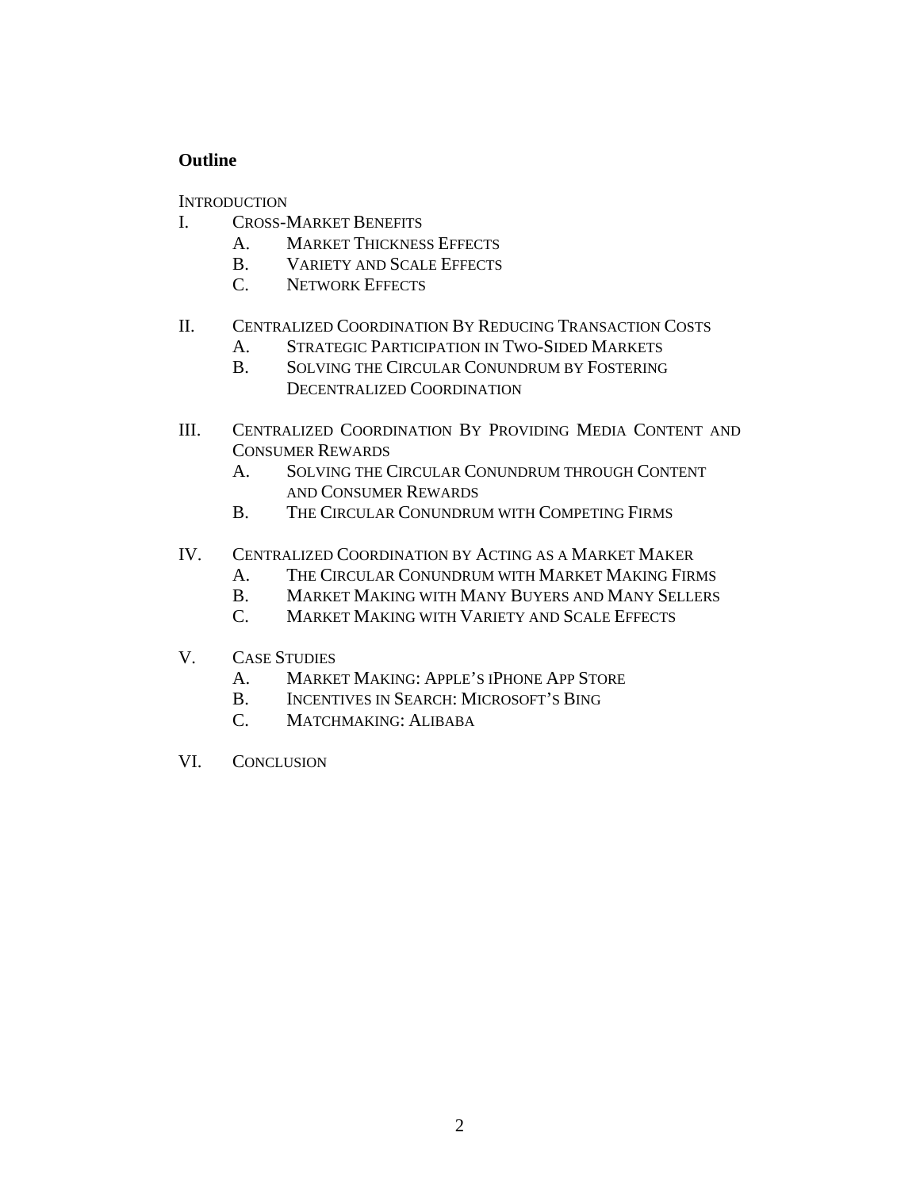**Outline**

INTRODUCTION

I. CROSS-MARKET BENEFITS
   - A. MARKET THICKNESS EFFECTS
   - B. VARIETY AND SCALE EFFECTS
   - C. NETWORK EFFECTS

II. CENTRALIZED COORDINATION BY REDUCING TRANSACTION COSTS
   - A. STRATEGIC PARTICIPATION IN TWO-SIDED MARKETS
   - B. SOLVING THE CIRCULAR CONUNDRUM BY FOSTERING DECENTRALIZED COORDINATION

III. CENTRALIZED COORDINATION BY PROVIDING MEDIA CONTENT AND CONSUMER REWARDS
   - A. SOLVING THE CIRCULAR CONUNDRUM THROUGH CONTENT AND CONSUMER REWARDS
   - B. THE CIRCULAR CONUNDRUM WITH COMPETING FIRMS

IV. CENTRALIZED COORDINATION BY ACTING AS A MARKET MAKER
   - A. THE CIRCULAR CONUNDRUM WITH MARKET MAKING FIRMS
   - B. MARKET MAKING WITH MANY BUYERS AND MANY SELLERS
   - C. MARKET MAKING WITH VARIETY AND SCALE EFFECTS

V. CASE STUDIES
   - A. MARKET MAKING: APPLE'S IPHONE APP STORE
   - B. INCENTIVES IN SEARCH: MICROSOFT'S BING
   - C. MATCHMAKING: ALIBABA

VI. CONCLUSION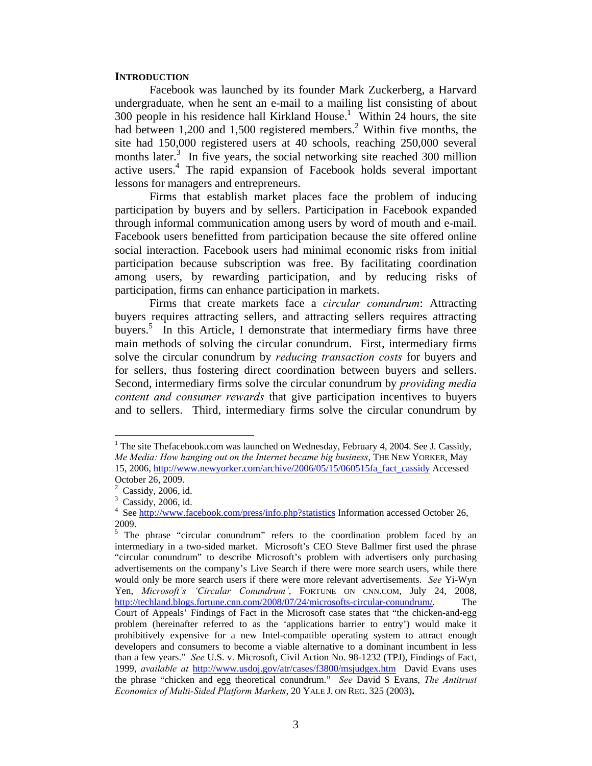## INTRODUCTION

Facebook was launched by its founder Mark Zuckerberg, a Harvard undergraduate, when he sent an e-mail to a mailing list consisting of about 300 people in his residence hall Kirkland House.[1] Within 24 hours, the site had between 1,200 and 1,500 registered members.[2] Within five months, the site had 150,000 registered users at 40 schools, reaching 250,000 several months later.[3] In five years, the social networking site reached 300 million active users.[4] The rapid expansion of Facebook holds several important lessons for managers and entrepreneurs.

Firms that establish market places face the problem of inducing participation by buyers and by sellers. Participation in Facebook expanded through informal communication among users by word of mouth and e-mail. Facebook users benefitted from participation because the site offered online social interaction. Facebook users had minimal economic risks from initial participation because subscription was free. By facilitating coordination among users, by rewarding participation, and by reducing risks of participation, firms can enhance participation in markets.

Firms that create markets face a *circular conundrum*: Attracting buyers requires attracting sellers, and attracting sellers requires attracting buyers.[5] In this Article, I demonstrate that intermediary firms have three main methods of solving the circular conundrum. First, intermediary firms solve the circular conundrum by *reducing transaction costs* for buyers and for sellers, thus fostering direct coordination between buyers and sellers. Second, intermediary firms solve the circular conundrum by *providing media content and consumer rewards* that give participation incentives to buyers and to sellers. Third, intermediary firms solve the circular conundrum by

---

[1] The site Thefacebook.com was launched on Wednesday, February 4, 2004. See J. Cassidy, *Me Media: How hanging out on the Internet became big business*, THE NEW YORKER, May 15, 2006, http://www.newyorker.com/archive/2006/05/15/060515fa_fact_cassidy Accessed October 26, 2009.

[2] Cassidy, 2006, id.

[3] Cassidy, 2006, id.

[4] See http://www.facebook.com/press/info.php?statistics Information accessed October 26, 2009.

[5] The phrase "circular conundrum" refers to the coordination problem faced by an intermediary in a two-sided market. Microsoft's CEO Steve Ballmer first used the phrase "circular conundrum" to describe Microsoft's problem with advertisers only purchasing advertisements on the company's Live Search if there were more search users, while there would only be more search users if there were more relevant advertisements. *See* Yi-Wyn Yen, *Microsoft's 'Circular Conundrum'*, FORTUNE ON CNN.COM, July 24, 2008, http://techland.blogs.fortune.cnn.com/2008/07/24/microsofts-circular-conundrum/. The Court of Appeals' Findings of Fact in the Microsoft case states that "the chicken-and-egg problem (hereinafter referred to as the 'applications barrier to entry') would make it prohibitively expensive for a new Intel-compatible operating system to attract enough developers and consumers to become a viable alternative to a dominant incumbent in less than a few years." *See* U.S. v. Microsoft, Civil Action No. 98-1232 (TPJ), Findings of Fact, 1999, *available at* http://www.usdoj.gov/atr/cases/f3800/msjudgex.htm David Evans uses the phrase "chicken and egg theoretical conundrum." *See* David S Evans, *The Antitrust Economics of Multi-Sided Platform Markets*, 20 YALE J. ON REG. 325 (2003).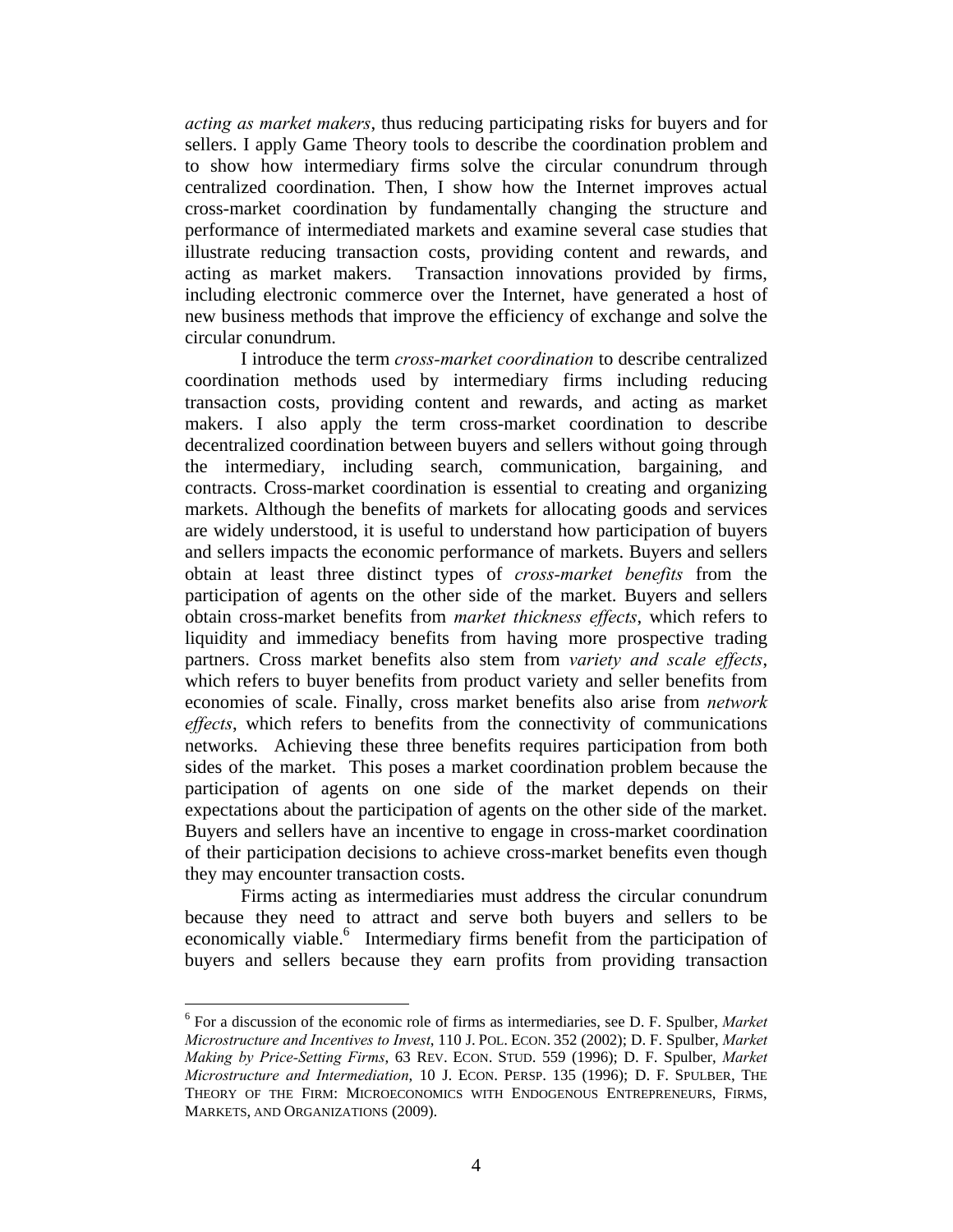*acting as market makers*, thus reducing participating risks for buyers and for sellers. I apply Game Theory tools to describe the coordination problem and to show how intermediary firms solve the circular conundrum through centralized coordination. Then, I show how the Internet improves actual cross-market coordination by fundamentally changing the structure and performance of intermediated markets and examine several case studies that illustrate reducing transaction costs, providing content and rewards, and acting as market makers. Transaction innovations provided by firms, including electronic commerce over the Internet, have generated a host of new business methods that improve the efficiency of exchange and solve the circular conundrum.

I introduce the term *cross-market coordination* to describe centralized coordination methods used by intermediary firms including reducing transaction costs, providing content and rewards, and acting as market makers. I also apply the term cross-market coordination to describe decentralized coordination between buyers and sellers without going through the intermediary, including search, communication, bargaining, and contracts. Cross-market coordination is essential to creating and organizing markets. Although the benefits of markets for allocating goods and services are widely understood, it is useful to understand how participation of buyers and sellers impacts the economic performance of markets. Buyers and sellers obtain at least three distinct types of *cross-market benefits* from the participation of agents on the other side of the market. Buyers and sellers obtain cross-market benefits from *market thickness effects*, which refers to liquidity and immediacy benefits from having more prospective trading partners. Cross market benefits also stem from *variety and scale effects*, which refers to buyer benefits from product variety and seller benefits from economies of scale. Finally, cross market benefits also arise from *network effects*, which refers to benefits from the connectivity of communications networks. Achieving these three benefits requires participation from both sides of the market. This poses a market coordination problem because the participation of agents on one side of the market depends on their expectations about the participation of agents on the other side of the market. Buyers and sellers have an incentive to engage in cross-market coordination of their participation decisions to achieve cross-market benefits even though they may encounter transaction costs.

Firms acting as intermediaries must address the circular conundrum because they need to attract and serve both buyers and sellers to be economically viable.[6] Intermediary firms benefit from the participation of buyers and sellers because they earn profits from providing transaction

---

[6] For a discussion of the economic role of firms as intermediaries, see D. F. Spulber, *Market Microstructure and Incentives to Invest*, 110 J. POL. ECON. 352 (2002); D. F. Spulber, *Market Making by Price-Setting Firms*, 63 REV. ECON. STUD. 559 (1996); D. F. Spulber, *Market Microstructure and Intermediation*, 10 J. ECON. PERSP. 135 (1996); D. F. SPULBER, THE THEORY OF THE FIRM: MICROECONOMICS WITH ENDOGENOUS ENTREPRENEURS, FIRMS, MARKETS, AND ORGANIZATIONS (2009).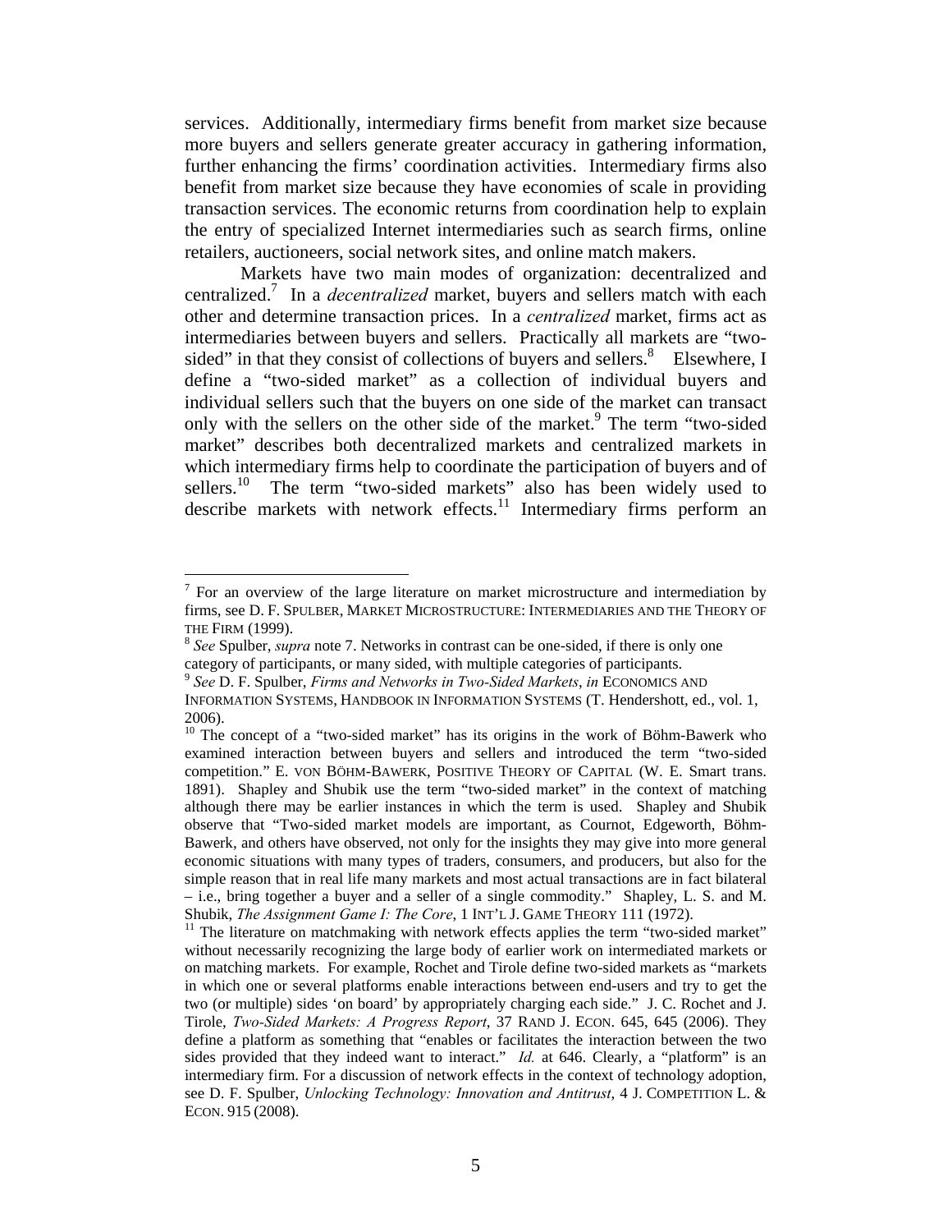services. Additionally, intermediary firms benefit from market size because more buyers and sellers generate greater accuracy in gathering information, further enhancing the firms' coordination activities. Intermediary firms also benefit from market size because they have economies of scale in providing transaction services. The economic returns from coordination help to explain the entry of specialized Internet intermediaries such as search firms, online retailers, auctioneers, social network sites, and online match makers.

Markets have two main modes of organization: decentralized and centralized.[7] In a *decentralized* market, buyers and sellers match with each other and determine transaction prices. In a *centralized* market, firms act as intermediaries between buyers and sellers. Practically all markets are "two-sided" in that they consist of collections of buyers and sellers.[8] Elsewhere, I define a "two-sided market" as a collection of individual buyers and individual sellers such that the buyers on one side of the market can transact only with the sellers on the other side of the market.[9] The term "two-sided market" describes both decentralized markets and centralized markets in which intermediary firms help to coordinate the participation of buyers and of sellers.[10] The term "two-sided markets" also has been widely used to describe markets with network effects.[11] Intermediary firms perform an

---

[7] For an overview of the large literature on market microstructure and intermediation by firms, see D. F. SPULBER, MARKET MICROSTRUCTURE: INTERMEDIARIES AND THE THEORY OF THE FIRM (1999).

[8] *See* Spulber, *supra* note 7. Networks in contrast can be one-sided, if there is only one category of participants, or many sided, with multiple categories of participants.

[9] *See* D. F. Spulber, *Firms and Networks in Two-Sided Markets*, *in* ECONOMICS AND INFORMATION SYSTEMS, HANDBOOK IN INFORMATION SYSTEMS (T. Hendershott, ed., vol. 1, 2006).

[10] The concept of a "two-sided market" has its origins in the work of Böhm-Bawerk who examined interaction between buyers and sellers and introduced the term "two-sided competition." E. VON BÖHM-BAWERK, POSITIVE THEORY OF CAPITAL (W. E. Smart trans. 1891). Shapley and Shubik use the term "two-sided market" in the context of matching although there may be earlier instances in which the term is used. Shapley and Shubik observe that "Two-sided market models are important, as Cournot, Edgeworth, Böhm-Bawerk, and others have observed, not only for the insights they may give into more general economic situations with many types of traders, consumers, and producers, but also for the simple reason that in real life many markets and most actual transactions are in fact bilateral – i.e., bring together a buyer and a seller of a single commodity." Shapley, L. S. and M. Shubik, *The Assignment Game I: The Core*, 1 INT'L J. GAME THEORY 111 (1972).

[11] The literature on matchmaking with network effects applies the term "two-sided market" without necessarily recognizing the large body of earlier work on intermediated markets or on matching markets. For example, Rochet and Tirole define two-sided markets as "markets in which one or several platforms enable interactions between end-users and try to get the two (or multiple) sides 'on board' by appropriately charging each side." J. C. Rochet and J. Tirole, *Two-Sided Markets: A Progress Report*, 37 RAND J. ECON. 645, 645 (2006). They define a platform as something that "enables or facilitates the interaction between the two sides provided that they indeed want to interact." *Id.* at 646. Clearly, a "platform" is an intermediary firm. For a discussion of network effects in the context of technology adoption, see D. F. Spulber, *Unlocking Technology: Innovation and Antitrust*, 4 J. COMPETITION L. & ECON. 915 (2008).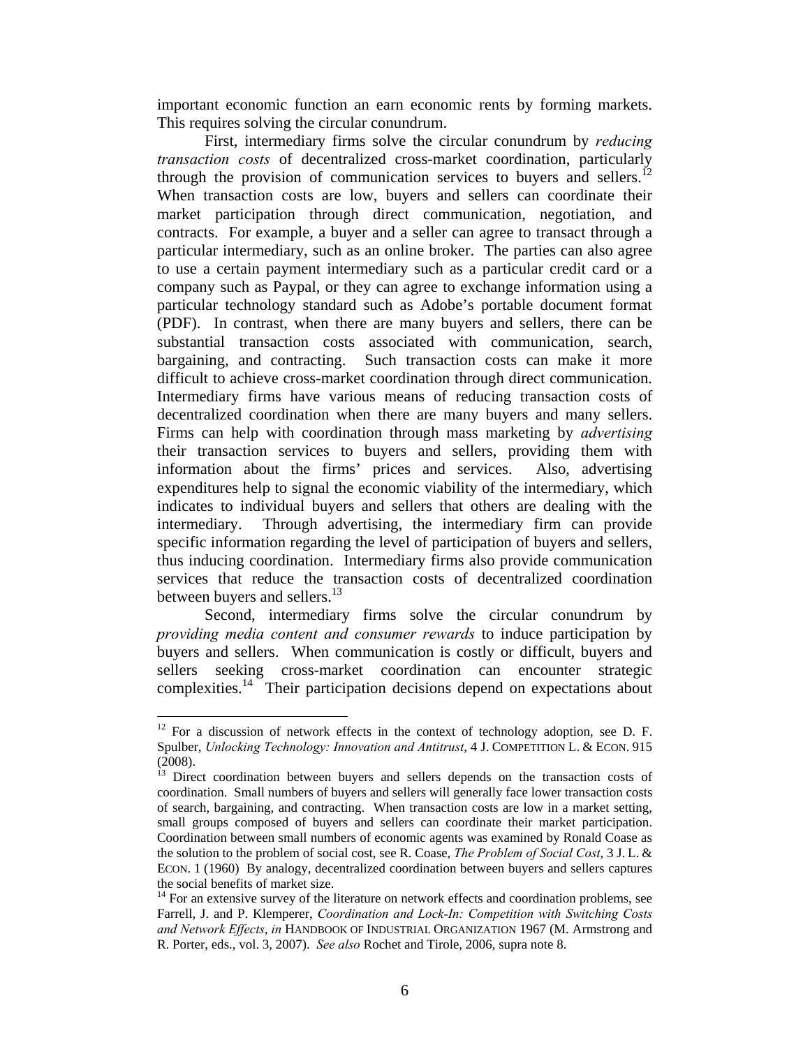important economic function an earn economic rents by forming markets. This requires solving the circular conundrum.

First, intermediary firms solve the circular conundrum by *reducing transaction costs* of decentralized cross-market coordination, particularly through the provision of communication services to buyers and sellers.[12] When transaction costs are low, buyers and sellers can coordinate their market participation through direct communication, negotiation, and contracts. For example, a buyer and a seller can agree to transact through a particular intermediary, such as an online broker. The parties can also agree to use a certain payment intermediary such as a particular credit card or a company such as Paypal, or they can agree to exchange information using a particular technology standard such as Adobe's portable document format (PDF). In contrast, when there are many buyers and sellers, there can be substantial transaction costs associated with communication, search, bargaining, and contracting. Such transaction costs can make it more difficult to achieve cross-market coordination through direct communication. Intermediary firms have various means of reducing transaction costs of decentralized coordination when there are many buyers and many sellers. Firms can help with coordination through mass marketing by *advertising* their transaction services to buyers and sellers, providing them with information about the firms' prices and services. Also, advertising expenditures help to signal the economic viability of the intermediary, which indicates to individual buyers and sellers that others are dealing with the intermediary. Through advertising, the intermediary firm can provide specific information regarding the level of participation of buyers and sellers, thus inducing coordination. Intermediary firms also provide communication services that reduce the transaction costs of decentralized coordination between buyers and sellers.[13]

Second, intermediary firms solve the circular conundrum by *providing media content and consumer rewards* to induce participation by buyers and sellers. When communication is costly or difficult, buyers and sellers seeking cross-market coordination can encounter strategic complexities.[14] Their participation decisions depend on expectations about

---

[12] For a discussion of network effects in the context of technology adoption, see D. F. Spulber, *Unlocking Technology: Innovation and Antitrust*, 4 J. COMPETITION L. & ECON. 915 (2008).

[13] Direct coordination between buyers and sellers depends on the transaction costs of coordination. Small numbers of buyers and sellers will generally face lower transaction costs of search, bargaining, and contracting. When transaction costs are low in a market setting, small groups composed of buyers and sellers can coordinate their market participation. Coordination between small numbers of economic agents was examined by Ronald Coase as the solution to the problem of social cost, see R. Coase, *The Problem of Social Cost*, 3 J. L. & ECON. 1 (1960) By analogy, decentralized coordination between buyers and sellers captures the social benefits of market size.

[14] For an extensive survey of the literature on network effects and coordination problems, see Farrell, J. and P. Klemperer, *Coordination and Lock-In: Competition with Switching Costs and Network Effects*, *in* HANDBOOK OF INDUSTRIAL ORGANIZATION 1967 (M. Armstrong and R. Porter, eds., vol. 3, 2007). *See also* Rochet and Tirole, 2006, supra note 8.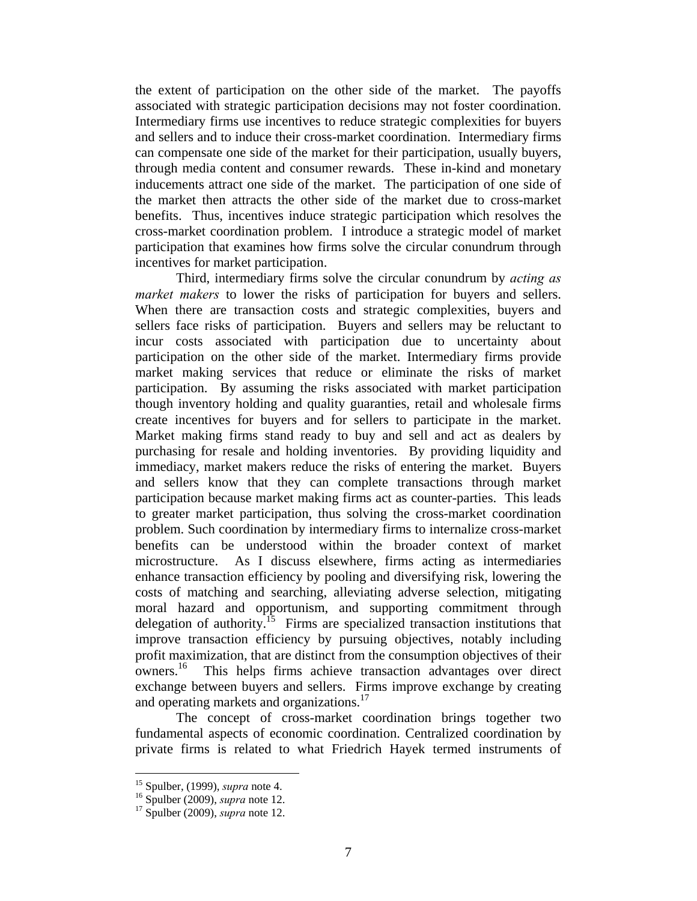the extent of participation on the other side of the market. The payoffs associated with strategic participation decisions may not foster coordination. Intermediary firms use incentives to reduce strategic complexities for buyers and sellers and to induce their cross-market coordination. Intermediary firms can compensate one side of the market for their participation, usually buyers, through media content and consumer rewards. These in-kind and monetary inducements attract one side of the market. The participation of one side of the market then attracts the other side of the market due to cross-market benefits. Thus, incentives induce strategic participation which resolves the cross-market coordination problem. I introduce a strategic model of market participation that examines how firms solve the circular conundrum through incentives for market participation.

Third, intermediary firms solve the circular conundrum by *acting as market makers* to lower the risks of participation for buyers and sellers. When there are transaction costs and strategic complexities, buyers and sellers face risks of participation. Buyers and sellers may be reluctant to incur costs associated with participation due to uncertainty about participation on the other side of the market. Intermediary firms provide market making services that reduce or eliminate the risks of market participation. By assuming the risks associated with market participation though inventory holding and quality guaranties, retail and wholesale firms create incentives for buyers and for sellers to participate in the market. Market making firms stand ready to buy and sell and act as dealers by purchasing for resale and holding inventories. By providing liquidity and immediacy, market makers reduce the risks of entering the market. Buyers and sellers know that they can complete transactions through market participation because market making firms act as counter-parties. This leads to greater market participation, thus solving the cross-market coordination problem. Such coordination by intermediary firms to internalize cross-market benefits can be understood within the broader context of market microstructure. As I discuss elsewhere, firms acting as intermediaries enhance transaction efficiency by pooling and diversifying risk, lowering the costs of matching and searching, alleviating adverse selection, mitigating moral hazard and opportunism, and supporting commitment through delegation of authority.[15] Firms are specialized transaction institutions that improve transaction efficiency by pursuing objectives, notably including profit maximization, that are distinct from the consumption objectives of their owners.[16] This helps firms achieve transaction advantages over direct exchange between buyers and sellers. Firms improve exchange by creating and operating markets and organizations.[17]

The concept of cross-market coordination brings together two fundamental aspects of economic coordination. Centralized coordination by private firms is related to what Friedrich Hayek termed instruments of

---

[15] Spulber, (1999), *supra* note 4.

[16] Spulber (2009), *supra* note 12.

[17] Spulber (2009), *supra* note 12.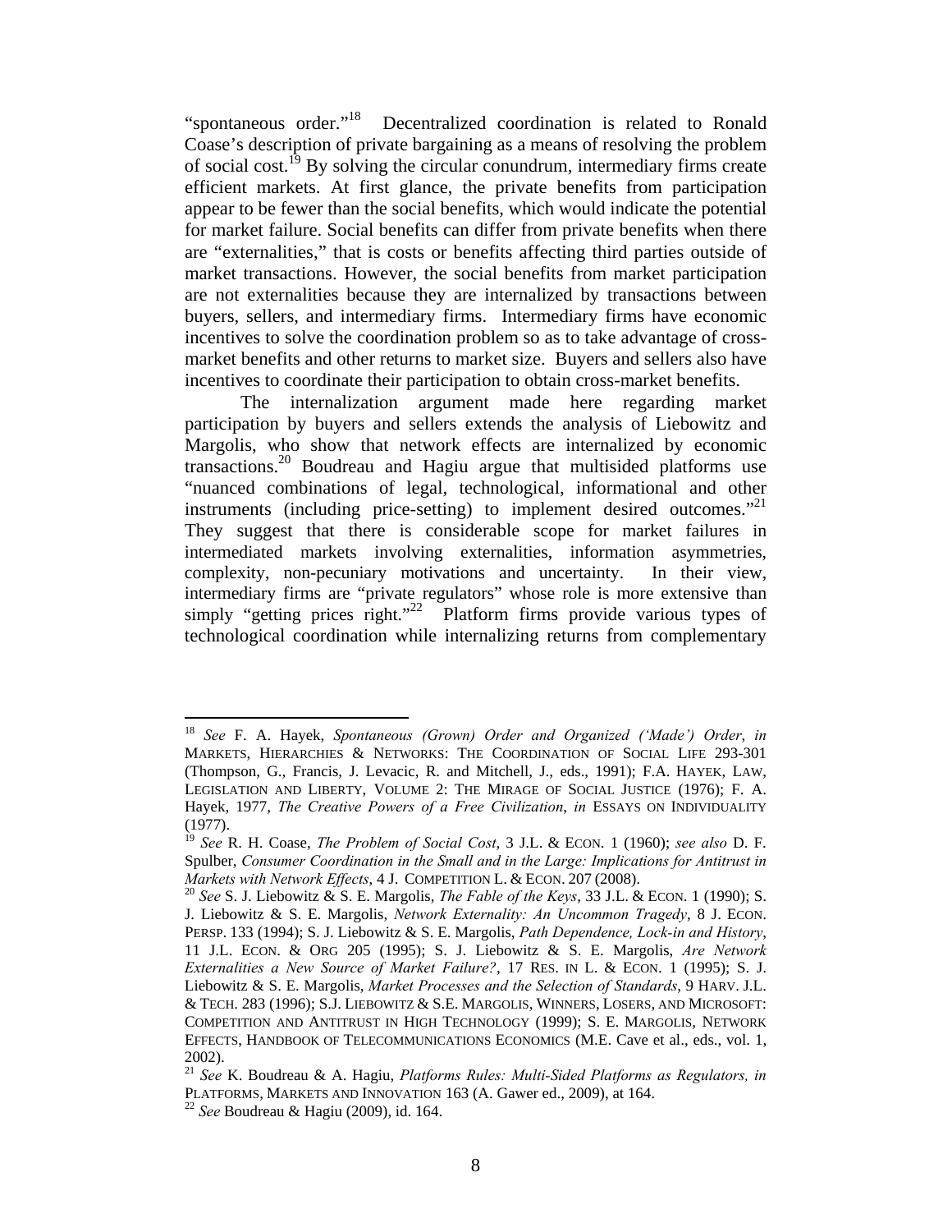"spontaneous order."[18] Decentralized coordination is related to Ronald Coase's description of private bargaining as a means of resolving the problem of social cost.[19] By solving the circular conundrum, intermediary firms create efficient markets. At first glance, the private benefits from participation appear to be fewer than the social benefits, which would indicate the potential for market failure. Social benefits can differ from private benefits when there are "externalities," that is costs or benefits affecting third parties outside of market transactions. However, the social benefits from market participation are not externalities because they are internalized by transactions between buyers, sellers, and intermediary firms. Intermediary firms have economic incentives to solve the coordination problem so as to take advantage of cross-market benefits and other returns to market size. Buyers and sellers also have incentives to coordinate their participation to obtain cross-market benefits.

The internalization argument made here regarding market participation by buyers and sellers extends the analysis of Liebowitz and Margolis, who show that network effects are internalized by economic transactions.[20] Boudreau and Hagiu argue that multisided platforms use "nuanced combinations of legal, technological, informational and other instruments (including price-setting) to implement desired outcomes."[21] They suggest that there is considerable scope for market failures in intermediated markets involving externalities, information asymmetries, complexity, non-pecuniary motivations and uncertainty. In their view, intermediary firms are "private regulators" whose role is more extensive than simply "getting prices right."[22] Platform firms provide various types of technological coordination while internalizing returns from complementary

---

[18] *See* F. A. Hayek, *Spontaneous (Grown) Order and Organized ('Made') Order*, *in* MARKETS, HIERARCHIES & NETWORKS: THE COORDINATION OF SOCIAL LIFE 293-301 (Thompson, G., Francis, J. Levacic, R. and Mitchell, J., eds., 1991); F.A. HAYEK, LAW, LEGISLATION AND LIBERTY, VOLUME 2: THE MIRAGE OF SOCIAL JUSTICE (1976); F. A. Hayek, 1977, *The Creative Powers of a Free Civilization*, *in* ESSAYS ON INDIVIDUALITY (1977).

[19] *See* R. H. Coase, *The Problem of Social Cost*, 3 J.L. & ECON. 1 (1960); *see also* D. F. Spulber, *Consumer Coordination in the Small and in the Large: Implications for Antitrust in Markets with Network Effects*, 4 J. COMPETITION L. & ECON. 207 (2008).

[20] *See* S. J. Liebowitz & S. E. Margolis, *The Fable of the Keys*, 33 J.L. & ECON. 1 (1990); S. J. Liebowitz & S. E. Margolis, *Network Externality: An Uncommon Tragedy*, 8 J. ECON. PERSP. 133 (1994); S. J. Liebowitz & S. E. Margolis, *Path Dependence, Lock-in and History*, 11 J.L. ECON. & ORG 205 (1995); S. J. Liebowitz & S. E. Margolis, *Are Network Externalities a New Source of Market Failure?*, 17 RES. IN L. & ECON. 1 (1995); S. J. Liebowitz & S. E. Margolis, *Market Processes and the Selection of Standards*, 9 HARV. J.L. & TECH. 283 (1996); S.J. LIEBOWITZ & S.E. MARGOLIS, WINNERS, LOSERS, AND MICROSOFT: COMPETITION AND ANTITRUST IN HIGH TECHNOLOGY (1999); S. E. MARGOLIS, NETWORK EFFECTS, HANDBOOK OF TELECOMMUNICATIONS ECONOMICS (M.E. Cave et al., eds., vol. 1, 2002).

[21] *See* K. Boudreau & A. Hagiu, *Platforms Rules: Multi-Sided Platforms as Regulators, in* PLATFORMS, MARKETS AND INNOVATION 163 (A. Gawer ed., 2009), at 164.

[22] *See* Boudreau & Hagiu (2009), id. 164.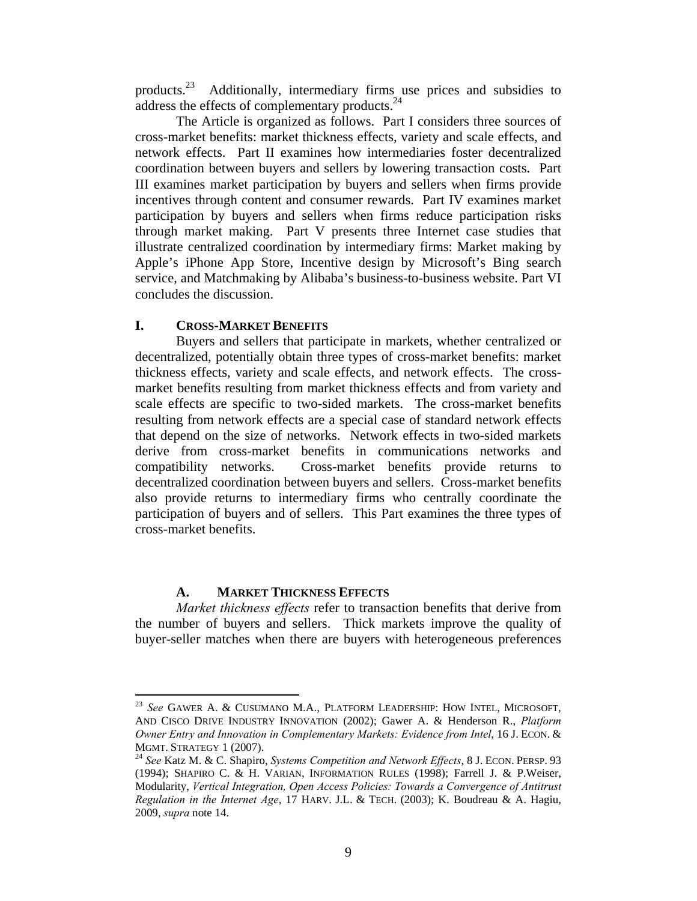products.[23] Additionally, intermediary firms use prices and subsidies to address the effects of complementary products.[24]

The Article is organized as follows. Part I considers three sources of cross-market benefits: market thickness effects, variety and scale effects, and network effects. Part II examines how intermediaries foster decentralized coordination between buyers and sellers by lowering transaction costs. Part III examines market participation by buyers and sellers when firms provide incentives through content and consumer rewards. Part IV examines market participation by buyers and sellers when firms reduce participation risks through market making. Part V presents three Internet case studies that illustrate centralized coordination by intermediary firms: Market making by Apple's iPhone App Store, Incentive design by Microsoft's Bing search service, and Matchmaking by Alibaba's business-to-business website. Part VI concludes the discussion.

## I. CROSS-MARKET BENEFITS

Buyers and sellers that participate in markets, whether centralized or decentralized, potentially obtain three types of cross-market benefits: market thickness effects, variety and scale effects, and network effects. The cross-market benefits resulting from market thickness effects and from variety and scale effects are specific to two-sided markets. The cross-market benefits resulting from network effects are a special case of standard network effects that depend on the size of networks. Network effects in two-sided markets derive from cross-market benefits in communications networks and compatibility networks. Cross-market benefits provide returns to decentralized coordination between buyers and sellers. Cross-market benefits also provide returns to intermediary firms who centrally coordinate the participation of buyers and of sellers. This Part examines the three types of cross-market benefits.

### A. MARKET THICKNESS EFFECTS

*Market thickness effects* refer to transaction benefits that derive from the number of buyers and sellers. Thick markets improve the quality of buyer-seller matches when there are buyers with heterogeneous preferences

---

[23] *See* GAWER A. & CUSUMANO M.A., PLATFORM LEADERSHIP: HOW INTEL, MICROSOFT, AND CISCO DRIVE INDUSTRY INNOVATION (2002); Gawer A. & Henderson R., *Platform Owner Entry and Innovation in Complementary Markets: Evidence from Intel*, 16 J. ECON. & MGMT. STRATEGY 1 (2007).

[24] *See* Katz M. & C. Shapiro, *Systems Competition and Network Effects*, 8 J. ECON. PERSP. 93 (1994); SHAPIRO C. & H. VARIAN, INFORMATION RULES (1998); Farrell J. & P.Weiser, Modularity, *Vertical Integration, Open Access Policies: Towards a Convergence of Antitrust Regulation in the Internet Age*, 17 HARV. J.L. & TECH. (2003); K. Boudreau & A. Hagiu, 2009, *supra* note 14.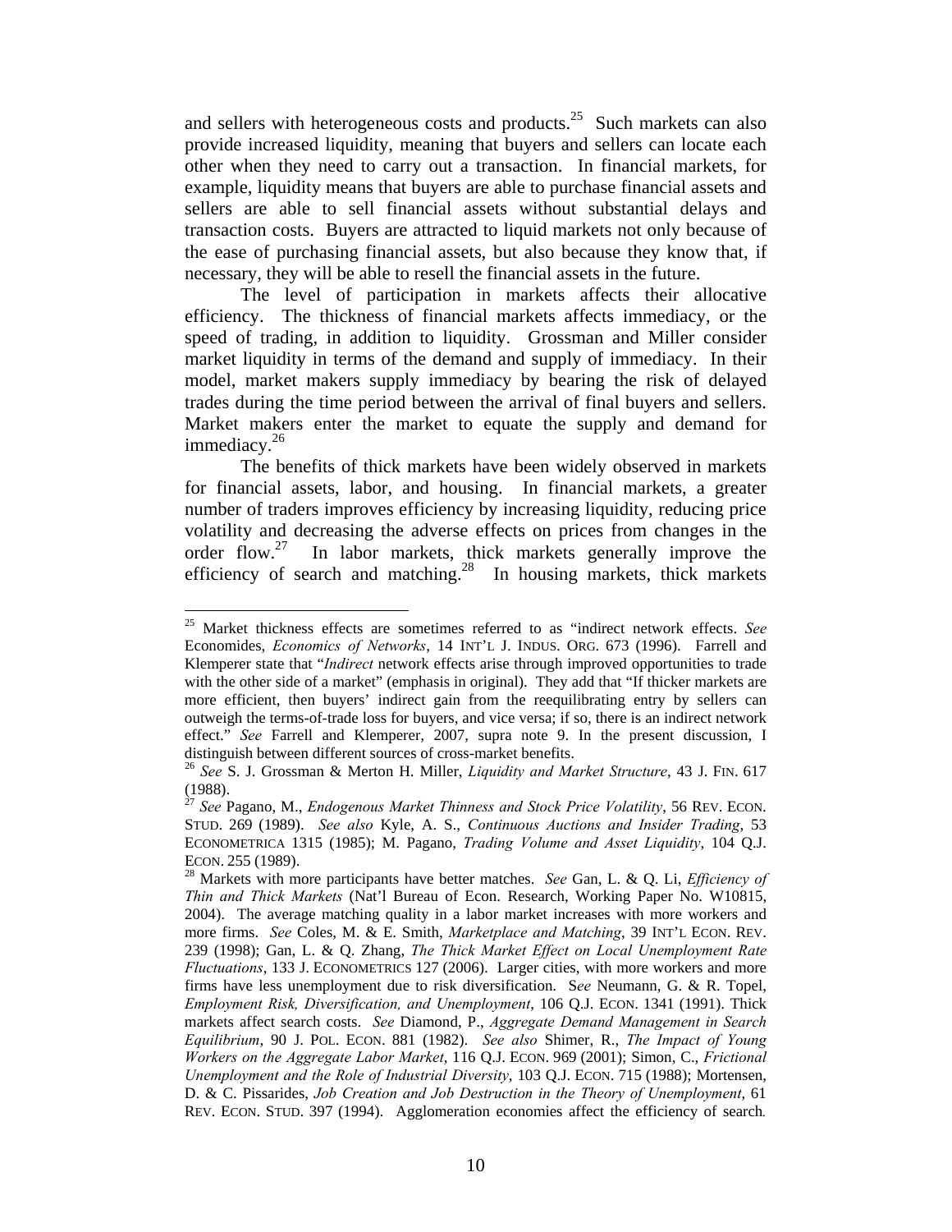and sellers with heterogeneous costs and products.[25] Such markets can also provide increased liquidity, meaning that buyers and sellers can locate each other when they need to carry out a transaction. In financial markets, for example, liquidity means that buyers are able to purchase financial assets and sellers are able to sell financial assets without substantial delays and transaction costs. Buyers are attracted to liquid markets not only because of the ease of purchasing financial assets, but also because they know that, if necessary, they will be able to resell the financial assets in the future.

The level of participation in markets affects their allocative efficiency. The thickness of financial markets affects immediacy, or the speed of trading, in addition to liquidity. Grossman and Miller consider market liquidity in terms of the demand and supply of immediacy. In their model, market makers supply immediacy by bearing the risk of delayed trades during the time period between the arrival of final buyers and sellers. Market makers enter the market to equate the supply and demand for immediacy.[26]

The benefits of thick markets have been widely observed in markets for financial assets, labor, and housing. In financial markets, a greater number of traders improves efficiency by increasing liquidity, reducing price volatility and decreasing the adverse effects on prices from changes in the order flow.[27] In labor markets, thick markets generally improve the efficiency of search and matching.[28] In housing markets, thick markets

---

[25] Market thickness effects are sometimes referred to as "indirect network effects. *See* Economides, *Economics of Networks*, 14 INT'L J. INDUS. ORG. 673 (1996). Farrell and Klemperer state that "*Indirect* network effects arise through improved opportunities to trade with the other side of a market" (emphasis in original). They add that "If thicker markets are more efficient, then buyers' indirect gain from the reequilibrating entry by sellers can outweigh the terms-of-trade loss for buyers, and vice versa; if so, there is an indirect network effect." *See* Farrell and Klemperer, 2007, supra note 9. In the present discussion, I distinguish between different sources of cross-market benefits.

[26] *See* S. J. Grossman & Merton H. Miller, *Liquidity and Market Structure*, 43 J. FIN. 617 (1988).

[27] *See* Pagano, M., *Endogenous Market Thinness and Stock Price Volatility*, 56 REV. ECON. STUD. 269 (1989). *See also* Kyle, A. S., *Continuous Auctions and Insider Trading*, 53 ECONOMETRICA 1315 (1985); M. Pagano, *Trading Volume and Asset Liquidity*, 104 Q.J. ECON. 255 (1989).

[28] Markets with more participants have better matches. *See* Gan, L. & Q. Li, *Efficiency of Thin and Thick Markets* (Nat'l Bureau of Econ. Research, Working Paper No. W10815, 2004). The average matching quality in a labor market increases with more workers and more firms. *See* Coles, M. & E. Smith, *Marketplace and Matching*, 39 INT'L ECON. REV. 239 (1998); Gan, L. & Q. Zhang, *The Thick Market Effect on Local Unemployment Rate Fluctuations*, 133 J. ECONOMETRICS 127 (2006). Larger cities, with more workers and more firms have less unemployment due to risk diversification. S*ee* Neumann, G. & R. Topel, *Employment Risk, Diversification, and Unemployment*, 106 Q.J. ECON. 1341 (1991). Thick markets affect search costs. *See* Diamond, P., *Aggregate Demand Management in Search Equilibrium*, 90 J. POL. ECON. 881 (1982). *See also* Shimer, R., *The Impact of Young Workers on the Aggregate Labor Market*, 116 Q.J. ECON. 969 (2001); Simon, C., *Frictional Unemployment and the Role of Industrial Diversity*, 103 Q.J. ECON. 715 (1988); Mortensen, D. & C. Pissarides, *Job Creation and Job Destruction in the Theory of Unemployment*, 61 REV. ECON. STUD. 397 (1994). Agglomeration economies affect the efficiency of search.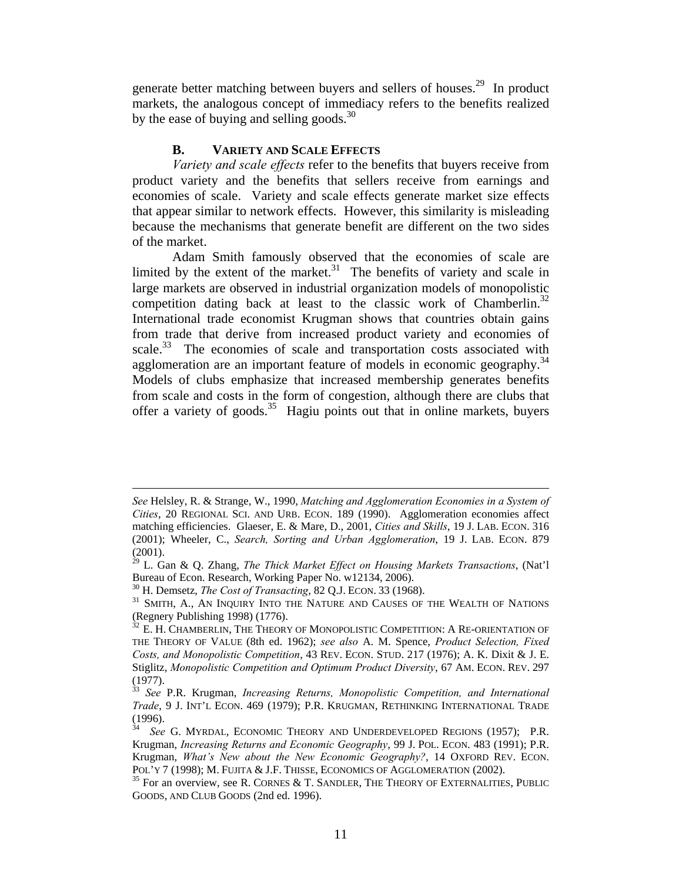generate better matching between buyers and sellers of houses.[29] In product markets, the analogous concept of immediacy refers to the benefits realized by the ease of buying and selling goods.[30]

### B. VARIETY AND SCALE EFFECTS

*Variety and scale effects* refer to the benefits that buyers receive from product variety and the benefits that sellers receive from earnings and economies of scale. Variety and scale effects generate market size effects that appear similar to network effects. However, this similarity is misleading because the mechanisms that generate benefit are different on the two sides of the market.

Adam Smith famously observed that the economies of scale are limited by the extent of the market.[31] The benefits of variety and scale in large markets are observed in industrial organization models of monopolistic competition dating back at least to the classic work of Chamberlin.[32] International trade economist Krugman shows that countries obtain gains from trade that derive from increased product variety and economies of scale.[33] The economies of scale and transportation costs associated with agglomeration are an important feature of models in economic geography.[34] Models of clubs emphasize that increased membership generates benefits from scale and costs in the form of congestion, although there are clubs that offer a variety of goods.[35] Hagiu points out that in online markets, buyers

---

*See* Helsley, R. & Strange, W., 1990, *Matching and Agglomeration Economies in a System of Cities*, 20 REGIONAL SCI. AND URB. ECON. 189 (1990). Agglomeration economies affect matching efficiencies. Glaeser, E. & Mare, D., 2001, *Cities and Skills*, 19 J. LAB. ECON. 316 (2001); Wheeler, C., *Search, Sorting and Urban Agglomeration*, 19 J. LAB. ECON. 879 (2001).

[29] L. Gan & Q. Zhang, *The Thick Market Effect on Housing Markets Transactions*, (Nat'l Bureau of Econ. Research, Working Paper No. w12134, 2006).

[30] H. Demsetz, *The Cost of Transacting*, 82 Q.J. ECON. 33 (1968).

[31] SMITH, A., AN INQUIRY INTO THE NATURE AND CAUSES OF THE WEALTH OF NATIONS (Regnery Publishing 1998) (1776).

[32] E. H. CHAMBERLIN, THE THEORY OF MONOPOLISTIC COMPETITION: A RE-ORIENTATION OF THE THEORY OF VALUE (8th ed. 1962); *see also* A. M. Spence, *Product Selection, Fixed Costs, and Monopolistic Competition*, 43 REV. ECON. STUD. 217 (1976); A. K. Dixit & J. E. Stiglitz, *Monopolistic Competition and Optimum Product Diversity*, 67 AM. ECON. REV. 297 (1977).

[33] *See* P.R. Krugman, *Increasing Returns, Monopolistic Competition, and International Trade*, 9 J. INT'L ECON. 469 (1979); P.R. KRUGMAN, RETHINKING INTERNATIONAL TRADE (1996).

[34] *See* G. MYRDAL, ECONOMIC THEORY AND UNDERDEVELOPED REGIONS (1957); P.R. Krugman, *Increasing Returns and Economic Geography*, 99 J. POL. ECON. 483 (1991); P.R. Krugman, *What's New about the New Economic Geography?*, 14 OXFORD REV. ECON. POL'Y 7 (1998); M. FUJITA & J.F. THISSE, ECONOMICS OF AGGLOMERATION (2002).

[35] For an overview, see R. CORNES & T. SANDLER, THE THEORY OF EXTERNALITIES, PUBLIC GOODS, AND CLUB GOODS (2nd ed. 1996).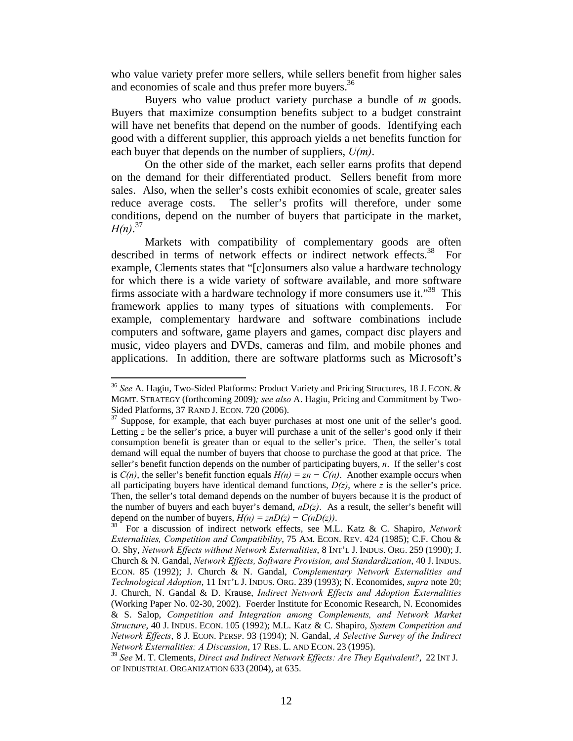who value variety prefer more sellers, while sellers benefit from higher sales and economies of scale and thus prefer more buyers.[36]

Buyers who value product variety purchase a bundle of $m$ goods. Buyers that maximize consumption benefits subject to a budget constraint will have net benefits that depend on the number of goods. Identifying each good with a different supplier, this approach yields a net benefits function for each buyer that depends on the number of suppliers, $U(m)$.

On the other side of the market, each seller earns profits that depend on the demand for their differentiated product. Sellers benefit from more sales. Also, when the seller's costs exhibit economies of scale, greater sales reduce average costs. The seller's profits will therefore, under some conditions, depend on the number of buyers that participate in the market, $H(n)$.[37]

Markets with compatibility of complementary goods are often described in terms of network effects or indirect network effects.[38] For example, Clements states that "[c]onsumers also value a hardware technology for which there is a wide variety of software available, and more software firms associate with a hardware technology if more consumers use it."[39] This framework applies to many types of situations with complements. For example, complementary hardware and software combinations include computers and software, game players and games, compact disc players and music, video players and DVDs, cameras and film, and mobile phones and applications. In addition, there are software platforms such as Microsoft's

---

[36] *See* A. Hagiu, Two-Sided Platforms: Product Variety and Pricing Structures, 18 J. ECON. & MGMT. STRATEGY (forthcoming 2009)*; see also* A. Hagiu, Pricing and Commitment by Two-Sided Platforms, 37 RAND J. ECON. 720 (2006).

[37] Suppose, for example, that each buyer purchases at most one unit of the seller's good. Letting $z$ be the seller's price, a buyer will purchase a unit of the seller's good only if their consumption benefit is greater than or equal to the seller's price. Then, the seller's total demand will equal the number of buyers that choose to purchase the good at that price. The seller's benefit function depends on the number of participating buyers, $n$. If the seller's cost is $C(n)$, the seller's benefit function equals $H(n) = zn - C(n)$. Another example occurs when all participating buyers have identical demand functions, $D(z)$, where $z$ is the seller's price. Then, the seller's total demand depends on the number of buyers because it is the product of the number of buyers and each buyer's demand, $nD(z)$. As a result, the seller's benefit will depend on the number of buyers, $H(n) = znD(z) - C(nD(z))$.

[38] For a discussion of indirect network effects, see M.L. Katz & C. Shapiro, *Network Externalities, Competition and Compatibility*, 75 AM. ECON. REV. 424 (1985); C.F. Chou & O. Shy, *Network Effects without Network Externalities*, 8 INT'L J. INDUS. ORG. 259 (1990); J. Church & N. Gandal, *Network Effects, Software Provision, and Standardization*, 40 J. INDUS. ECON. 85 (1992); J. Church & N. Gandal, *Complementary Network Externalities and Technological Adoption*, 11 INT'L J. INDUS. ORG. 239 (1993); N. Economides, *supra* note 20; J. Church, N. Gandal & D. Krause, *Indirect Network Effects and Adoption Externalities* (Working Paper No. 02-30, 2002). Foerder Institute for Economic Research, N. Economides & S. Salop, *Competition and Integration among Complements, and Network Market Structure*, 40 J. INDUS. ECON. 105 (1992); M.L. Katz & C. Shapiro, *System Competition and Network Effects*, 8 J. ECON. PERSP. 93 (1994); N. Gandal, *A Selective Survey of the Indirect Network Externalities: A Discussion*, 17 RES. L. AND ECON. 23 (1995).

[39] *See* M. T. Clements, *Direct and Indirect Network Effects: Are They Equivalent?*, 22 INT J. OF INDUSTRIAL ORGANIZATION 633 (2004), at 635.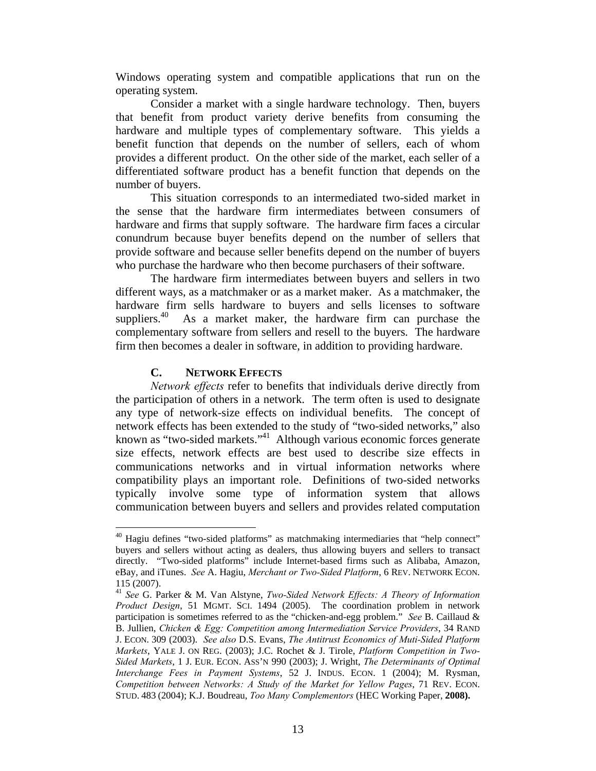Windows operating system and compatible applications that run on the operating system.

Consider a market with a single hardware technology. Then, buyers that benefit from product variety derive benefits from consuming the hardware and multiple types of complementary software. This yields a benefit function that depends on the number of sellers, each of whom provides a different product. On the other side of the market, each seller of a differentiated software product has a benefit function that depends on the number of buyers.

This situation corresponds to an intermediated two-sided market in the sense that the hardware firm intermediates between consumers of hardware and firms that supply software. The hardware firm faces a circular conundrum because buyer benefits depend on the number of sellers that provide software and because seller benefits depend on the number of buyers who purchase the hardware who then become purchasers of their software.

The hardware firm intermediates between buyers and sellers in two different ways, as a matchmaker or as a market maker. As a matchmaker, the hardware firm sells hardware to buyers and sells licenses to software suppliers.[40] As a market maker, the hardware firm can purchase the complementary software from sellers and resell to the buyers. The hardware firm then becomes a dealer in software, in addition to providing hardware.

### C. Network Effects

*Network effects* refer to benefits that individuals derive directly from the participation of others in a network. The term often is used to designate any type of network-size effects on individual benefits. The concept of network effects has been extended to the study of "two-sided networks," also known as "two-sided markets."[41] Although various economic forces generate size effects, network effects are best used to describe size effects in communications networks and in virtual information networks where compatibility plays an important role. Definitions of two-sided networks typically involve some type of information system that allows communication between buyers and sellers and provides related computation

---

[40] Hagiu defines "two-sided platforms" as matchmaking intermediaries that "help connect" buyers and sellers without acting as dealers, thus allowing buyers and sellers to transact directly. "Two-sided platforms" include Internet-based firms such as Alibaba, Amazon, eBay, and iTunes. *See* A. Hagiu, *Merchant or Two-Sided Platform*, 6 Rev. Network Econ. 115 (2007).

[41] *See* G. Parker & M. Van Alstyne, *Two-Sided Network Effects: A Theory of Information Product Design*, 51 Mgmt. Sci. 1494 (2005). The coordination problem in network participation is sometimes referred to as the "chicken-and-egg problem." *See* B. Caillaud & B. Jullien, *Chicken & Egg: Competition among Intermediation Service Providers*, 34 Rand J. Econ. 309 (2003). *See also* D.S. Evans, *The Antitrust Economics of Muti-Sided Platform Markets*, Yale J. on Reg. (2003); J.C. Rochet & J. Tirole, *Platform Competition in Two-Sided Markets*, 1 J. Eur. Econ. Ass'n 990 (2003); J. Wright, *The Determinants of Optimal Interchange Fees in Payment Systems*, 52 J. Indus. Econ. 1 (2004); M. Rysman, *Competition between Networks: A Study of the Market for Yellow Pages*, 71 Rev. Econ. Stud. 483 (2004); K.J. Boudreau, *Too Many Complementors* (HEC Working Paper, **2008).**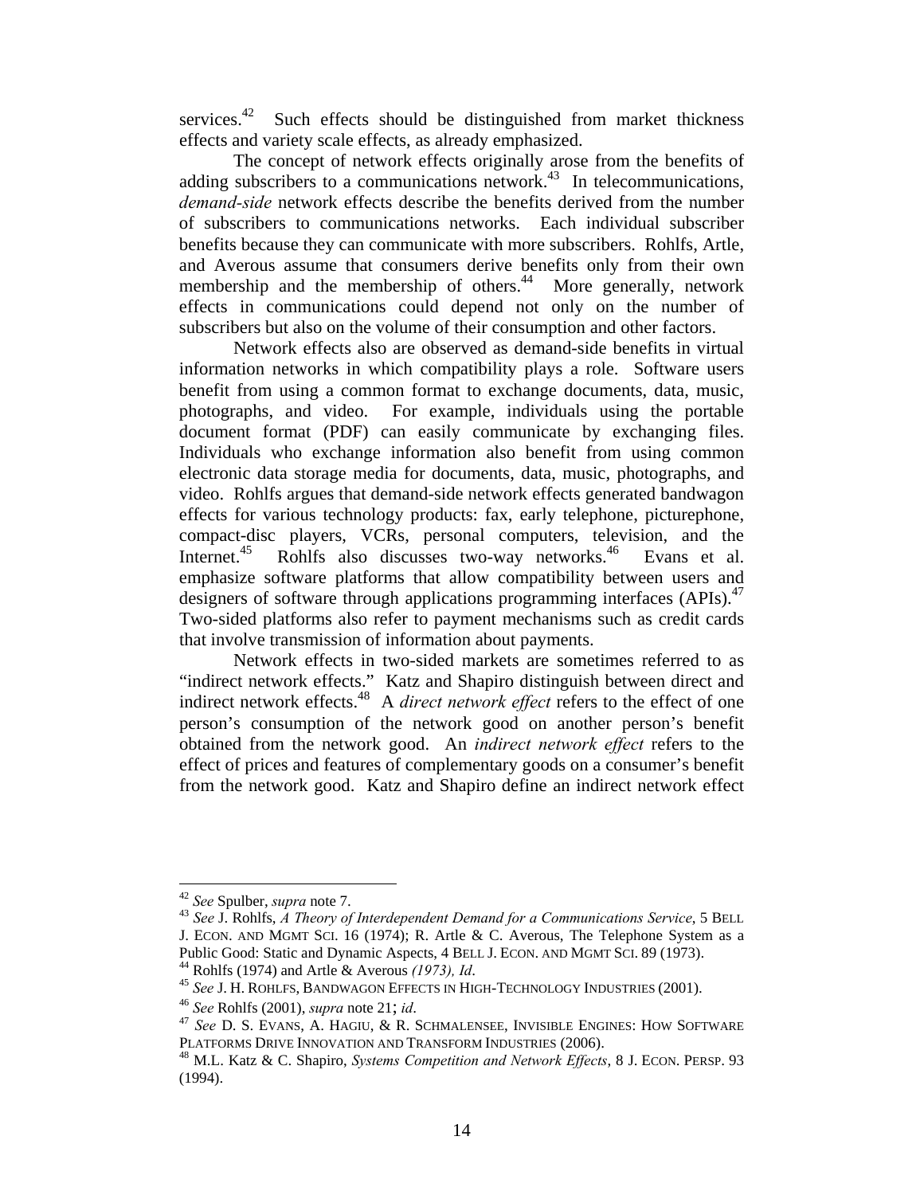services.[42] Such effects should be distinguished from market thickness effects and variety scale effects, as already emphasized.

The concept of network effects originally arose from the benefits of adding subscribers to a communications network.[43] In telecommunications, *demand-side* network effects describe the benefits derived from the number of subscribers to communications networks. Each individual subscriber benefits because they can communicate with more subscribers. Rohlfs, Artle, and Averous assume that consumers derive benefits only from their own membership and the membership of others.[44] More generally, network effects in communications could depend not only on the number of subscribers but also on the volume of their consumption and other factors.

Network effects also are observed as demand-side benefits in virtual information networks in which compatibility plays a role. Software users benefit from using a common format to exchange documents, data, music, photographs, and video. For example, individuals using the portable document format (PDF) can easily communicate by exchanging files. Individuals who exchange information also benefit from using common electronic data storage media for documents, data, music, photographs, and video. Rohlfs argues that demand-side network effects generated bandwagon effects for various technology products: fax, early telephone, picturephone, compact-disc players, VCRs, personal computers, television, and the Internet.[45] Rohlfs also discusses two-way networks.[46] Evans et al. emphasize software platforms that allow compatibility between users and designers of software through applications programming interfaces (APIs).[47] Two-sided platforms also refer to payment mechanisms such as credit cards that involve transmission of information about payments.

Network effects in two-sided markets are sometimes referred to as "indirect network effects." Katz and Shapiro distinguish between direct and indirect network effects.[48] A *direct network effect* refers to the effect of one person's consumption of the network good on another person's benefit obtained from the network good. An *indirect network effect* refers to the effect of prices and features of complementary goods on a consumer's benefit from the network good. Katz and Shapiro define an indirect network effect

---

[42] *See* Spulber, *supra* note 7.

[43] *See* J. Rohlfs, *A Theory of Interdependent Demand for a Communications Service*, 5 BELL J. ECON. AND MGMT SCI. 16 (1974); R. Artle & C. Averous, The Telephone System as a Public Good: Static and Dynamic Aspects, 4 BELL J. ECON. AND MGMT SCI. 89 (1973).

[44] Rohlfs (1974) and Artle & Averous *(1973), Id*.

[45] *See* J. H. ROHLFS, BANDWAGON EFFECTS IN HIGH-TECHNOLOGY INDUSTRIES (2001).

[46] *See* Rohlfs (2001), *supra* note 21; *id*.

[47] *See* D. S. EVANS, A. HAGIU, & R. SCHMALENSEE, INVISIBLE ENGINES: HOW SOFTWARE PLATFORMS DRIVE INNOVATION AND TRANSFORM INDUSTRIES (2006).

[48] M.L. Katz & C. Shapiro, *Systems Competition and Network Effects*, 8 J. ECON. PERSP. 93 (1994).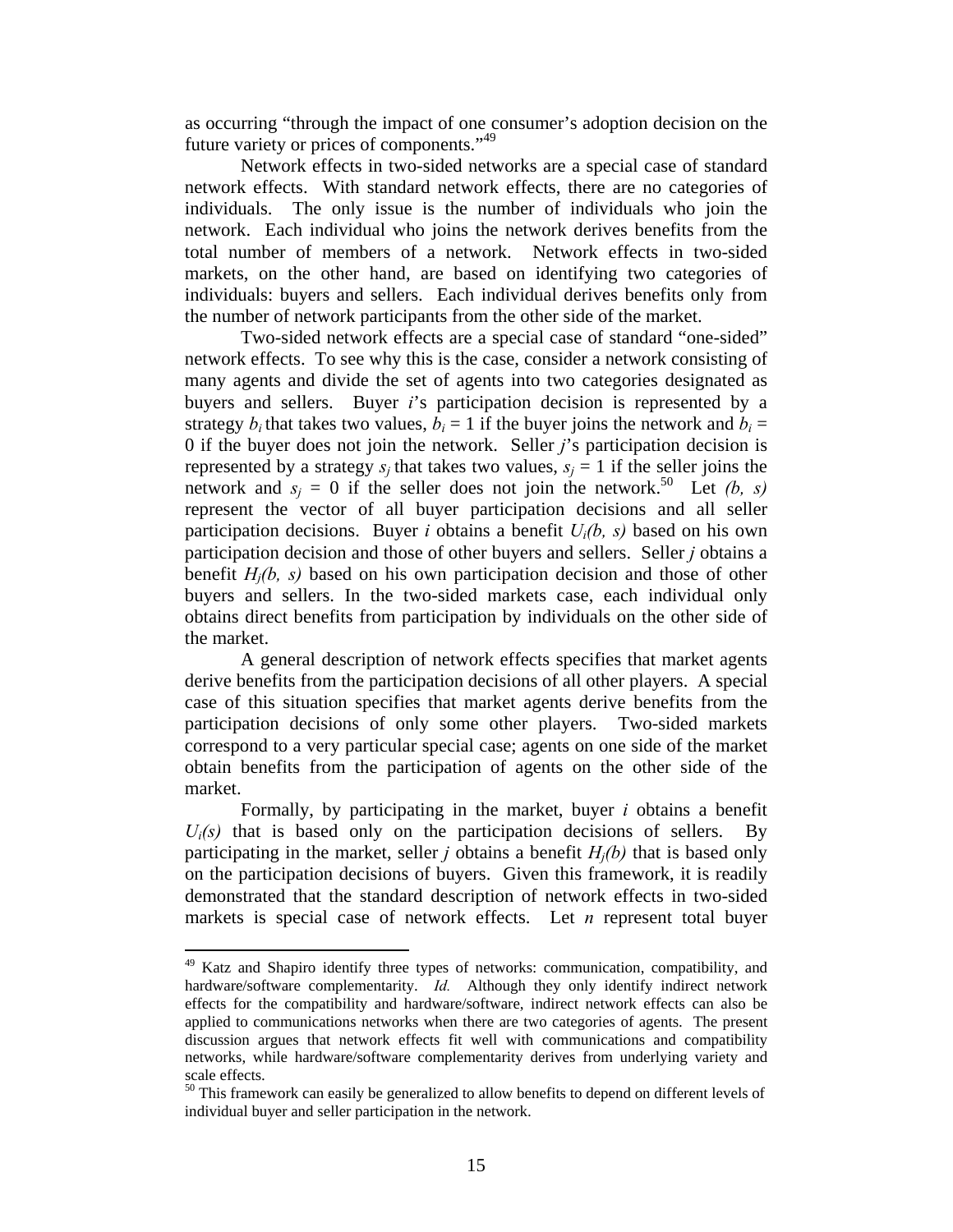as occurring "through the impact of one consumer's adoption decision on the future variety or prices of components."[49]

Network effects in two-sided networks are a special case of standard network effects. With standard network effects, there are no categories of individuals. The only issue is the number of individuals who join the network. Each individual who joins the network derives benefits from the total number of members of a network. Network effects in two-sided markets, on the other hand, are based on identifying two categories of individuals: buyers and sellers. Each individual derives benefits only from the number of network participants from the other side of the market.

Two-sided network effects are a special case of standard "one-sided" network effects. To see why this is the case, consider a network consisting of many agents and divide the set of agents into two categories designated as buyers and sellers. Buyer *i*'s participation decision is represented by a strategy $b_i$ that takes two values, $b_i = 1$ if the buyer joins the network and $b_i = 0$ if the buyer does not join the network. Seller *j*'s participation decision is represented by a strategy $s_j$ that takes two values, $s_j = 1$ if the seller joins the network and $s_j = 0$ if the seller does not join the network.[50] Let $(b, s)$ represent the vector of all buyer participation decisions and all seller participation decisions. Buyer *i* obtains a benefit $U_i(b, s)$ based on his own participation decision and those of other buyers and sellers. Seller *j* obtains a benefit $H_j(b, s)$ based on his own participation decision and those of other buyers and sellers. In the two-sided markets case, each individual only obtains direct benefits from participation by individuals on the other side of the market.

A general description of network effects specifies that market agents derive benefits from the participation decisions of all other players. A special case of this situation specifies that market agents derive benefits from the participation decisions of only some other players. Two-sided markets correspond to a very particular special case; agents on one side of the market obtain benefits from the participation of agents on the other side of the market.

Formally, by participating in the market, buyer *i* obtains a benefit $U_i(s)$ that is based only on the participation decisions of sellers. By participating in the market, seller *j* obtains a benefit $H_j(b)$ that is based only on the participation decisions of buyers. Given this framework, it is readily demonstrated that the standard description of network effects in two-sided markets is special case of network effects. Let *n* represent total buyer

---

[49] Katz and Shapiro identify three types of networks: communication, compatibility, and hardware/software complementarity. *Id.* Although they only identify indirect network effects for the compatibility and hardware/software, indirect network effects can also be applied to communications networks when there are two categories of agents. The present discussion argues that network effects fit well with communications and compatibility networks, while hardware/software complementarity derives from underlying variety and scale effects.

[50] This framework can easily be generalized to allow benefits to depend on different levels of individual buyer and seller participation in the network.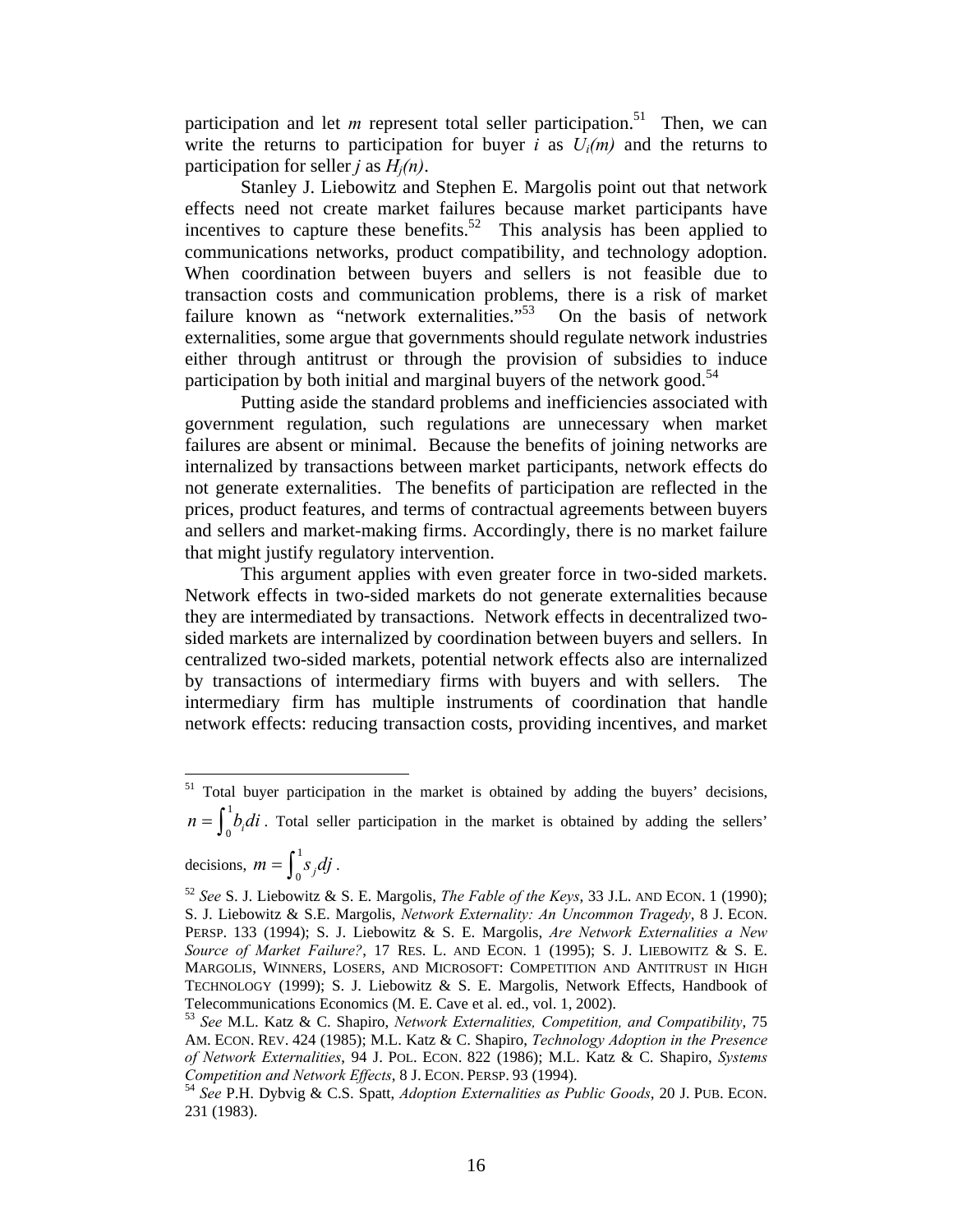participation and let *m* represent total seller participation.[51] Then, we can write the returns to participation for buyer *i* as $U_i(m)$ and the returns to participation for seller *j* as $H_j(n)$.

Stanley J. Liebowitz and Stephen E. Margolis point out that network effects need not create market failures because market participants have incentives to capture these benefits.[52] This analysis has been applied to communications networks, product compatibility, and technology adoption. When coordination between buyers and sellers is not feasible due to transaction costs and communication problems, there is a risk of market failure known as "network externalities."[53] On the basis of network externalities, some argue that governments should regulate network industries either through antitrust or through the provision of subsidies to induce participation by both initial and marginal buyers of the network good.[54]

Putting aside the standard problems and inefficiencies associated with government regulation, such regulations are unnecessary when market failures are absent or minimal. Because the benefits of joining networks are internalized by transactions between market participants, network effects do not generate externalities. The benefits of participation are reflected in the prices, product features, and terms of contractual agreements between buyers and sellers and market-making firms. Accordingly, there is no market failure that might justify regulatory intervention.

This argument applies with even greater force in two-sided markets. Network effects in two-sided markets do not generate externalities because they are intermediated by transactions. Network effects in decentralized two-sided markets are internalized by coordination between buyers and sellers. In centralized two-sided markets, potential network effects also are internalized by transactions of intermediary firms with buyers and with sellers. The intermediary firm has multiple instruments of coordination that handle network effects: reducing transaction costs, providing incentives, and market

---

[51] Total buyer participation in the market is obtained by adding the buyers' decisions, $n = \int_0^1 b_i di$. Total seller participation in the market is obtained by adding the sellers' decisions, $m = \int_0^1 s_j dj$.

[52] *See* S. J. Liebowitz & S. E. Margolis, *The Fable of the Keys*, 33 J.L. AND ECON. 1 (1990); S. J. Liebowitz & S.E. Margolis, *Network Externality: An Uncommon Tragedy*, 8 J. ECON. PERSP. 133 (1994); S. J. Liebowitz & S. E. Margolis, *Are Network Externalities a New Source of Market Failure?*, 17 RES. L. AND ECON. 1 (1995); S. J. LIEBOWITZ & S. E. MARGOLIS, WINNERS, LOSERS, AND MICROSOFT: COMPETITION AND ANTITRUST IN HIGH TECHNOLOGY (1999); S. J. Liebowitz & S. E. Margolis, Network Effects, Handbook of Telecommunications Economics (M. E. Cave et al. ed., vol. 1, 2002).

[53] *See* M.L. Katz & C. Shapiro, *Network Externalities, Competition, and Compatibility*, 75 AM. ECON. REV. 424 (1985); M.L. Katz & C. Shapiro, *Technology Adoption in the Presence of Network Externalities*, 94 J. POL. ECON. 822 (1986); M.L. Katz & C. Shapiro, *Systems Competition and Network Effects*, 8 J. ECON. PERSP. 93 (1994).

[54] *See* P.H. Dybvig & C.S. Spatt, *Adoption Externalities as Public Goods*, 20 J. PUB. ECON. 231 (1983).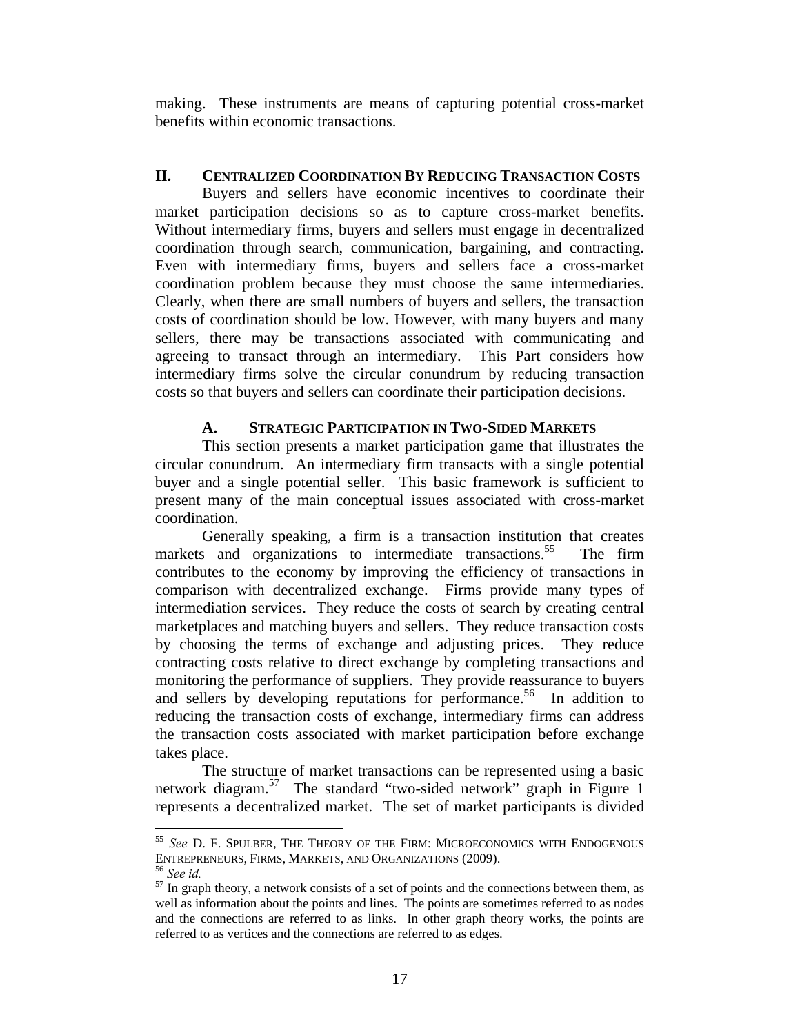making. These instruments are means of capturing potential cross-market benefits within economic transactions.

## II. CENTRALIZED COORDINATION BY REDUCING TRANSACTION COSTS

Buyers and sellers have economic incentives to coordinate their market participation decisions so as to capture cross-market benefits. Without intermediary firms, buyers and sellers must engage in decentralized coordination through search, communication, bargaining, and contracting. Even with intermediary firms, buyers and sellers face a cross-market coordination problem because they must choose the same intermediaries. Clearly, when there are small numbers of buyers and sellers, the transaction costs of coordination should be low. However, with many buyers and many sellers, there may be transactions associated with communicating and agreeing to transact through an intermediary. This Part considers how intermediary firms solve the circular conundrum by reducing transaction costs so that buyers and sellers can coordinate their participation decisions.

### A. STRATEGIC PARTICIPATION IN TWO-SIDED MARKETS

This section presents a market participation game that illustrates the circular conundrum. An intermediary firm transacts with a single potential buyer and a single potential seller. This basic framework is sufficient to present many of the main conceptual issues associated with cross-market coordination.

Generally speaking, a firm is a transaction institution that creates markets and organizations to intermediate transactions.[55] The firm contributes to the economy by improving the efficiency of transactions in comparison with decentralized exchange. Firms provide many types of intermediation services. They reduce the costs of search by creating central marketplaces and matching buyers and sellers. They reduce transaction costs by choosing the terms of exchange and adjusting prices. They reduce contracting costs relative to direct exchange by completing transactions and monitoring the performance of suppliers. They provide reassurance to buyers and sellers by developing reputations for performance.[56] In addition to reducing the transaction costs of exchange, intermediary firms can address the transaction costs associated with market participation before exchange takes place.

The structure of market transactions can be represented using a basic network diagram.[57] The standard "two-sided network" graph in Figure 1 represents a decentralized market. The set of market participants is divided

---

[55] *See* D. F. SPULBER, THE THEORY OF THE FIRM: MICROECONOMICS WITH ENDOGENOUS ENTREPRENEURS, FIRMS, MARKETS, AND ORGANIZATIONS (2009).

[56] *See id.*

[57] In graph theory, a network consists of a set of points and the connections between them, as well as information about the points and lines. The points are sometimes referred to as nodes and the connections are referred to as links. In other graph theory works, the points are referred to as vertices and the connections are referred to as edges.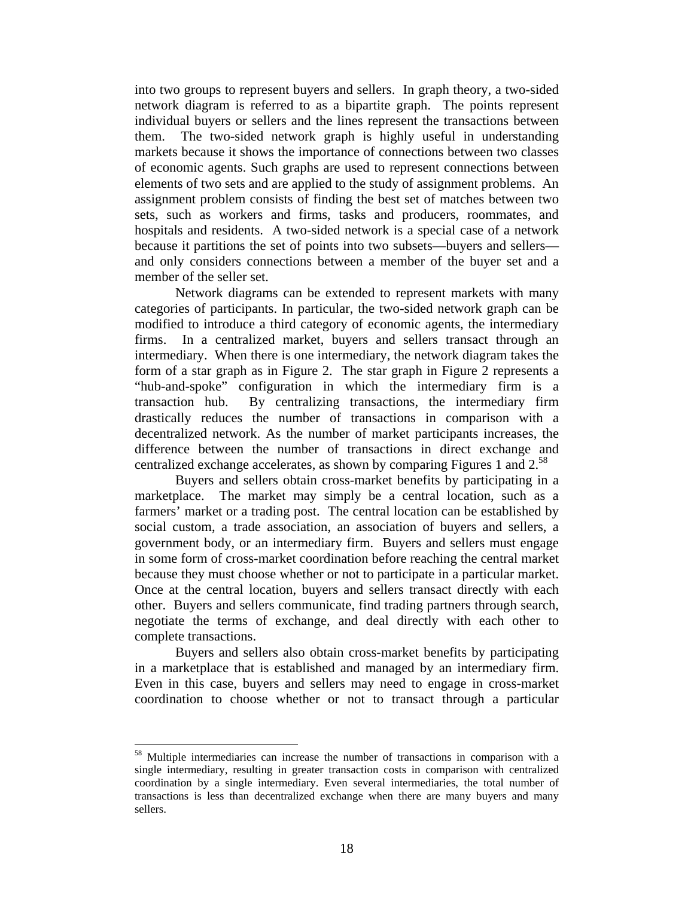into two groups to represent buyers and sellers. In graph theory, a two-sided network diagram is referred to as a bipartite graph. The points represent individual buyers or sellers and the lines represent the transactions between them. The two-sided network graph is highly useful in understanding markets because it shows the importance of connections between two classes of economic agents. Such graphs are used to represent connections between elements of two sets and are applied to the study of assignment problems. An assignment problem consists of finding the best set of matches between two sets, such as workers and firms, tasks and producers, roommates, and hospitals and residents. A two-sided network is a special case of a network because it partitions the set of points into two subsets—buyers and sellers—and only considers connections between a member of the buyer set and a member of the seller set.

Network diagrams can be extended to represent markets with many categories of participants. In particular, the two-sided network graph can be modified to introduce a third category of economic agents, the intermediary firms. In a centralized market, buyers and sellers transact through an intermediary. When there is one intermediary, the network diagram takes the form of a star graph as in Figure 2. The star graph in Figure 2 represents a "hub-and-spoke" configuration in which the intermediary firm is a transaction hub. By centralizing transactions, the intermediary firm drastically reduces the number of transactions in comparison with a decentralized network. As the number of market participants increases, the difference between the number of transactions in direct exchange and centralized exchange accelerates, as shown by comparing Figures 1 and 2.[58]

Buyers and sellers obtain cross-market benefits by participating in a marketplace. The market may simply be a central location, such as a farmers' market or a trading post. The central location can be established by social custom, a trade association, an association of buyers and sellers, a government body, or an intermediary firm. Buyers and sellers must engage in some form of cross-market coordination before reaching the central market because they must choose whether or not to participate in a particular market. Once at the central location, buyers and sellers transact directly with each other. Buyers and sellers communicate, find trading partners through search, negotiate the terms of exchange, and deal directly with each other to complete transactions.

Buyers and sellers also obtain cross-market benefits by participating in a marketplace that is established and managed by an intermediary firm. Even in this case, buyers and sellers may need to engage in cross-market coordination to choose whether or not to transact through a particular

---

[58] Multiple intermediaries can increase the number of transactions in comparison with a single intermediary, resulting in greater transaction costs in comparison with centralized coordination by a single intermediary. Even several intermediaries, the total number of transactions is less than decentralized exchange when there are many buyers and many sellers.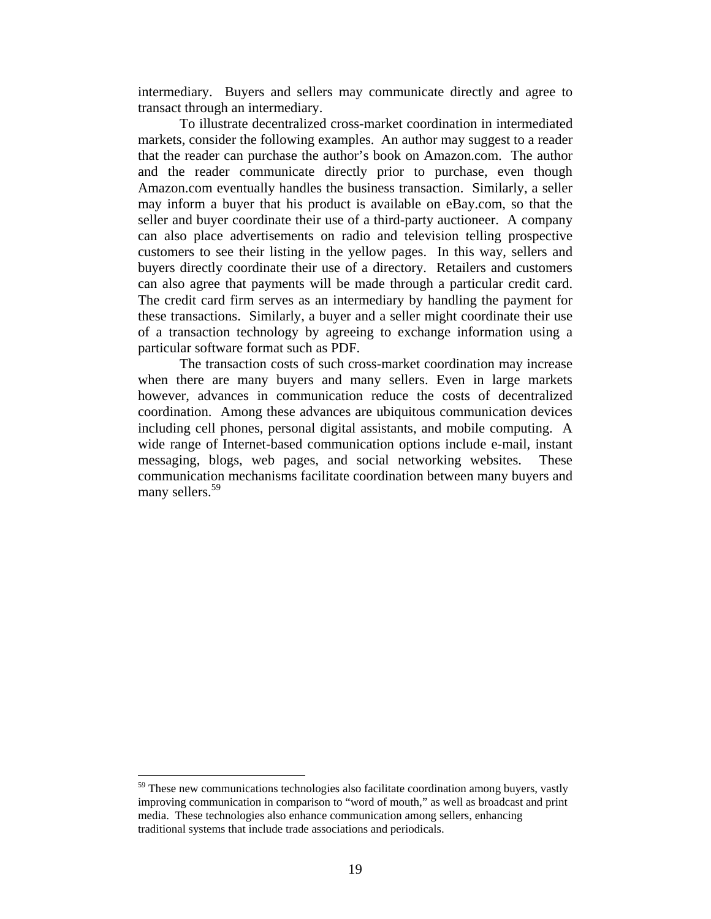intermediary. Buyers and sellers may communicate directly and agree to transact through an intermediary.

To illustrate decentralized cross-market coordination in intermediated markets, consider the following examples. An author may suggest to a reader that the reader can purchase the author's book on Amazon.com. The author and the reader communicate directly prior to purchase, even though Amazon.com eventually handles the business transaction. Similarly, a seller may inform a buyer that his product is available on eBay.com, so that the seller and buyer coordinate their use of a third-party auctioneer. A company can also place advertisements on radio and television telling prospective customers to see their listing in the yellow pages. In this way, sellers and buyers directly coordinate their use of a directory. Retailers and customers can also agree that payments will be made through a particular credit card. The credit card firm serves as an intermediary by handling the payment for these transactions. Similarly, a buyer and a seller might coordinate their use of a transaction technology by agreeing to exchange information using a particular software format such as PDF.

The transaction costs of such cross-market coordination may increase when there are many buyers and many sellers. Even in large markets however, advances in communication reduce the costs of decentralized coordination. Among these advances are ubiquitous communication devices including cell phones, personal digital assistants, and mobile computing. A wide range of Internet-based communication options include e-mail, instant messaging, blogs, web pages, and social networking websites. These communication mechanisms facilitate coordination between many buyers and many sellers.[59]

---

[59] These new communications technologies also facilitate coordination among buyers, vastly improving communication in comparison to "word of mouth," as well as broadcast and print media. These technologies also enhance communication among sellers, enhancing traditional systems that include trade associations and periodicals.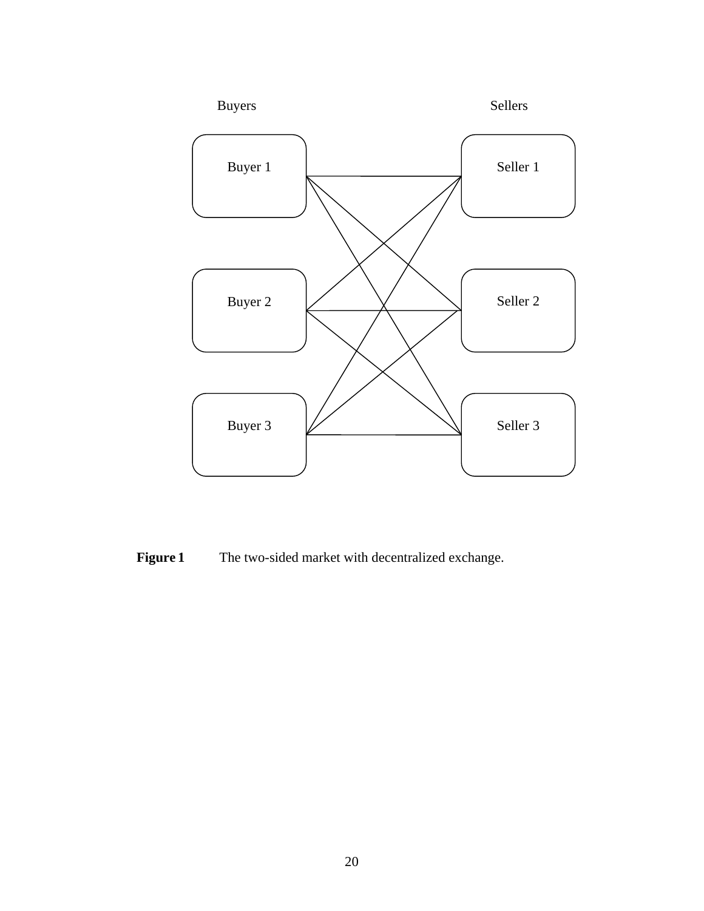Buyers

Sellers

Buyer 1

Seller 1

Buyer 2

Seller 2

Buyer 3

Seller 3

**Figure 1** The two-sided market with decentralized exchange.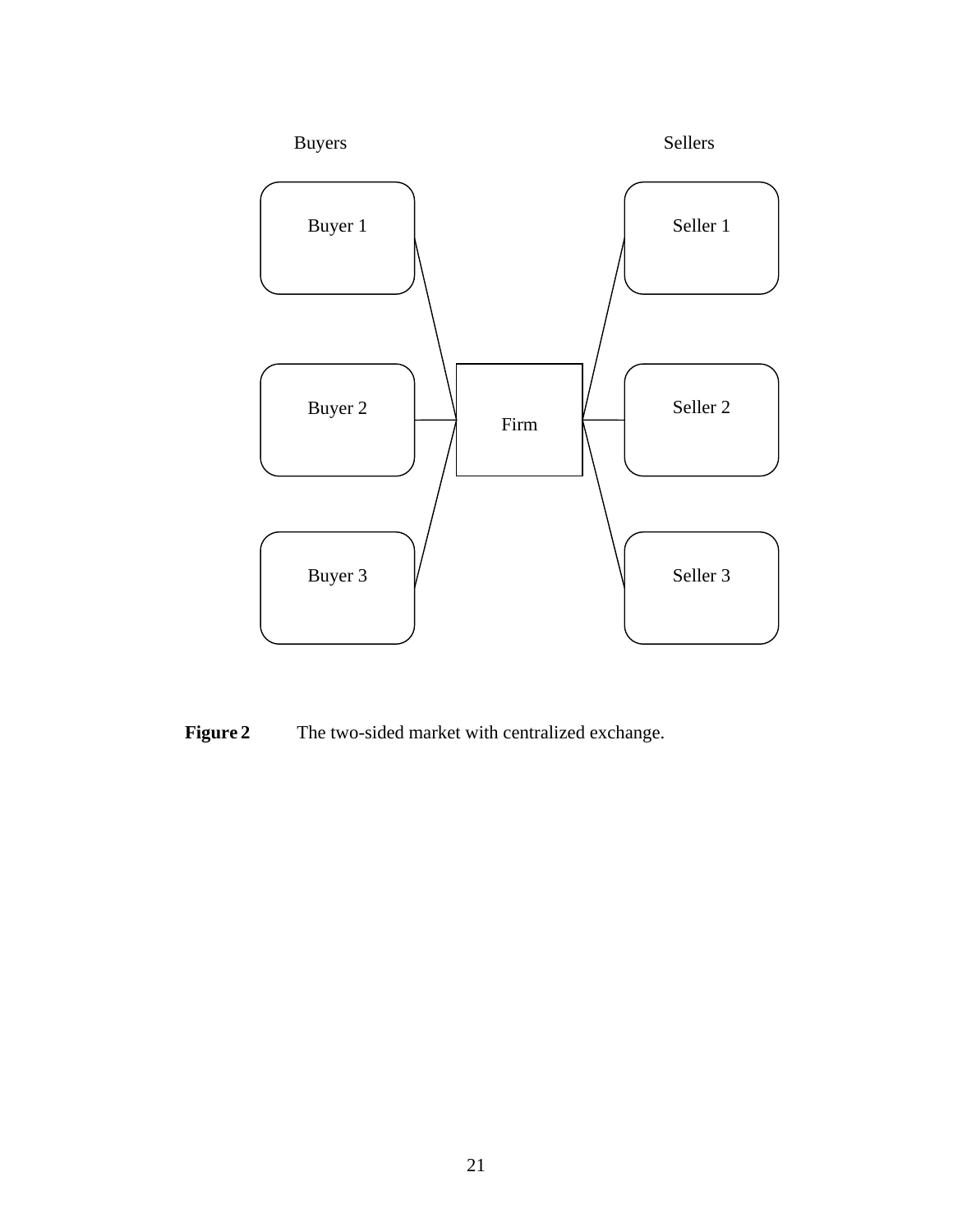Buyers

Sellers

Buyer 1

Seller 1

Buyer 2

Firm

Seller 2

Buyer 3

Seller 3

**Figure 2** The two-sided market with centralized exchange.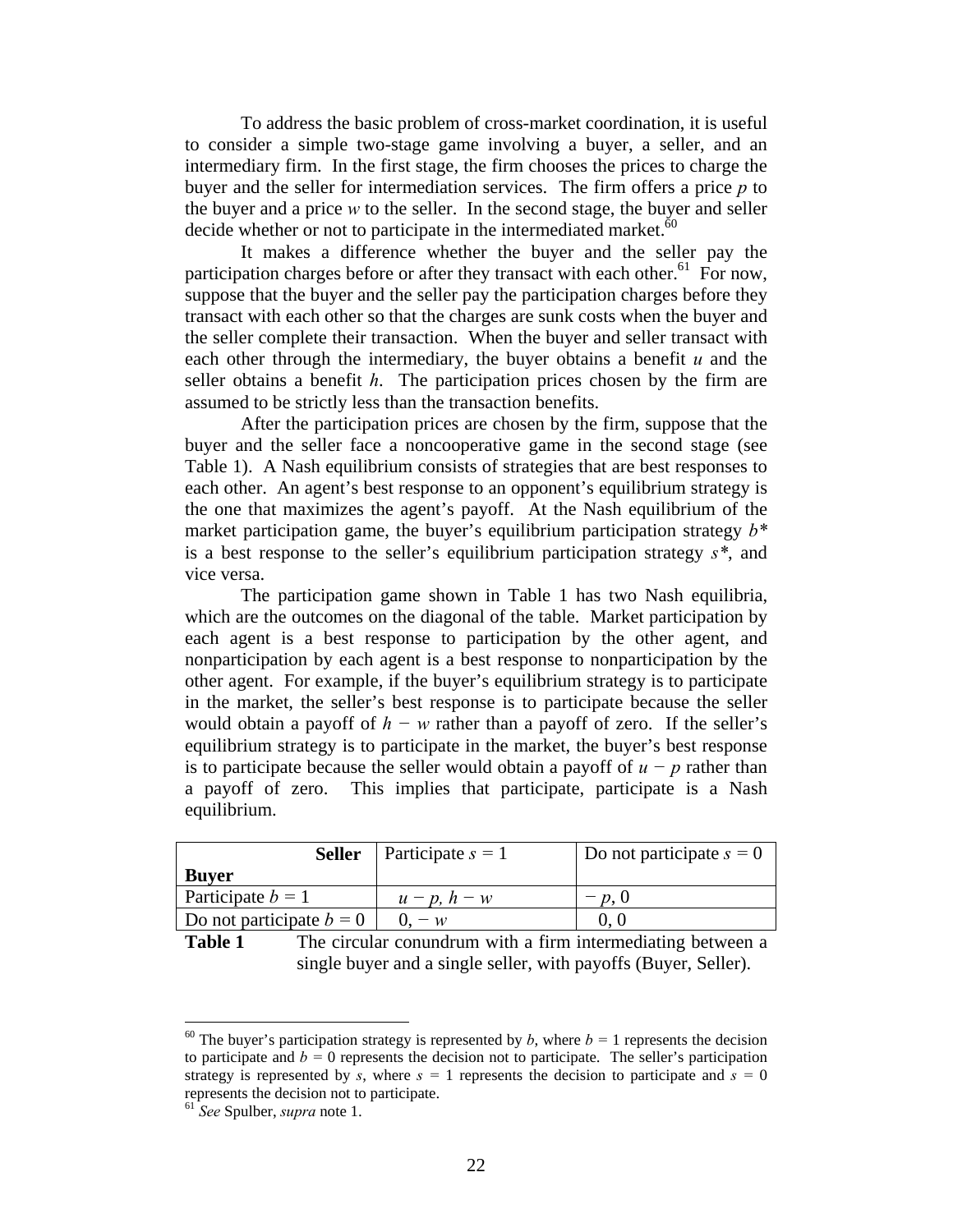To address the basic problem of cross-market coordination, it is useful to consider a simple two-stage game involving a buyer, a seller, and an intermediary firm. In the first stage, the firm chooses the prices to charge the buyer and the seller for intermediation services. The firm offers a price $p$ to the buyer and a price $w$ to the seller. In the second stage, the buyer and seller decide whether or not to participate in the intermediated market.[60]

It makes a difference whether the buyer and the seller pay the participation charges before or after they transact with each other.[61] For now, suppose that the buyer and the seller pay the participation charges before they transact with each other so that the charges are sunk costs when the buyer and the seller complete their transaction. When the buyer and seller transact with each other through the intermediary, the buyer obtains a benefit $u$ and the seller obtains a benefit $h$. The participation prices chosen by the firm are assumed to be strictly less than the transaction benefits.

After the participation prices are chosen by the firm, suppose that the buyer and the seller face a noncooperative game in the second stage (see Table 1). A Nash equilibrium consists of strategies that are best responses to each other. An agent's best response to an opponent's equilibrium strategy is the one that maximizes the agent's payoff. At the Nash equilibrium of the market participation game, the buyer's equilibrium participation strategy $b^*$ is a best response to the seller's equilibrium participation strategy $s^*$, and vice versa.

The participation game shown in Table 1 has two Nash equilibria, which are the outcomes on the diagonal of the table. Market participation by each agent is a best response to participation by the other agent, and nonparticipation by each agent is a best response to nonparticipation by the other agent. For example, if the buyer's equilibrium strategy is to participate in the market, the seller's best response is to participate because the seller would obtain a payoff of $h - w$ rather than a payoff of zero. If the seller's equilibrium strategy is to participate in the market, the buyer's best response is to participate because the seller would obtain a payoff of $u - p$ rather than a payoff of zero. This implies that participate, participate is a Nash equilibrium.

| **Seller** / **Buyer** | Participate $s = 1$ | Do not participate $s = 0$ |
|---|---|---|
| Participate $b = 1$ | $u - p,\ h - w$ | $-p$, 0 |
| Do not participate $b = 0$ | 0, $-w$ | 0, 0 |

**Table 1** The circular conundrum with a firm intermediating between a single buyer and a single seller, with payoffs (Buyer, Seller).

---

[60] The buyer's participation strategy is represented by $b$, where $b = 1$ represents the decision to participate and $b = 0$ represents the decision not to participate. The seller's participation strategy is represented by $s$, where $s = 1$ represents the decision to participate and $s = 0$ represents the decision not to participate.

[61] *See* Spulber, *supra* note 1.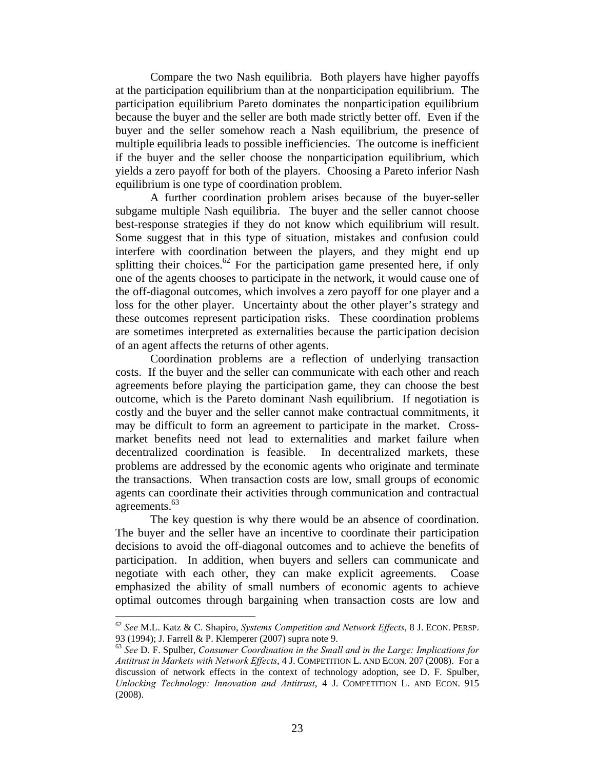Compare the two Nash equilibria. Both players have higher payoffs at the participation equilibrium than at the nonparticipation equilibrium. The participation equilibrium Pareto dominates the nonparticipation equilibrium because the buyer and the seller are both made strictly better off. Even if the buyer and the seller somehow reach a Nash equilibrium, the presence of multiple equilibria leads to possible inefficiencies. The outcome is inefficient if the buyer and the seller choose the nonparticipation equilibrium, which yields a zero payoff for both of the players. Choosing a Pareto inferior Nash equilibrium is one type of coordination problem.

A further coordination problem arises because of the buyer-seller subgame multiple Nash equilibria. The buyer and the seller cannot choose best-response strategies if they do not know which equilibrium will result. Some suggest that in this type of situation, mistakes and confusion could interfere with coordination between the players, and they might end up splitting their choices.[62] For the participation game presented here, if only one of the agents chooses to participate in the network, it would cause one of the off-diagonal outcomes, which involves a zero payoff for one player and a loss for the other player. Uncertainty about the other player's strategy and these outcomes represent participation risks. These coordination problems are sometimes interpreted as externalities because the participation decision of an agent affects the returns of other agents.

Coordination problems are a reflection of underlying transaction costs. If the buyer and the seller can communicate with each other and reach agreements before playing the participation game, they can choose the best outcome, which is the Pareto dominant Nash equilibrium. If negotiation is costly and the buyer and the seller cannot make contractual commitments, it may be difficult to form an agreement to participate in the market. Cross-market benefits need not lead to externalities and market failure when decentralized coordination is feasible. In decentralized markets, these problems are addressed by the economic agents who originate and terminate the transactions. When transaction costs are low, small groups of economic agents can coordinate their activities through communication and contractual agreements.[63]

The key question is why there would be an absence of coordination. The buyer and the seller have an incentive to coordinate their participation decisions to avoid the off-diagonal outcomes and to achieve the benefits of participation. In addition, when buyers and sellers can communicate and negotiate with each other, they can make explicit agreements. Coase emphasized the ability of small numbers of economic agents to achieve optimal outcomes through bargaining when transaction costs are low and

---

[62] *See* M.L. Katz & C. Shapiro, *Systems Competition and Network Effects,* 8 J. ECON. PERSP. 93 (1994); J. Farrell & P. Klemperer (2007) supra note 9.

[63] *See* D. F. Spulber, *Consumer Coordination in the Small and in the Large: Implications for Antitrust in Markets with Network Effects*, 4 J. COMPETITION L. AND ECON. 207 (2008). For a discussion of network effects in the context of technology adoption, see D. F. Spulber, *Unlocking Technology: Innovation and Antitrust*, 4 J. COMPETITION L. AND ECON. 915 (2008).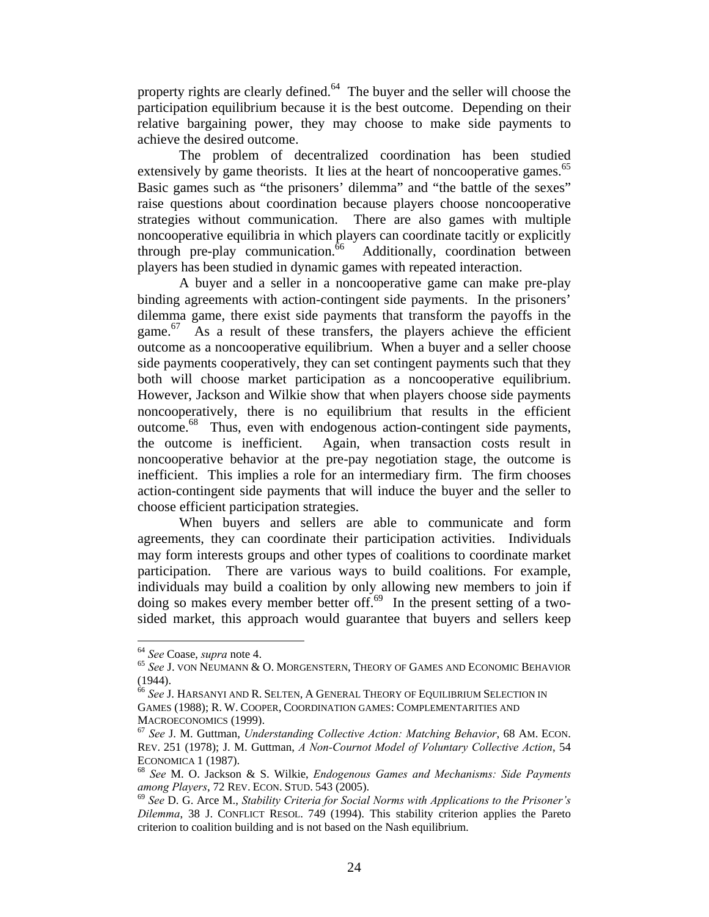property rights are clearly defined.[64] The buyer and the seller will choose the participation equilibrium because it is the best outcome. Depending on their relative bargaining power, they may choose to make side payments to achieve the desired outcome.

The problem of decentralized coordination has been studied extensively by game theorists. It lies at the heart of noncooperative games.[65] Basic games such as "the prisoners' dilemma" and "the battle of the sexes" raise questions about coordination because players choose noncooperative strategies without communication. There are also games with multiple noncooperative equilibria in which players can coordinate tacitly or explicitly through pre-play communication.[66] Additionally, coordination between players has been studied in dynamic games with repeated interaction.

A buyer and a seller in a noncooperative game can make pre-play binding agreements with action-contingent side payments. In the prisoners' dilemma game, there exist side payments that transform the payoffs in the game.[67] As a result of these transfers, the players achieve the efficient outcome as a noncooperative equilibrium. When a buyer and a seller choose side payments cooperatively, they can set contingent payments such that they both will choose market participation as a noncooperative equilibrium. However, Jackson and Wilkie show that when players choose side payments noncooperatively, there is no equilibrium that results in the efficient outcome.[68] Thus, even with endogenous action-contingent side payments, the outcome is inefficient. Again, when transaction costs result in noncooperative behavior at the pre-pay negotiation stage, the outcome is inefficient. This implies a role for an intermediary firm. The firm chooses action-contingent side payments that will induce the buyer and the seller to choose efficient participation strategies.

When buyers and sellers are able to communicate and form agreements, they can coordinate their participation activities. Individuals may form interests groups and other types of coalitions to coordinate market participation. There are various ways to build coalitions. For example, individuals may build a coalition by only allowing new members to join if doing so makes every member better off.[69] In the present setting of a two-sided market, this approach would guarantee that buyers and sellers keep

---

[64] *See* Coase, *supra* note 4.

[65] *See* J. VON NEUMANN & O. MORGENSTERN, THEORY OF GAMES AND ECONOMIC BEHAVIOR (1944).

[66] *See* J. HARSANYI AND R. SELTEN, A GENERAL THEORY OF EQUILIBRIUM SELECTION IN GAMES (1988); R. W. COOPER, COORDINATION GAMES: COMPLEMENTARITIES AND MACROECONOMICS (1999).

[67] *See* J. M. Guttman, *Understanding Collective Action: Matching Behavior*, 68 AM. ECON. REV. 251 (1978); J. M. Guttman, *A Non-Cournot Model of Voluntary Collective Action*, 54 ECONOMICA 1 (1987).

[68] *See* M. O. Jackson & S. Wilkie, *Endogenous Games and Mechanisms: Side Payments among Players*, 72 REV. ECON. STUD. 543 (2005).

[69] *See* D. G. Arce M., *Stability Criteria for Social Norms with Applications to the Prisoner's Dilemma*, 38 J. CONFLICT RESOL. 749 (1994). This stability criterion applies the Pareto criterion to coalition building and is not based on the Nash equilibrium.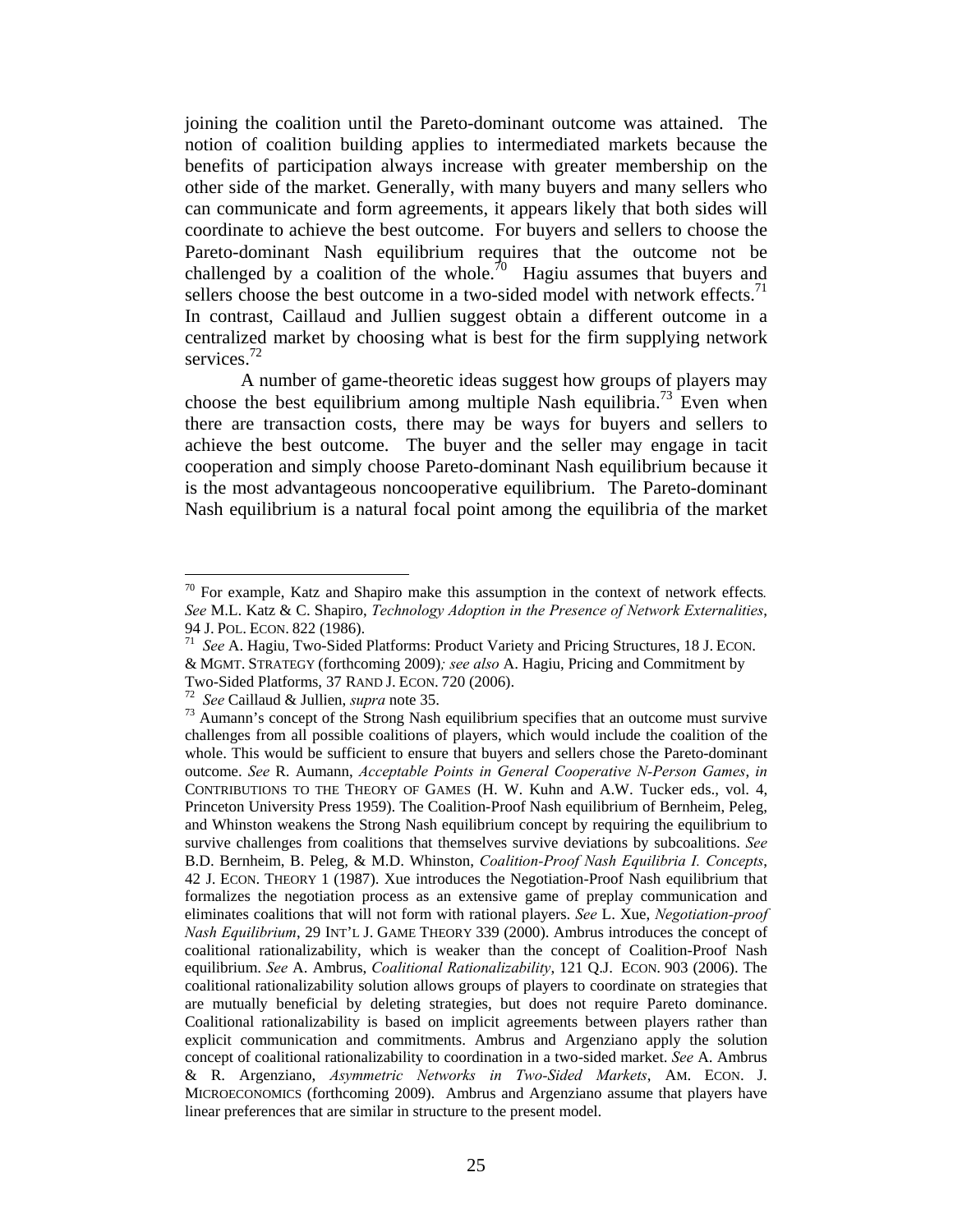joining the coalition until the Pareto-dominant outcome was attained. The notion of coalition building applies to intermediated markets because the benefits of participation always increase with greater membership on the other side of the market. Generally, with many buyers and many sellers who can communicate and form agreements, it appears likely that both sides will coordinate to achieve the best outcome. For buyers and sellers to choose the Pareto-dominant Nash equilibrium requires that the outcome not be challenged by a coalition of the whole.[70] Hagiu assumes that buyers and sellers choose the best outcome in a two-sided model with network effects.[71] In contrast, Caillaud and Jullien suggest obtain a different outcome in a centralized market by choosing what is best for the firm supplying network services.[72]

A number of game-theoretic ideas suggest how groups of players may choose the best equilibrium among multiple Nash equilibria.[73] Even when there are transaction costs, there may be ways for buyers and sellers to achieve the best outcome. The buyer and the seller may engage in tacit cooperation and simply choose Pareto-dominant Nash equilibrium because it is the most advantageous noncooperative equilibrium. The Pareto-dominant Nash equilibrium is a natural focal point among the equilibria of the market

---

[70] For example, Katz and Shapiro make this assumption in the context of network effects. *See* M.L. Katz & C. Shapiro, *Technology Adoption in the Presence of Network Externalities*, 94 J. POL. ECON. 822 (1986).

[71] *See* A. Hagiu, Two-Sided Platforms: Product Variety and Pricing Structures, 18 J. ECON. & MGMT. STRATEGY (forthcoming 2009)*; see also* A. Hagiu, Pricing and Commitment by Two-Sided Platforms, 37 RAND J. ECON. 720 (2006).

[72] *See* Caillaud & Jullien, *supra* note 35.

[73] Aumann's concept of the Strong Nash equilibrium specifies that an outcome must survive challenges from all possible coalitions of players, which would include the coalition of the whole. This would be sufficient to ensure that buyers and sellers chose the Pareto-dominant outcome. *See* R. Aumann, *Acceptable Points in General Cooperative N-Person Games*, *in* CONTRIBUTIONS TO THE THEORY OF GAMES (H. W. Kuhn and A.W. Tucker eds., vol. 4, Princeton University Press 1959). The Coalition-Proof Nash equilibrium of Bernheim, Peleg, and Whinston weakens the Strong Nash equilibrium concept by requiring the equilibrium to survive challenges from coalitions that themselves survive deviations by subcoalitions. *See* B.D. Bernheim, B. Peleg, & M.D. Whinston, *Coalition-Proof Nash Equilibria I. Concepts*, 42 J. ECON. THEORY 1 (1987). Xue introduces the Negotiation-Proof Nash equilibrium that formalizes the negotiation process as an extensive game of preplay communication and eliminates coalitions that will not form with rational players. *See* L. Xue, *Negotiation-proof Nash Equilibrium*, 29 INT'L J. GAME THEORY 339 (2000). Ambrus introduces the concept of coalitional rationalizability, which is weaker than the concept of Coalition-Proof Nash equilibrium. *See* A. Ambrus, *Coalitional Rationalizability*, 121 Q.J. ECON. 903 (2006). The coalitional rationalizability solution allows groups of players to coordinate on strategies that are mutually beneficial by deleting strategies, but does not require Pareto dominance. Coalitional rationalizability is based on implicit agreements between players rather than explicit communication and commitments. Ambrus and Argenziano apply the solution concept of coalitional rationalizability to coordination in a two-sided market. *See* A. Ambrus & R. Argenziano, *Asymmetric Networks in Two-Sided Markets*, AM. ECON. J. MICROECONOMICS (forthcoming 2009). Ambrus and Argenziano assume that players have linear preferences that are similar in structure to the present model.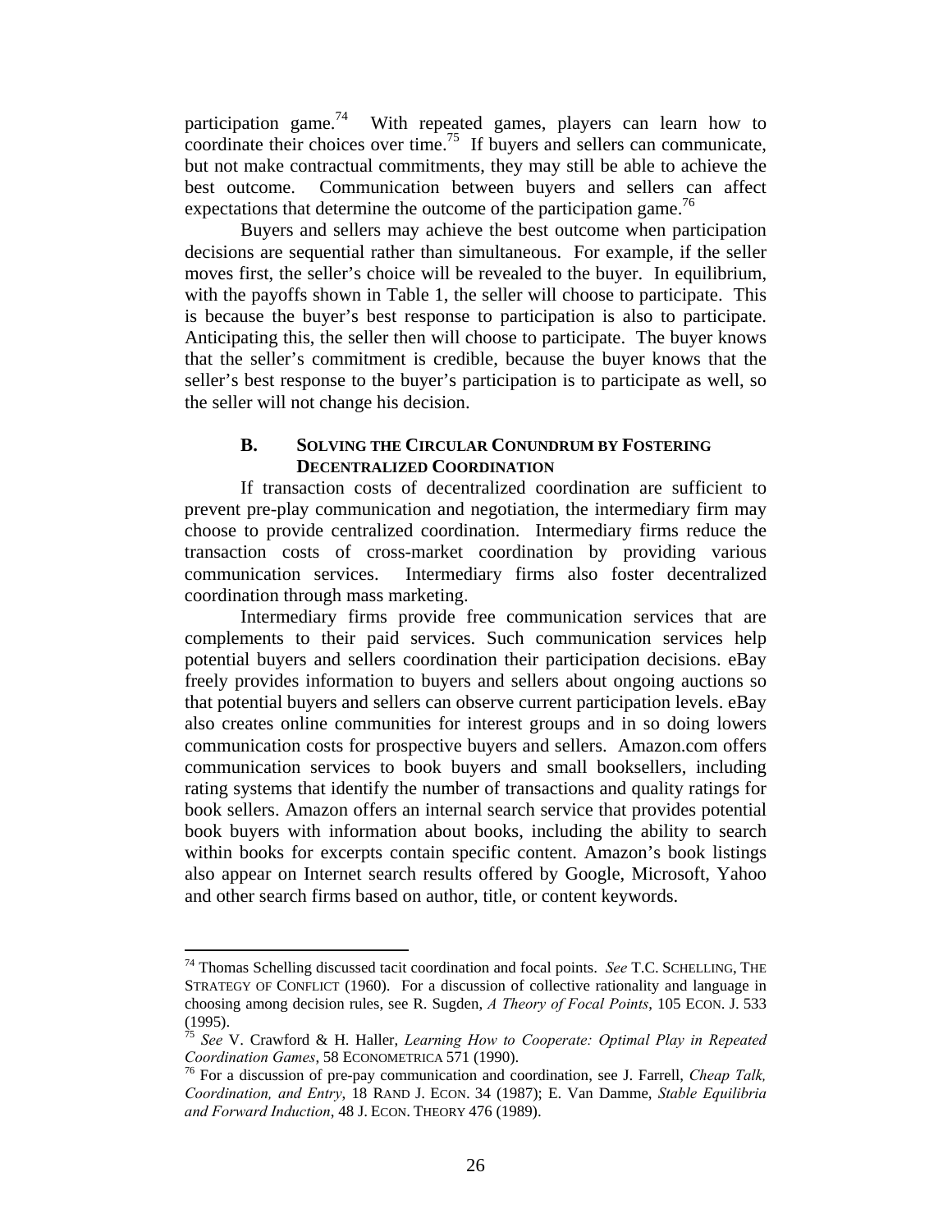participation game.[74] With repeated games, players can learn how to coordinate their choices over time.[75] If buyers and sellers can communicate, but not make contractual commitments, they may still be able to achieve the best outcome. Communication between buyers and sellers can affect expectations that determine the outcome of the participation game.[76]

Buyers and sellers may achieve the best outcome when participation decisions are sequential rather than simultaneous. For example, if the seller moves first, the seller's choice will be revealed to the buyer. In equilibrium, with the payoffs shown in Table 1, the seller will choose to participate. This is because the buyer's best response to participation is also to participate. Anticipating this, the seller then will choose to participate. The buyer knows that the seller's commitment is credible, because the buyer knows that the seller's best response to the buyer's participation is to participate as well, so the seller will not change his decision.

### B. SOLVING THE CIRCULAR CONUNDRUM BY FOSTERING DECENTRALIZED COORDINATION

If transaction costs of decentralized coordination are sufficient to prevent pre-play communication and negotiation, the intermediary firm may choose to provide centralized coordination. Intermediary firms reduce the transaction costs of cross-market coordination by providing various communication services. Intermediary firms also foster decentralized coordination through mass marketing.

Intermediary firms provide free communication services that are complements to their paid services. Such communication services help potential buyers and sellers coordination their participation decisions. eBay freely provides information to buyers and sellers about ongoing auctions so that potential buyers and sellers can observe current participation levels. eBay also creates online communities for interest groups and in so doing lowers communication costs for prospective buyers and sellers. Amazon.com offers communication services to book buyers and small booksellers, including rating systems that identify the number of transactions and quality ratings for book sellers. Amazon offers an internal search service that provides potential book buyers with information about books, including the ability to search within books for excerpts contain specific content. Amazon's book listings also appear on Internet search results offered by Google, Microsoft, Yahoo and other search firms based on author, title, or content keywords.

---

[74] Thomas Schelling discussed tacit coordination and focal points. *See* T.C. SCHELLING, THE STRATEGY OF CONFLICT (1960). For a discussion of collective rationality and language in choosing among decision rules, see R. Sugden, *A Theory of Focal Points*, 105 ECON. J. 533 (1995).

[75] *See* V. Crawford & H. Haller, *Learning How to Cooperate: Optimal Play in Repeated Coordination Games*, 58 ECONOMETRICA 571 (1990).

[76] For a discussion of pre-pay communication and coordination, see J. Farrell, *Cheap Talk, Coordination, and Entry*, 18 RAND J. ECON. 34 (1987); E. Van Damme, *Stable Equilibria and Forward Induction*, 48 J. ECON. THEORY 476 (1989).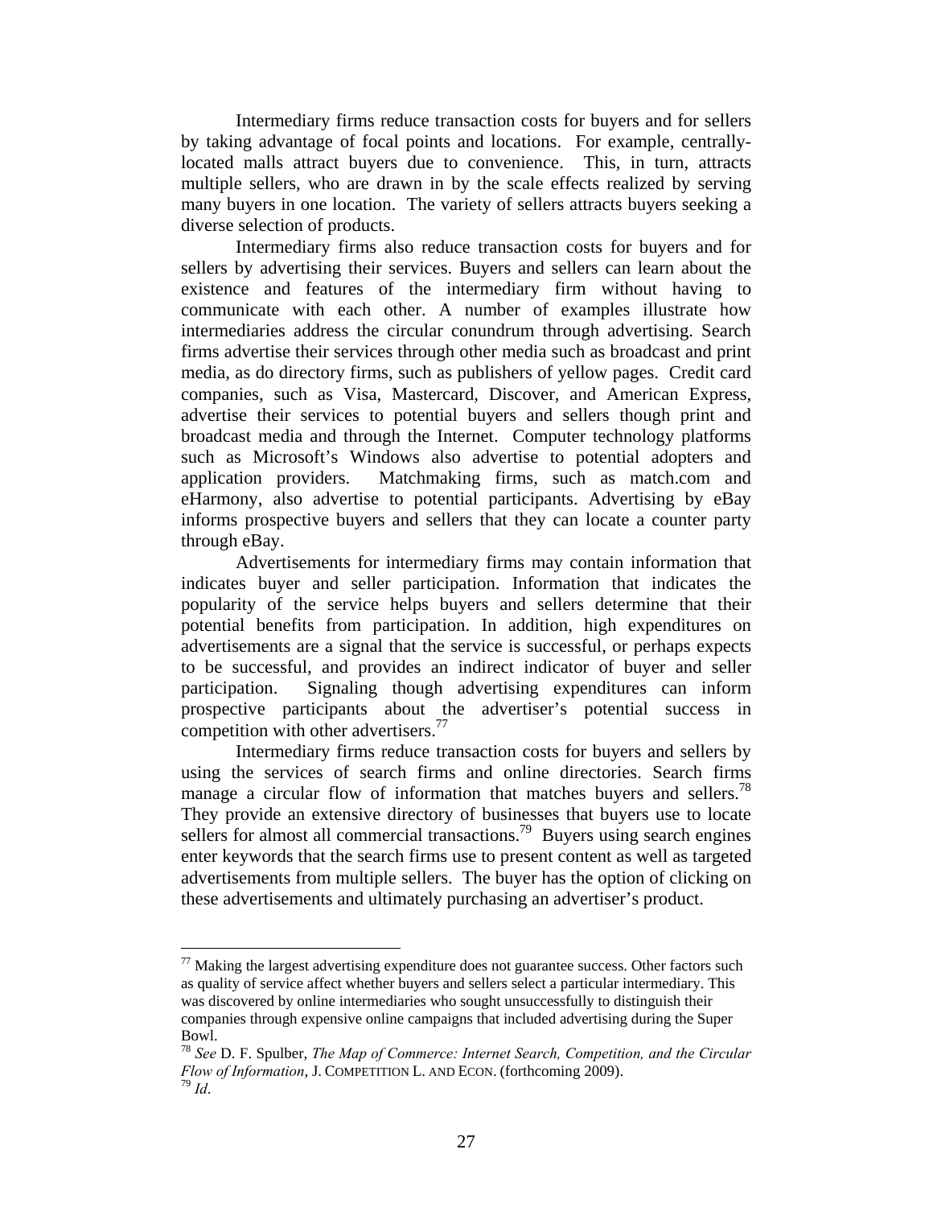Intermediary firms reduce transaction costs for buyers and for sellers by taking advantage of focal points and locations. For example, centrally-located malls attract buyers due to convenience. This, in turn, attracts multiple sellers, who are drawn in by the scale effects realized by serving many buyers in one location. The variety of sellers attracts buyers seeking a diverse selection of products.

Intermediary firms also reduce transaction costs for buyers and for sellers by advertising their services. Buyers and sellers can learn about the existence and features of the intermediary firm without having to communicate with each other. A number of examples illustrate how intermediaries address the circular conundrum through advertising. Search firms advertise their services through other media such as broadcast and print media, as do directory firms, such as publishers of yellow pages. Credit card companies, such as Visa, Mastercard, Discover, and American Express, advertise their services to potential buyers and sellers though print and broadcast media and through the Internet. Computer technology platforms such as Microsoft's Windows also advertise to potential adopters and application providers. Matchmaking firms, such as match.com and eHarmony, also advertise to potential participants. Advertising by eBay informs prospective buyers and sellers that they can locate a counter party through eBay.

Advertisements for intermediary firms may contain information that indicates buyer and seller participation. Information that indicates the popularity of the service helps buyers and sellers determine that their potential benefits from participation. In addition, high expenditures on advertisements are a signal that the service is successful, or perhaps expects to be successful, and provides an indirect indicator of buyer and seller participation. Signaling though advertising expenditures can inform prospective participants about the advertiser's potential success in competition with other advertisers.[77]

Intermediary firms reduce transaction costs for buyers and sellers by using the services of search firms and online directories. Search firms manage a circular flow of information that matches buyers and sellers.[78] They provide an extensive directory of businesses that buyers use to locate sellers for almost all commercial transactions.[79] Buyers using search engines enter keywords that the search firms use to present content as well as targeted advertisements from multiple sellers. The buyer has the option of clicking on these advertisements and ultimately purchasing an advertiser's product.

---

[77] Making the largest advertising expenditure does not guarantee success. Other factors such as quality of service affect whether buyers and sellers select a particular intermediary. This was discovered by online intermediaries who sought unsuccessfully to distinguish their companies through expensive online campaigns that included advertising during the Super Bowl.

[78] *See* D. F. Spulber, *The Map of Commerce: Internet Search, Competition, and the Circular Flow of Information*, J. COMPETITION L. AND ECON. (forthcoming 2009).

[79] *Id*.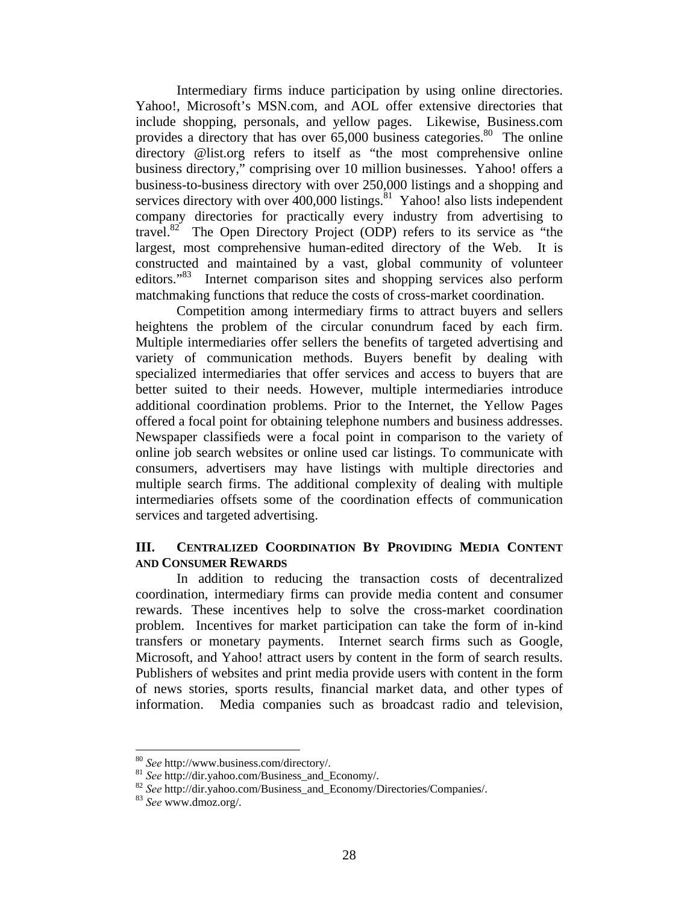Intermediary firms induce participation by using online directories. Yahoo!, Microsoft's MSN.com, and AOL offer extensive directories that include shopping, personals, and yellow pages. Likewise, Business.com provides a directory that has over 65,000 business categories.[80] The online directory @list.org refers to itself as "the most comprehensive online business directory," comprising over 10 million businesses. Yahoo! offers a business-to-business directory with over 250,000 listings and a shopping and services directory with over 400,000 listings.[81] Yahoo! also lists independent company directories for practically every industry from advertising to travel.[82] The Open Directory Project (ODP) refers to its service as "the largest, most comprehensive human-edited directory of the Web. It is constructed and maintained by a vast, global community of volunteer editors."[83] Internet comparison sites and shopping services also perform matchmaking functions that reduce the costs of cross-market coordination.

Competition among intermediary firms to attract buyers and sellers heightens the problem of the circular conundrum faced by each firm. Multiple intermediaries offer sellers the benefits of targeted advertising and variety of communication methods. Buyers benefit by dealing with specialized intermediaries that offer services and access to buyers that are better suited to their needs. However, multiple intermediaries introduce additional coordination problems. Prior to the Internet, the Yellow Pages offered a focal point for obtaining telephone numbers and business addresses. Newspaper classifieds were a focal point in comparison to the variety of online job search websites or online used car listings. To communicate with consumers, advertisers may have listings with multiple directories and multiple search firms. The additional complexity of dealing with multiple intermediaries offsets some of the coordination effects of communication services and targeted advertising.

## III. Centralized Coordination By Providing Media Content and Consumer Rewards

In addition to reducing the transaction costs of decentralized coordination, intermediary firms can provide media content and consumer rewards. These incentives help to solve the cross-market coordination problem. Incentives for market participation can take the form of in-kind transfers or monetary payments. Internet search firms such as Google, Microsoft, and Yahoo! attract users by content in the form of search results. Publishers of websites and print media provide users with content in the form of news stories, sports results, financial market data, and other types of information. Media companies such as broadcast radio and television,

---

[80] *See* http://www.business.com/directory/.

[81] *See* http://dir.yahoo.com/Business_and_Economy/.

[82] *See* http://dir.yahoo.com/Business_and_Economy/Directories/Companies/.

[83] *See* www.dmoz.org/.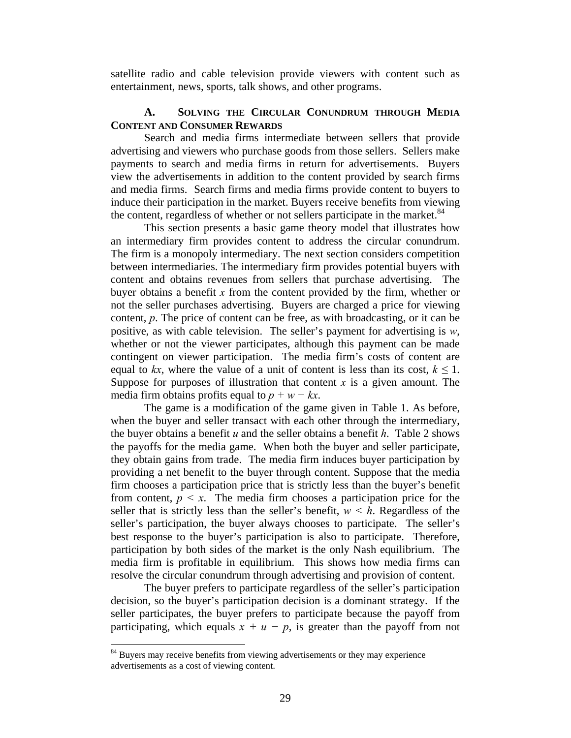satellite radio and cable television provide viewers with content such as entertainment, news, sports, talk shows, and other programs.

### A. Solving the Circular Conundrum through Media Content and Consumer Rewards

Search and media firms intermediate between sellers that provide advertising and viewers who purchase goods from those sellers. Sellers make payments to search and media firms in return for advertisements. Buyers view the advertisements in addition to the content provided by search firms and media firms. Search firms and media firms provide content to buyers to induce their participation in the market. Buyers receive benefits from viewing the content, regardless of whether or not sellers participate in the market.[84]

This section presents a basic game theory model that illustrates how an intermediary firm provides content to address the circular conundrum. The firm is a monopoly intermediary. The next section considers competition between intermediaries. The intermediary firm provides potential buyers with content and obtains revenues from sellers that purchase advertising. The buyer obtains a benefit $x$ from the content provided by the firm, whether or not the seller purchases advertising. Buyers are charged a price for viewing content, $p$. The price of content can be free, as with broadcasting, or it can be positive, as with cable television. The seller's payment for advertising is $w$, whether or not the viewer participates, although this payment can be made contingent on viewer participation. The media firm's costs of content are equal to $kx$, where the value of a unit of content is less than its cost, $k \leq 1$. Suppose for purposes of illustration that content $x$ is a given amount. The media firm obtains profits equal to $p + w - kx$.

The game is a modification of the game given in Table 1. As before, when the buyer and seller transact with each other through the intermediary, the buyer obtains a benefit $u$ and the seller obtains a benefit $h$. Table 2 shows the payoffs for the media game. When both the buyer and seller participate, they obtain gains from trade. The media firm induces buyer participation by providing a net benefit to the buyer through content. Suppose that the media firm chooses a participation price that is strictly less than the buyer's benefit from content, $p < x$. The media firm chooses a participation price for the seller that is strictly less than the seller's benefit, $w < h$. Regardless of the seller's participation, the buyer always chooses to participate. The seller's best response to the buyer's participation is also to participate. Therefore, participation by both sides of the market is the only Nash equilibrium. The media firm is profitable in equilibrium. This shows how media firms can resolve the circular conundrum through advertising and provision of content.

The buyer prefers to participate regardless of the seller's participation decision, so the buyer's participation decision is a dominant strategy. If the seller participates, the buyer prefers to participate because the payoff from participating, which equals $x + u - p$, is greater than the payoff from not

[84] Buyers may receive benefits from viewing advertisements or they may experience advertisements as a cost of viewing content.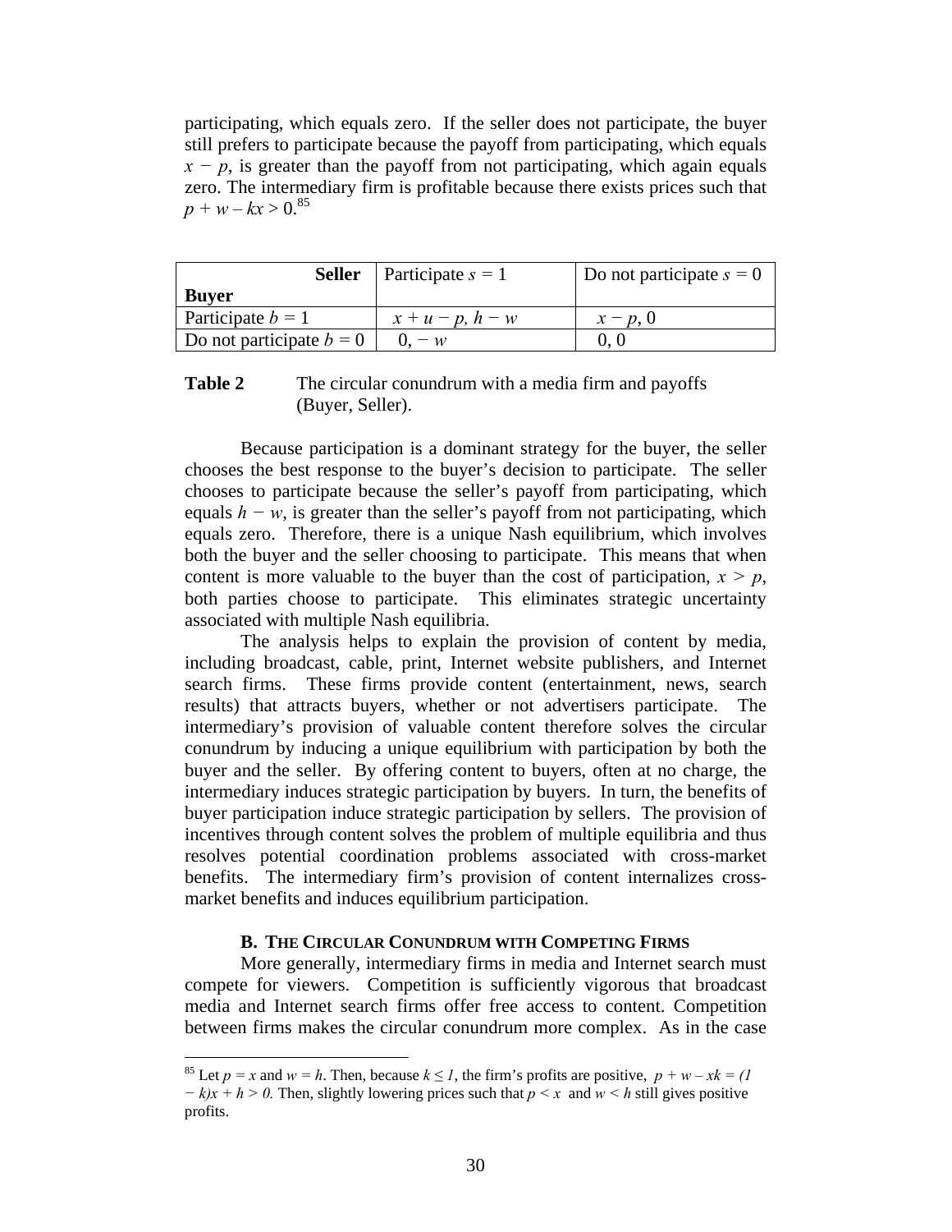participating, which equals zero. If the seller does not participate, the buyer still prefers to participate because the payoff from participating, which equals $x - p$, is greater than the payoff from not participating, which again equals zero. The intermediary firm is profitable because there exists prices such that $p + w - kx > 0$.[85]

| **Seller** / **Buyer** | Participate $s = 1$ | Do not participate $s = 0$ |
|---|---|---|
| Participate $b = 1$ | $x + u - p,\ h - w$ | $x - p,\ 0$ |
| Do not participate $b = 0$ | $0,\ - w$ | $0,\ 0$ |

**Table 2** The circular conundrum with a media firm and payoffs (Buyer, Seller).

Because participation is a dominant strategy for the buyer, the seller chooses the best response to the buyer's decision to participate. The seller chooses to participate because the seller's payoff from participating, which equals $h - w$, is greater than the seller's payoff from not participating, which equals zero. Therefore, there is a unique Nash equilibrium, which involves both the buyer and the seller choosing to participate. This means that when content is more valuable to the buyer than the cost of participation, $x > p$, both parties choose to participate. This eliminates strategic uncertainty associated with multiple Nash equilibria.

The analysis helps to explain the provision of content by media, including broadcast, cable, print, Internet website publishers, and Internet search firms. These firms provide content (entertainment, news, search results) that attracts buyers, whether or not advertisers participate. The intermediary's provision of valuable content therefore solves the circular conundrum by inducing a unique equilibrium with participation by both the buyer and the seller. By offering content to buyers, often at no charge, the intermediary induces strategic participation by buyers. In turn, the benefits of buyer participation induce strategic participation by sellers. The provision of incentives through content solves the problem of multiple equilibria and thus resolves potential coordination problems associated with cross-market benefits. The intermediary firm's provision of content internalizes cross-market benefits and induces equilibrium participation.

### B. The Circular Conundrum with Competing Firms

More generally, intermediary firms in media and Internet search must compete for viewers. Competition is sufficiently vigorous that broadcast media and Internet search firms offer free access to content. Competition between firms makes the circular conundrum more complex. As in the case

[85] Let $p = x$ and $w = h$. Then, because $k \leq 1$, the firm's profits are positive, $p + w - xk = (1 - k)x + h > 0$. Then, slightly lowering prices such that $p < x$ and $w < h$ still gives positive profits.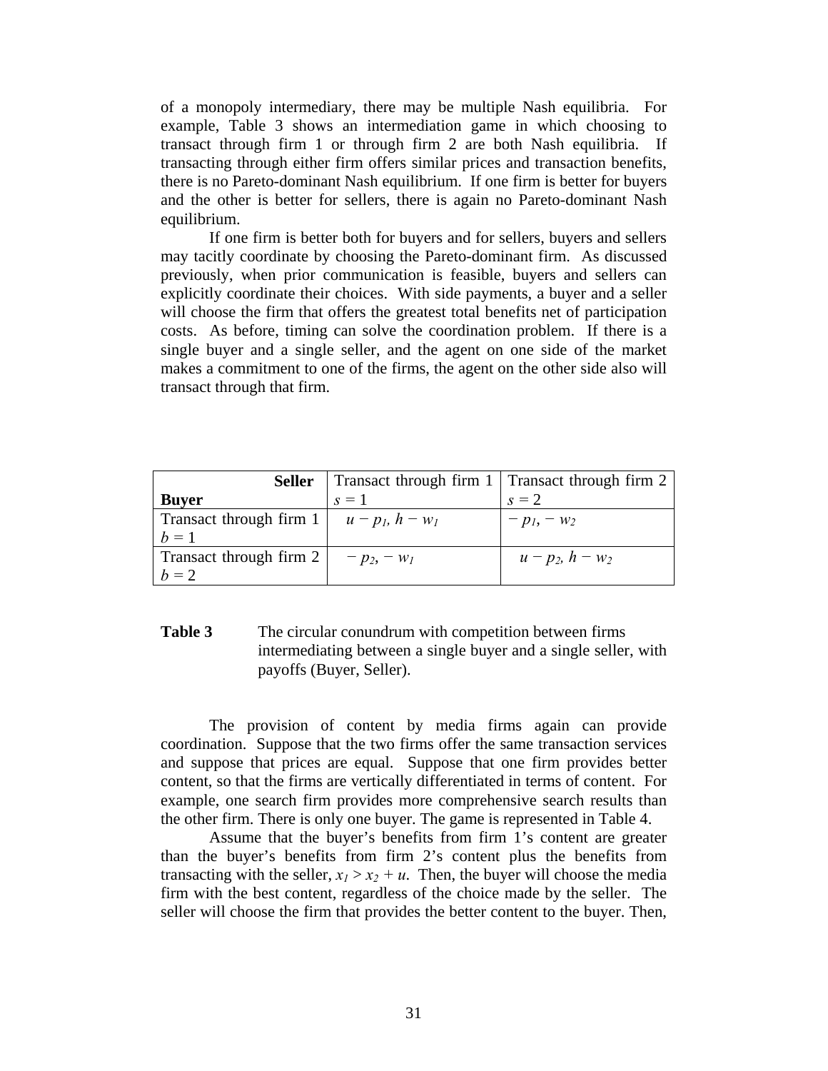of a monopoly intermediary, there may be multiple Nash equilibria. For example, Table 3 shows an intermediation game in which choosing to transact through firm 1 or through firm 2 are both Nash equilibria. If transacting through either firm offers similar prices and transaction benefits, there is no Pareto-dominant Nash equilibrium. If one firm is better for buyers and the other is better for sellers, there is again no Pareto-dominant Nash equilibrium.

If one firm is better both for buyers and for sellers, buyers and sellers may tacitly coordinate by choosing the Pareto-dominant firm. As discussed previously, when prior communication is feasible, buyers and sellers can explicitly coordinate their choices. With side payments, a buyer and a seller will choose the firm that offers the greatest total benefits net of participation costs. As before, timing can solve the coordination problem. If there is a single buyer and a single seller, and the agent on one side of the market makes a commitment to one of the firms, the agent on the other side also will transact through that firm.

| **Seller** / **Buyer** | Transact through firm 1 $s = 1$ | Transact through firm 2 $s = 2$ |
|---|---|---|
| Transact through firm 1 $b = 1$ | $u - p_1, h - w_1$ | $- p_1, - w_2$ |
| Transact through firm 2 $b = 2$ | $- p_2, - w_1$ | $u - p_2, h - w_2$ |

**Table 3** The circular conundrum with competition between firms intermediating between a single buyer and a single seller, with payoffs (Buyer, Seller).

The provision of content by media firms again can provide coordination. Suppose that the two firms offer the same transaction services and suppose that prices are equal. Suppose that one firm provides better content, so that the firms are vertically differentiated in terms of content. For example, one search firm provides more comprehensive search results than the other firm. There is only one buyer. The game is represented in Table 4.

Assume that the buyer's benefits from firm 1's content are greater than the buyer's benefits from firm 2's content plus the benefits from transacting with the seller, $x_1 > x_2 + u$. Then, the buyer will choose the media firm with the best content, regardless of the choice made by the seller. The seller will choose the firm that provides the better content to the buyer. Then,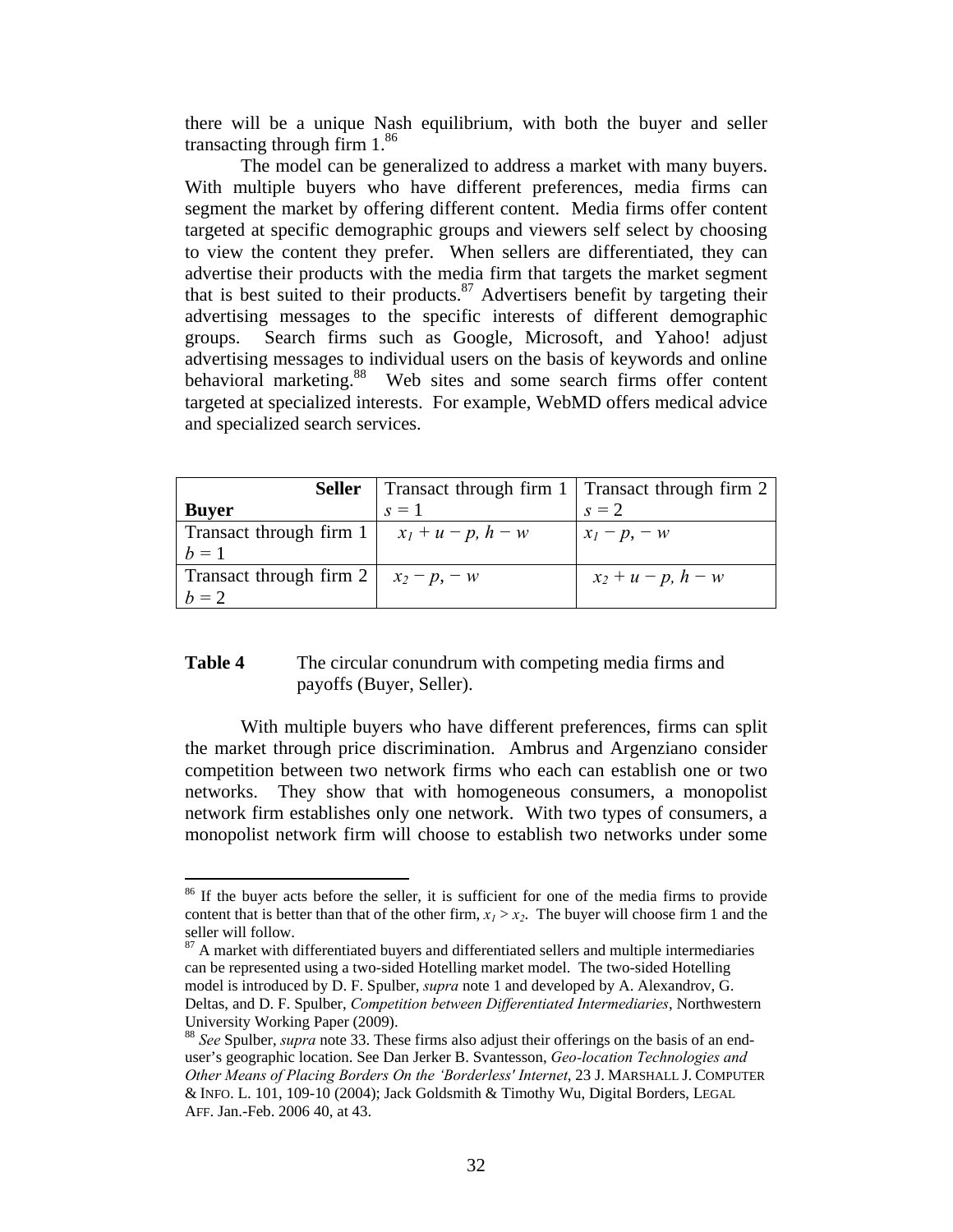there will be a unique Nash equilibrium, with both the buyer and seller transacting through firm 1.[86]

The model can be generalized to address a market with many buyers. With multiple buyers who have different preferences, media firms can segment the market by offering different content. Media firms offer content targeted at specific demographic groups and viewers self select by choosing to view the content they prefer. When sellers are differentiated, they can advertise their products with the media firm that targets the market segment that is best suited to their products.[87] Advertisers benefit by targeting their advertising messages to the specific interests of different demographic groups. Search firms such as Google, Microsoft, and Yahoo! adjust advertising messages to individual users on the basis of keywords and online behavioral marketing.[88] Web sites and some search firms offer content targeted at specialized interests. For example, WebMD offers medical advice and specialized search services.

| **Seller** / **Buyer** | Transact through firm 1 $s = 1$ | Transact through firm 2 $s = 2$ |
|---|---|---|
| Transact through firm 1 $b = 1$ | $x_1 + u - p,\ h - w$ | $x_1 - p,\ -w$ |
| Transact through firm 2 $b = 2$ | $x_2 - p,\ -w$ | $x_2 + u - p,\ h - w$ |

**Table 4** The circular conundrum with competing media firms and payoffs (Buyer, Seller).

With multiple buyers who have different preferences, firms can split the market through price discrimination. Ambrus and Argenziano consider competition between two network firms who each can establish one or two networks. They show that with homogeneous consumers, a monopolist network firm establishes only one network. With two types of consumers, a monopolist network firm will choose to establish two networks under some

---

[86] If the buyer acts before the seller, it is sufficient for one of the media firms to provide content that is better than that of the other firm, $x_1 > x_2$. The buyer will choose firm 1 and the seller will follow.

[87] A market with differentiated buyers and differentiated sellers and multiple intermediaries can be represented using a two-sided Hotelling market model. The two-sided Hotelling model is introduced by D. F. Spulber, *supra* note 1 and developed by A. Alexandrov, G. Deltas, and D. F. Spulber, *Competition between Differentiated Intermediaries*, Northwestern University Working Paper (2009).

[88] *See* Spulber, *supra* note 33. These firms also adjust their offerings on the basis of an end-user's geographic location. See Dan Jerker B. Svantesson, *Geo-location Technologies and Other Means of Placing Borders On the 'Borderless' Internet*, 23 J. MARSHALL J. COMPUTER & INFO. L. 101, 109-10 (2004); Jack Goldsmith & Timothy Wu, Digital Borders, LEGAL AFF. Jan.-Feb. 2006 40, at 43.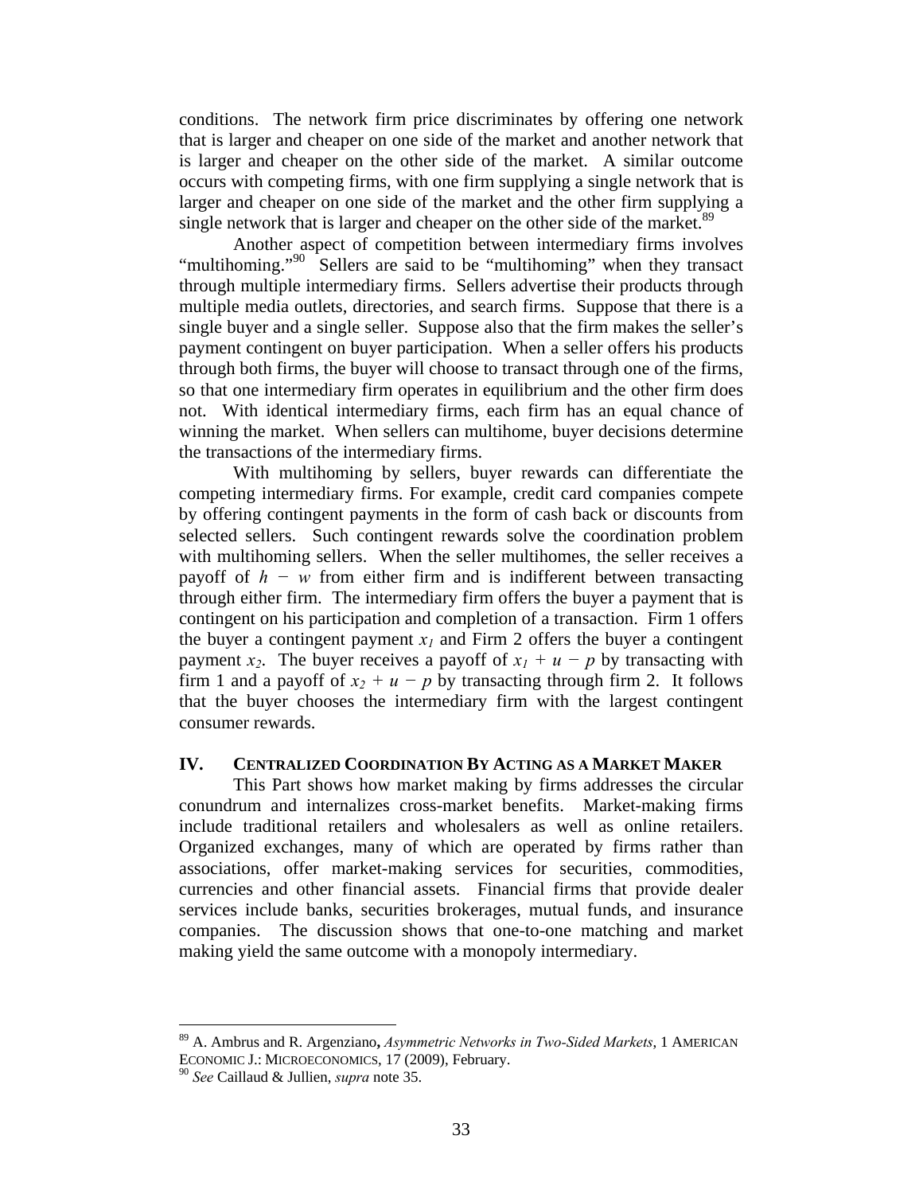conditions. The network firm price discriminates by offering one network that is larger and cheaper on one side of the market and another network that is larger and cheaper on the other side of the market. A similar outcome occurs with competing firms, with one firm supplying a single network that is larger and cheaper on one side of the market and the other firm supplying a single network that is larger and cheaper on the other side of the market.[89]

Another aspect of competition between intermediary firms involves "multihoming."[90] Sellers are said to be "multihoming" when they transact through multiple intermediary firms. Sellers advertise their products through multiple media outlets, directories, and search firms. Suppose that there is a single buyer and a single seller. Suppose also that the firm makes the seller's payment contingent on buyer participation. When a seller offers his products through both firms, the buyer will choose to transact through one of the firms, so that one intermediary firm operates in equilibrium and the other firm does not. With identical intermediary firms, each firm has an equal chance of winning the market. When sellers can multihome, buyer decisions determine the transactions of the intermediary firms.

With multihoming by sellers, buyer rewards can differentiate the competing intermediary firms. For example, credit card companies compete by offering contingent payments in the form of cash back or discounts from selected sellers. Such contingent rewards solve the coordination problem with multihoming sellers. When the seller multihomes, the seller receives a payoff of $h - w$ from either firm and is indifferent between transacting through either firm. The intermediary firm offers the buyer a payment that is contingent on his participation and completion of a transaction. Firm 1 offers the buyer a contingent payment $x_1$ and Firm 2 offers the buyer a contingent payment $x_2$. The buyer receives a payoff of $x_1 + u - p$ by transacting with firm 1 and a payoff of $x_2 + u - p$ by transacting through firm 2. It follows that the buyer chooses the intermediary firm with the largest contingent consumer rewards.

## IV. CENTRALIZED COORDINATION BY ACTING AS A MARKET MAKER

This Part shows how market making by firms addresses the circular conundrum and internalizes cross-market benefits. Market-making firms include traditional retailers and wholesalers as well as online retailers. Organized exchanges, many of which are operated by firms rather than associations, offer market-making services for securities, commodities, currencies and other financial assets. Financial firms that provide dealer services include banks, securities brokerages, mutual funds, and insurance companies. The discussion shows that one-to-one matching and market making yield the same outcome with a monopoly intermediary.

---

[89] A. Ambrus and R. Argenziano, *Asymmetric Networks in Two-Sided Markets*, 1 AMERICAN ECONOMIC J.: MICROECONOMICS, 17 (2009), February.

[90] *See* Caillaud & Jullien, *supra* note 35.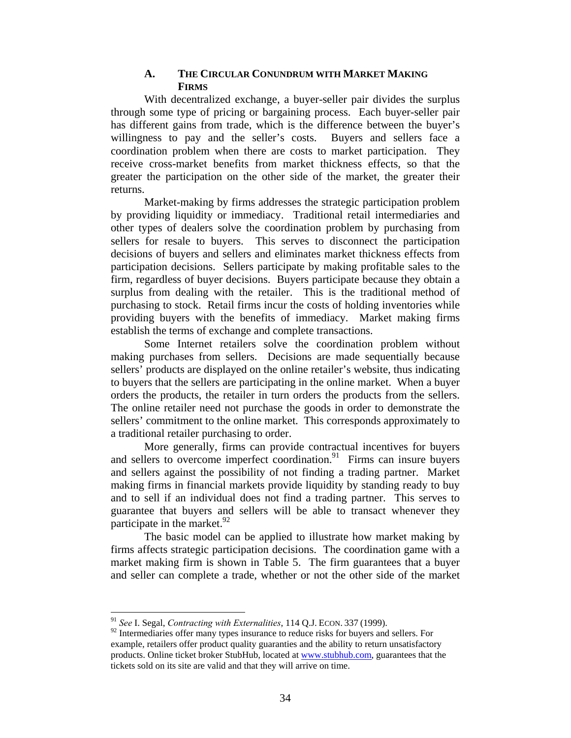### A. The Circular Conundrum with Market Making Firms

With decentralized exchange, a buyer-seller pair divides the surplus through some type of pricing or bargaining process. Each buyer-seller pair has different gains from trade, which is the difference between the buyer's willingness to pay and the seller's costs. Buyers and sellers face a coordination problem when there are costs to market participation. They receive cross-market benefits from market thickness effects, so that the greater the participation on the other side of the market, the greater their returns.

Market-making by firms addresses the strategic participation problem by providing liquidity or immediacy. Traditional retail intermediaries and other types of dealers solve the coordination problem by purchasing from sellers for resale to buyers. This serves to disconnect the participation decisions of buyers and sellers and eliminates market thickness effects from participation decisions. Sellers participate by making profitable sales to the firm, regardless of buyer decisions. Buyers participate because they obtain a surplus from dealing with the retailer. This is the traditional method of purchasing to stock. Retail firms incur the costs of holding inventories while providing buyers with the benefits of immediacy. Market making firms establish the terms of exchange and complete transactions.

Some Internet retailers solve the coordination problem without making purchases from sellers. Decisions are made sequentially because sellers' products are displayed on the online retailer's website, thus indicating to buyers that the sellers are participating in the online market. When a buyer orders the products, the retailer in turn orders the products from the sellers. The online retailer need not purchase the goods in order to demonstrate the sellers' commitment to the online market. This corresponds approximately to a traditional retailer purchasing to order.

More generally, firms can provide contractual incentives for buyers and sellers to overcome imperfect coordination.[91] Firms can insure buyers and sellers against the possibility of not finding a trading partner. Market making firms in financial markets provide liquidity by standing ready to buy and to sell if an individual does not find a trading partner. This serves to guarantee that buyers and sellers will be able to transact whenever they participate in the market.[92]

The basic model can be applied to illustrate how market making by firms affects strategic participation decisions. The coordination game with a market making firm is shown in Table 5. The firm guarantees that a buyer and seller can complete a trade, whether or not the other side of the market

---

[91] *See* I. Segal, *Contracting with Externalities*, 114 Q.J. ECON. 337 (1999).

[92] Intermediaries offer many types insurance to reduce risks for buyers and sellers. For example, retailers offer product quality guaranties and the ability to return unsatisfactory products. Online ticket broker StubHub, located at www.stubhub.com, guarantees that the tickets sold on its site are valid and that they will arrive on time.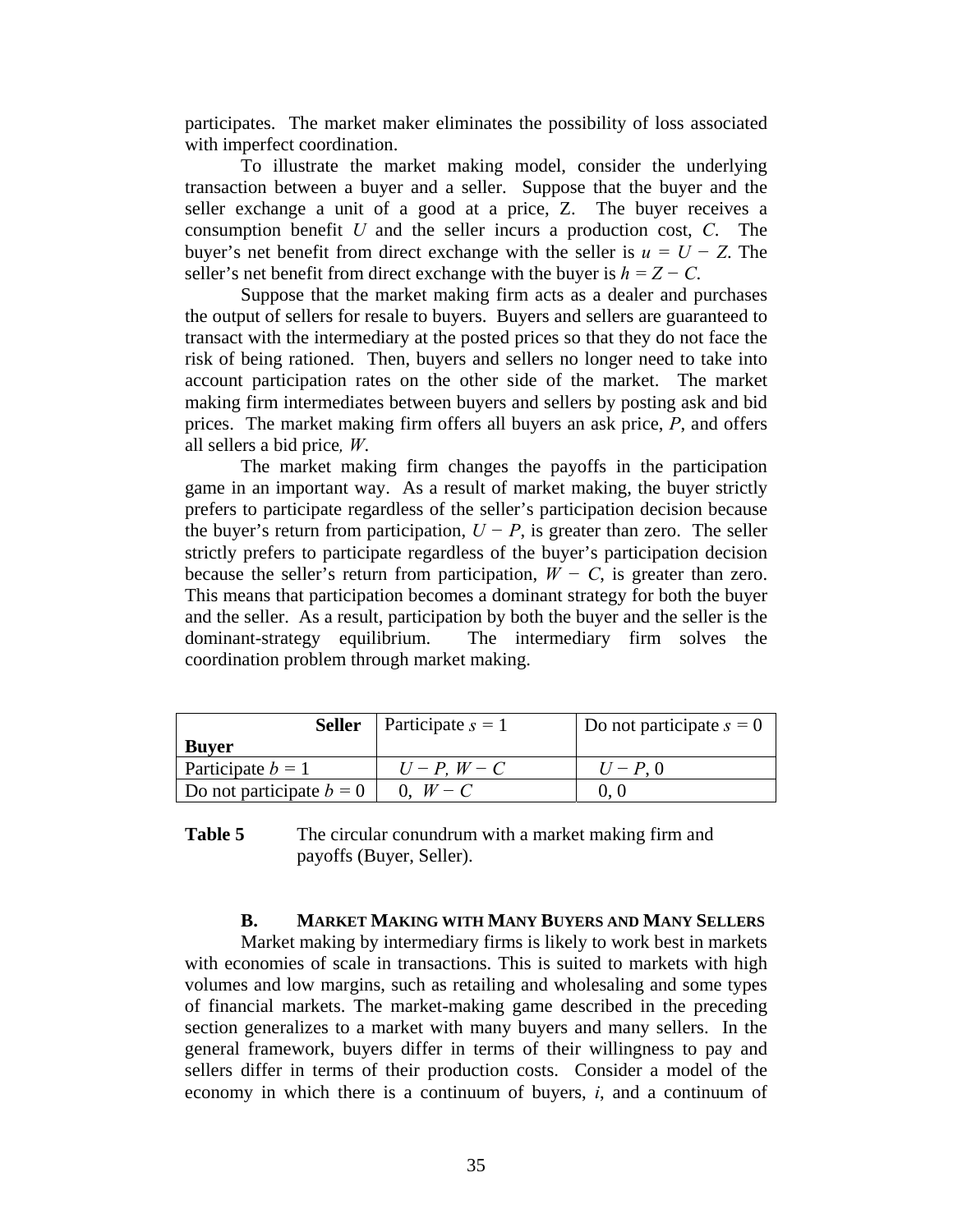participates. The market maker eliminates the possibility of loss associated with imperfect coordination.

To illustrate the market making model, consider the underlying transaction between a buyer and a seller. Suppose that the buyer and the seller exchange a unit of a good at a price, Z. The buyer receives a consumption benefit $U$ and the seller incurs a production cost, $C$. The buyer's net benefit from direct exchange with the seller is $u = U - Z$. The seller's net benefit from direct exchange with the buyer is $h = Z - C$.

Suppose that the market making firm acts as a dealer and purchases the output of sellers for resale to buyers. Buyers and sellers are guaranteed to transact with the intermediary at the posted prices so that they do not face the risk of being rationed. Then, buyers and sellers no longer need to take into account participation rates on the other side of the market. The market making firm intermediates between buyers and sellers by posting ask and bid prices. The market making firm offers all buyers an ask price, $P$, and offers all sellers a bid price, $W$.

The market making firm changes the payoffs in the participation game in an important way. As a result of market making, the buyer strictly prefers to participate regardless of the seller's participation decision because the buyer's return from participation, $U - P$, is greater than zero. The seller strictly prefers to participate regardless of the buyer's participation decision because the seller's return from participation, $W - C$, is greater than zero. This means that participation becomes a dominant strategy for both the buyer and the seller. As a result, participation by both the buyer and the seller is the dominant-strategy equilibrium. The intermediary firm solves the coordination problem through market making.

| **Seller** / **Buyer** | Participate $s = 1$ | Do not participate $s = 0$ |
|---|---|---|
| Participate $b = 1$ | $U - P$, $W - C$ | $U - P$, 0 |
| Do not participate $b = 0$ | 0, $W - C$ | 0, 0 |

**Table 5** The circular conundrum with a market making firm and payoffs (Buyer, Seller).

### B. MARKET MAKING WITH MANY BUYERS AND MANY SELLERS

Market making by intermediary firms is likely to work best in markets with economies of scale in transactions. This is suited to markets with high volumes and low margins, such as retailing and wholesaling and some types of financial markets. The market-making game described in the preceding section generalizes to a market with many buyers and many sellers. In the general framework, buyers differ in terms of their willingness to pay and sellers differ in terms of their production costs. Consider a model of the economy in which there is a continuum of buyers, $i$, and a continuum of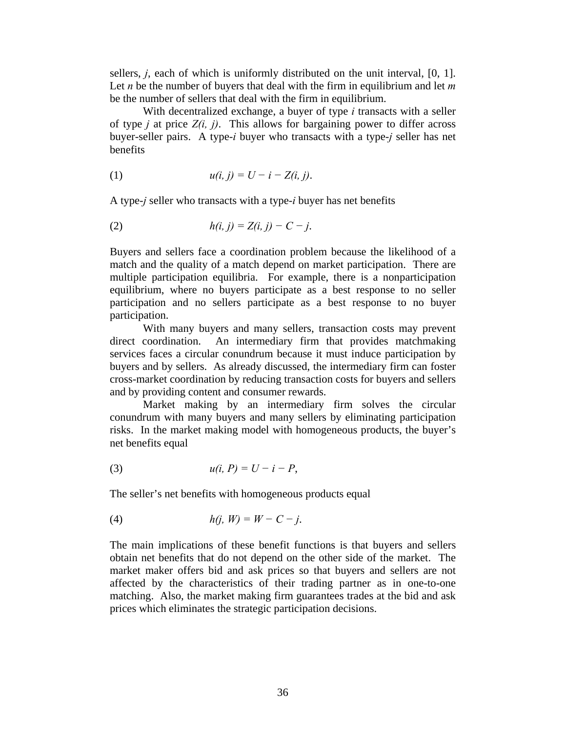sellers, $j$, each of which is uniformly distributed on the unit interval, [0, 1]. Let $n$ be the number of buyers that deal with the firm in equilibrium and let $m$ be the number of sellers that deal with the firm in equilibrium.

With decentralized exchange, a buyer of type $i$ transacts with a seller of type $j$ at price $Z(i, j)$. This allows for bargaining power to differ across buyer-seller pairs. A type-$i$ buyer who transacts with a type-$j$ seller has net benefits

$$u(i, j) = U - i - Z(i, j). \tag{1}$$

A type-$j$ seller who transacts with a type-$i$ buyer has net benefits

$$h(i, j) = Z(i, j) - C - j. \tag{2}$$

Buyers and sellers face a coordination problem because the likelihood of a match and the quality of a match depend on market participation. There are multiple participation equilibria. For example, there is a nonparticipation equilibrium, where no buyers participate as a best response to no seller participation and no sellers participate as a best response to no buyer participation.

With many buyers and many sellers, transaction costs may prevent direct coordination. An intermediary firm that provides matchmaking services faces a circular conundrum because it must induce participation by buyers and by sellers. As already discussed, the intermediary firm can foster cross-market coordination by reducing transaction costs for buyers and sellers and by providing content and consumer rewards.

Market making by an intermediary firm solves the circular conundrum with many buyers and many sellers by eliminating participation risks. In the market making model with homogeneous products, the buyer's net benefits equal

$$u(i, P) = U - i - P, \tag{3}$$

The seller's net benefits with homogeneous products equal

$$h(j, W) = W - C - j. \tag{4}$$

The main implications of these benefit functions is that buyers and sellers obtain net benefits that do not depend on the other side of the market. The market maker offers bid and ask prices so that buyers and sellers are not affected by the characteristics of their trading partner as in one-to-one matching. Also, the market making firm guarantees trades at the bid and ask prices which eliminates the strategic participation decisions.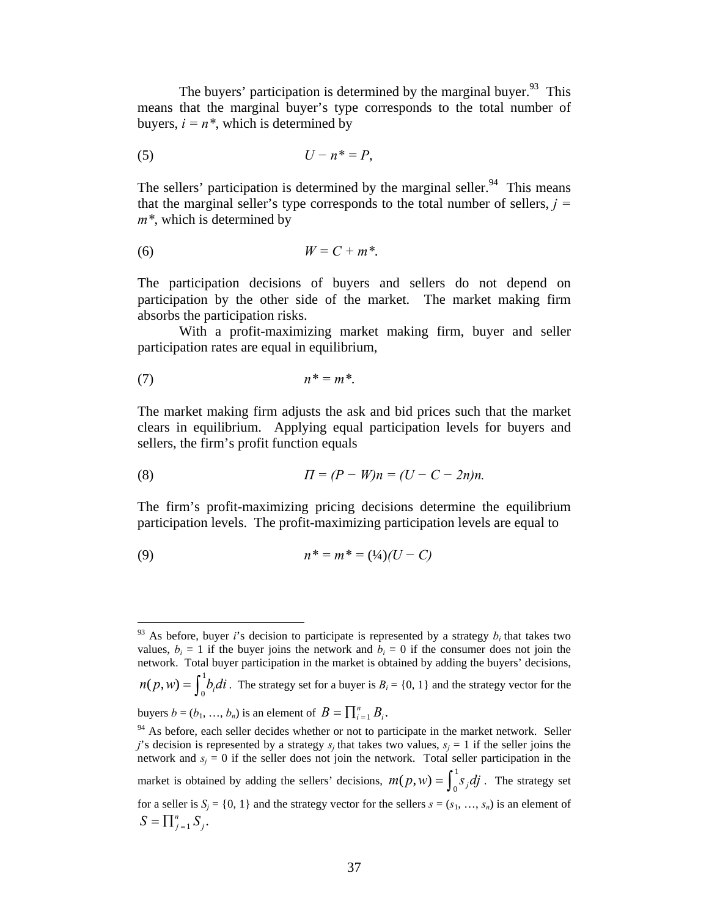The buyers' participation is determined by the marginal buyer.[93] This means that the marginal buyer's type corresponds to the total number of buyers, $i = n^*$, which is determined by

$$(5) \qquad U - n^* = P,$$

The sellers' participation is determined by the marginal seller.[94] This means that the marginal seller's type corresponds to the total number of sellers, $j = m^*$, which is determined by

$$(6) \qquad W = C + m^*.$$

The participation decisions of buyers and sellers do not depend on participation by the other side of the market. The market making firm absorbs the participation risks.

With a profit-maximizing market making firm, buyer and seller participation rates are equal in equilibrium,

$$(7) \qquad n^* = m^*.$$

The market making firm adjusts the ask and bid prices such that the market clears in equilibrium. Applying equal participation levels for buyers and sellers, the firm's profit function equals

$$(8) \qquad \Pi = (P - W)n = (U - C - 2n)n.$$

The firm's profit-maximizing pricing decisions determine the equilibrium participation levels. The profit-maximizing participation levels are equal to

$$(9) \qquad n^* = m^* = (1/4)(U - C)$$

---

[93] As before, buyer $i$'s decision to participate is represented by a strategy $b_i$ that takes two values, $b_i = 1$ if the buyer joins the network and $b_i = 0$ if the consumer does not join the network. Total buyer participation in the market is obtained by adding the buyers' decisions, $n(p, w) = \int_0^1 b_i di$. The strategy set for a buyer is $B_i = \{0, 1\}$ and the strategy vector for the buyers $b = (b_1, \ldots, b_n)$ is an element of $B = \prod_{i=1}^{n} B_i$.

[94] As before, each seller decides whether or not to participate in the market network. Seller $j$'s decision is represented by a strategy $s_j$ that takes two values, $s_j = 1$ if the seller joins the network and $s_j = 0$ if the seller does not join the network. Total seller participation in the market is obtained by adding the sellers' decisions, $m(p, w) = \int_0^1 s_j dj$. The strategy set for a seller is $S_j = \{0, 1\}$ and the strategy vector for the sellers $s = (s_1, \ldots, s_n)$ is an element of $S = \prod_{j=1}^{n} S_j$.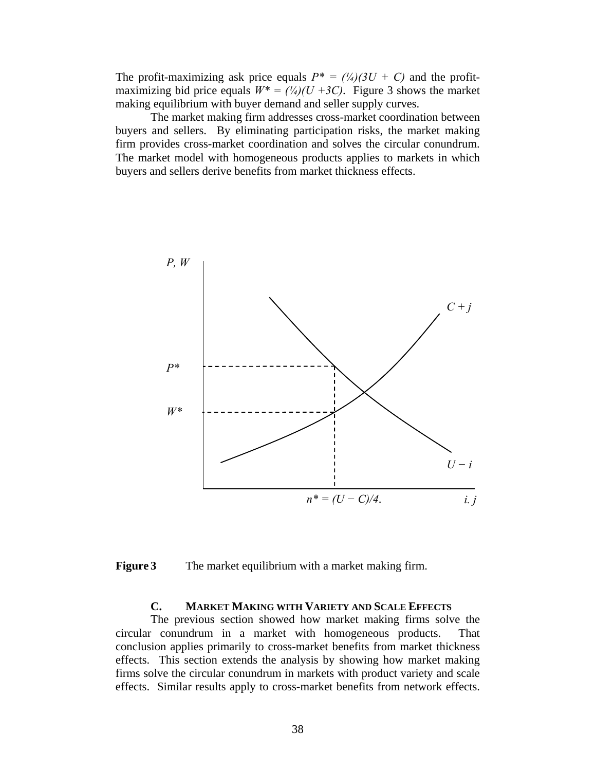The profit-maximizing ask price equals $P^* = (¼)(3U + C)$ and the profit-maximizing bid price equals $W^* = (¼)(U + 3C)$. Figure 3 shows the market making equilibrium with buyer demand and seller supply curves.

The market making firm addresses cross-market coordination between buyers and sellers. By eliminating participation risks, the market making firm provides cross-market coordination and solves the circular conundrum. The market model with homogeneous products applies to markets in which buyers and sellers derive benefits from market thickness effects.

**Figure 3** The market equilibrium with a market making firm.

### C. MARKET MAKING WITH VARIETY AND SCALE EFFECTS

The previous section showed how market making firms solve the circular conundrum in a market with homogeneous products. That conclusion applies primarily to cross-market benefits from market thickness effects. This section extends the analysis by showing how market making firms solve the circular conundrum in markets with product variety and scale effects. Similar results apply to cross-market benefits from network effects.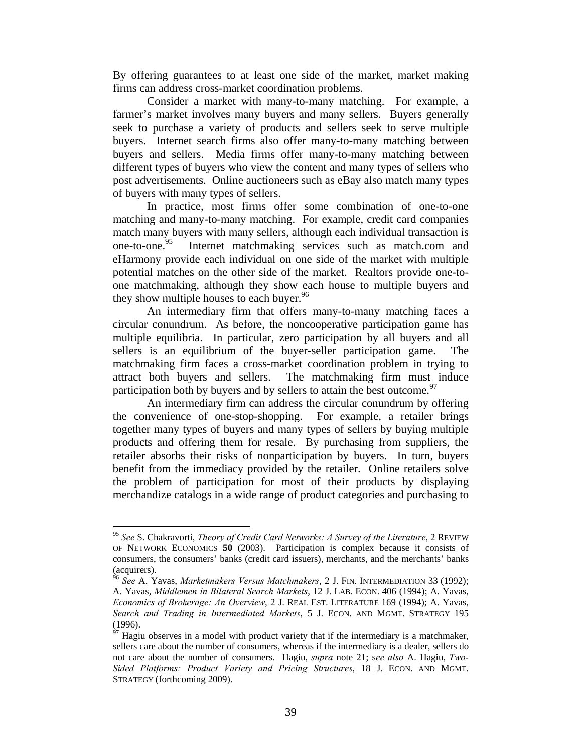By offering guarantees to at least one side of the market, market making firms can address cross-market coordination problems.

Consider a market with many-to-many matching. For example, a farmer's market involves many buyers and many sellers. Buyers generally seek to purchase a variety of products and sellers seek to serve multiple buyers. Internet search firms also offer many-to-many matching between buyers and sellers. Media firms offer many-to-many matching between different types of buyers who view the content and many types of sellers who post advertisements. Online auctioneers such as eBay also match many types of buyers with many types of sellers.

In practice, most firms offer some combination of one-to-one matching and many-to-many matching. For example, credit card companies match many buyers with many sellers, although each individual transaction is one-to-one.[95] Internet matchmaking services such as match.com and eHarmony provide each individual on one side of the market with multiple potential matches on the other side of the market. Realtors provide one-to-one matchmaking, although they show each house to multiple buyers and they show multiple houses to each buyer.[96]

An intermediary firm that offers many-to-many matching faces a circular conundrum. As before, the noncooperative participation game has multiple equilibria. In particular, zero participation by all buyers and all sellers is an equilibrium of the buyer-seller participation game. The matchmaking firm faces a cross-market coordination problem in trying to attract both buyers and sellers. The matchmaking firm must induce participation both by buyers and by sellers to attain the best outcome.[97]

An intermediary firm can address the circular conundrum by offering the convenience of one-stop-shopping. For example, a retailer brings together many types of buyers and many types of sellers by buying multiple products and offering them for resale. By purchasing from suppliers, the retailer absorbs their risks of nonparticipation by buyers. In turn, buyers benefit from the immediacy provided by the retailer. Online retailers solve the problem of participation for most of their products by displaying merchandize catalogs in a wide range of product categories and purchasing to

---

[95] *See* S. Chakravorti, *Theory of Credit Card Networks: A Survey of the Literature*, 2 REVIEW OF NETWORK ECONOMICS **50** (2003). Participation is complex because it consists of consumers, the consumers' banks (credit card issuers), merchants, and the merchants' banks (acquirers).

[96] *See* A. Yavas, *Marketmakers Versus Matchmakers*, 2 J. FIN. INTERMEDIATION 33 (1992); A. Yavas, *Middlemen in Bilateral Search Markets*, 12 J. LAB. ECON. 406 (1994); A. Yavas, *Economics of Brokerage: An Overview*, 2 J. REAL EST. LITERATURE 169 (1994); A. Yavas, *Search and Trading in Intermediated Markets*, 5 J. ECON. AND MGMT. STRATEGY 195 (1996).

[97] Hagiu observes in a model with product variety that if the intermediary is a matchmaker, sellers care about the number of consumers, whereas if the intermediary is a dealer, sellers do not care about the number of consumers. Hagiu, *supra* note 21; s*ee also* A. Hagiu, *Two-Sided Platforms: Product Variety and Pricing Structures*, 18 J. ECON. AND MGMT. STRATEGY (forthcoming 2009).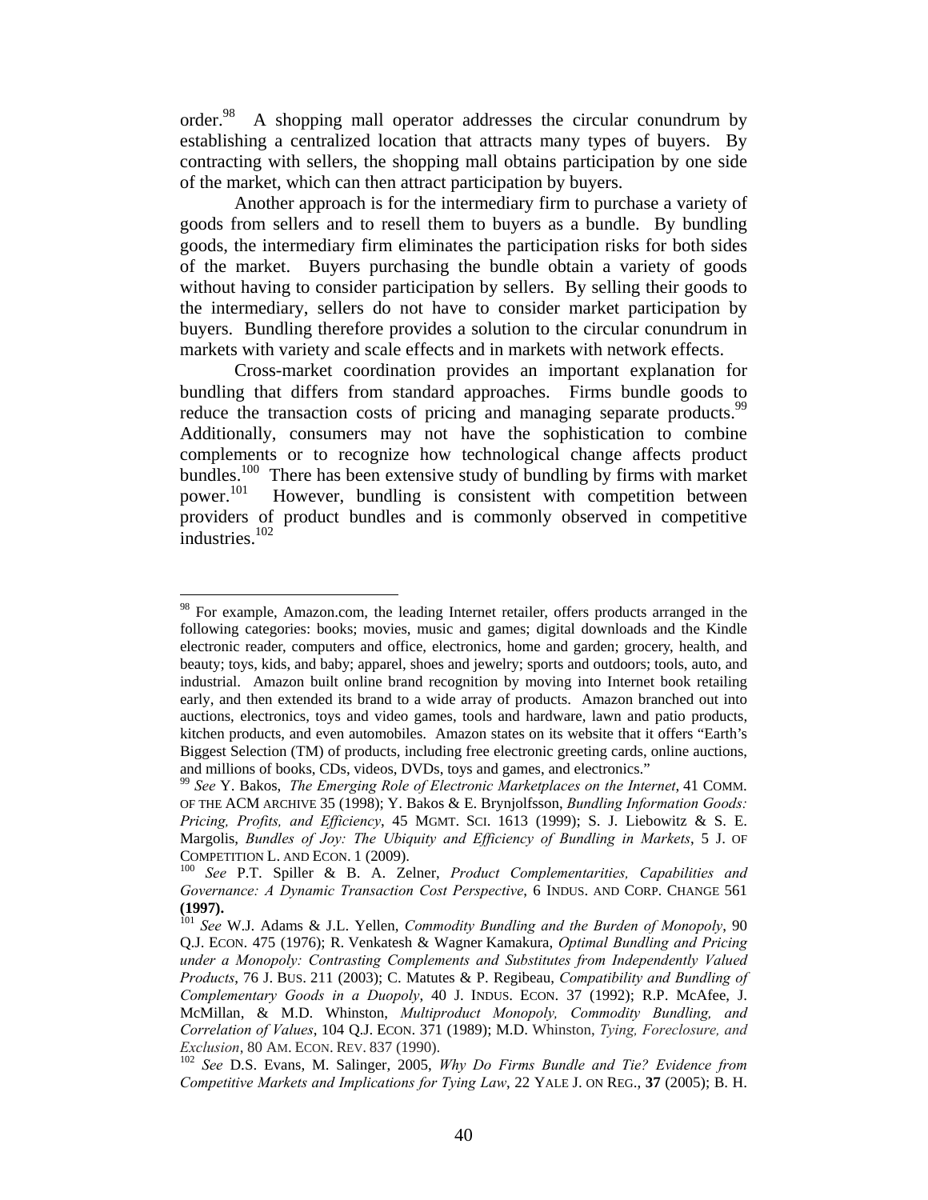order.[98] A shopping mall operator addresses the circular conundrum by establishing a centralized location that attracts many types of buyers. By contracting with sellers, the shopping mall obtains participation by one side of the market, which can then attract participation by buyers.

Another approach is for the intermediary firm to purchase a variety of goods from sellers and to resell them to buyers as a bundle. By bundling goods, the intermediary firm eliminates the participation risks for both sides of the market. Buyers purchasing the bundle obtain a variety of goods without having to consider participation by sellers. By selling their goods to the intermediary, sellers do not have to consider market participation by buyers. Bundling therefore provides a solution to the circular conundrum in markets with variety and scale effects and in markets with network effects.

Cross-market coordination provides an important explanation for bundling that differs from standard approaches. Firms bundle goods to reduce the transaction costs of pricing and managing separate products.[99] Additionally, consumers may not have the sophistication to combine complements or to recognize how technological change affects product bundles.[100] There has been extensive study of bundling by firms with market power.[101] However, bundling is consistent with competition between providers of product bundles and is commonly observed in competitive industries.[102]

---

[98] For example, Amazon.com, the leading Internet retailer, offers products arranged in the following categories: books; movies, music and games; digital downloads and the Kindle electronic reader, computers and office, electronics, home and garden; grocery, health, and beauty; toys, kids, and baby; apparel, shoes and jewelry; sports and outdoors; tools, auto, and industrial. Amazon built online brand recognition by moving into Internet book retailing early, and then extended its brand to a wide array of products. Amazon branched out into auctions, electronics, toys and video games, tools and hardware, lawn and patio products, kitchen products, and even automobiles. Amazon states on its website that it offers "Earth's Biggest Selection (TM) of products, including free electronic greeting cards, online auctions, and millions of books, CDs, videos, DVDs, toys and games, and electronics."

[99] *See* Y. Bakos, *The Emerging Role of Electronic Marketplaces on the Internet*, 41 COMM. OF THE ACM ARCHIVE 35 (1998); Y. Bakos & E. Brynjolfsson, *Bundling Information Goods: Pricing, Profits, and Efficiency*, 45 MGMT. SCI. 1613 (1999); S. J. Liebowitz & S. E. Margolis, *Bundles of Joy: The Ubiquity and Efficiency of Bundling in Markets*, 5 J. OF COMPETITION L. AND ECON. 1 (2009).

[100] *See* P.T. Spiller & B. A. Zelner, *Product Complementarities, Capabilities and Governance: A Dynamic Transaction Cost Perspective*, 6 INDUS. AND CORP. CHANGE 561 **(1997).**

[101] *See* W.J. Adams & J.L. Yellen, *Commodity Bundling and the Burden of Monopoly*, 90 Q.J. ECON. 475 (1976); R. Venkatesh & Wagner Kamakura, *Optimal Bundling and Pricing under a Monopoly: Contrasting Complements and Substitutes from Independently Valued Products*, 76 J. BUS. 211 (2003); C. Matutes & P. Regibeau, *Compatibility and Bundling of Complementary Goods in a Duopoly*, 40 J. INDUS. ECON. 37 (1992); R.P. McAfee, J. McMillan, & M.D. Whinston, *Multiproduct Monopoly, Commodity Bundling, and Correlation of Values*, 104 Q.J. ECON. 371 (1989); M.D. Whinston, *Tying, Foreclosure, and Exclusion*, 80 AM. ECON. REV. 837 (1990).

[102] *See* D.S. Evans, M. Salinger, 2005, *Why Do Firms Bundle and Tie? Evidence from Competitive Markets and Implications for Tying Law*, 22 YALE J. ON REG., **37** (2005); B. H.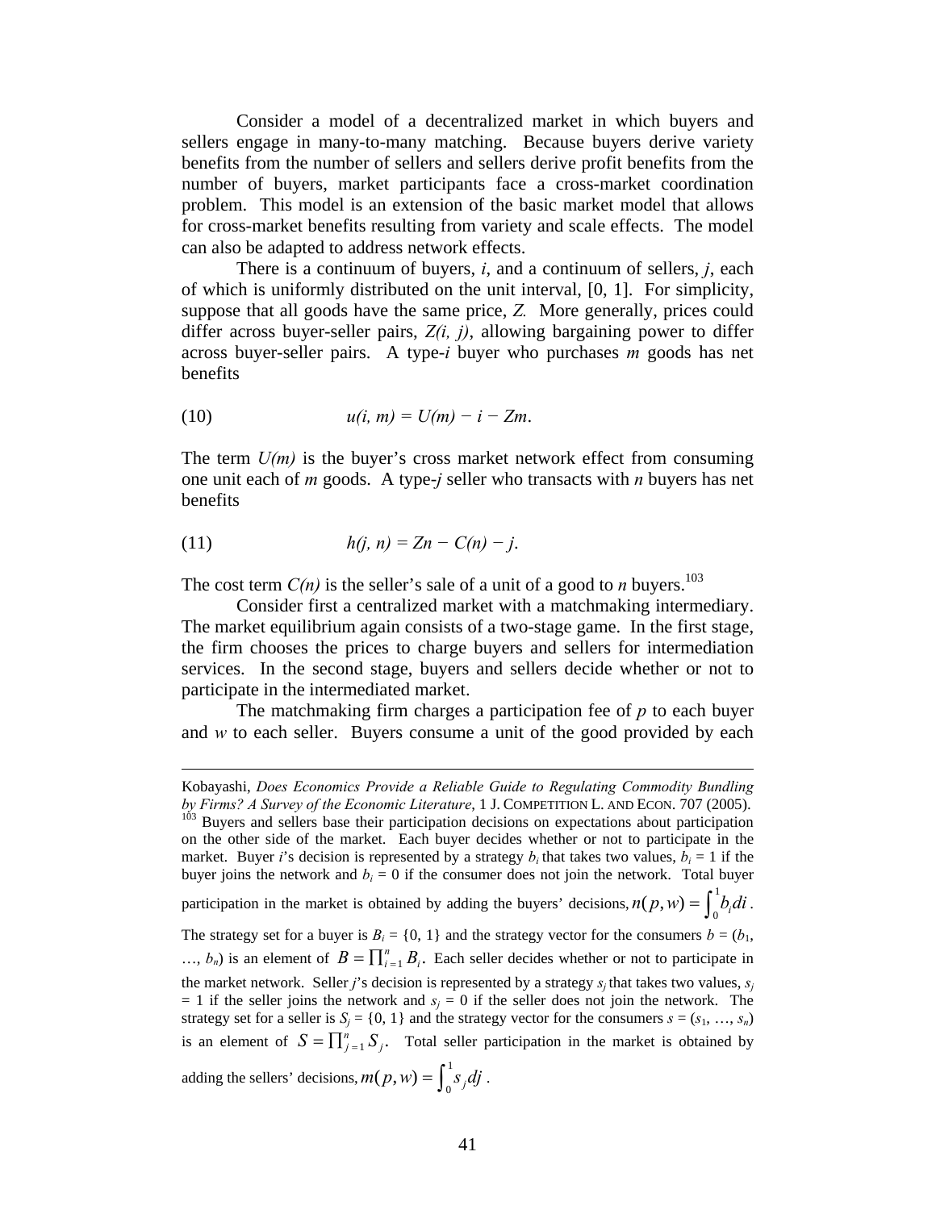Consider a model of a decentralized market in which buyers and sellers engage in many-to-many matching. Because buyers derive variety benefits from the number of sellers and sellers derive profit benefits from the number of buyers, market participants face a cross-market coordination problem. This model is an extension of the basic market model that allows for cross-market benefits resulting from variety and scale effects. The model can also be adapted to address network effects.

There is a continuum of buyers, *i*, and a continuum of sellers, *j*, each of which is uniformly distributed on the unit interval, [0, 1]. For simplicity, suppose that all goods have the same price, *Z*. More generally, prices could differ across buyer-seller pairs, *Z(i, j)*, allowing bargaining power to differ across buyer-seller pairs. A type-*i* buyer who purchases *m* goods has net benefits

$$u(i, m) = U(m) - i - Zm. \tag{10}$$

The term *U(m)* is the buyer's cross market network effect from consuming one unit each of *m* goods. A type-*j* seller who transacts with *n* buyers has net benefits

$$h(j, n) = Zn - C(n) - j. \tag{11}$$

The cost term *C(n)* is the seller's sale of a unit of a good to *n* buyers.[103]

Consider first a centralized market with a matchmaking intermediary. The market equilibrium again consists of a two-stage game. In the first stage, the firm chooses the prices to charge buyers and sellers for intermediation services. In the second stage, buyers and sellers decide whether or not to participate in the intermediated market.

The matchmaking firm charges a participation fee of *p* to each buyer and *w* to each seller. Buyers consume a unit of the good provided by each

---

Kobayashi, *Does Economics Provide a Reliable Guide to Regulating Commodity Bundling by Firms? A Survey of the Economic Literature*, 1 J. COMPETITION L. AND ECON. 707 (2005).

[103] Buyers and sellers base their participation decisions on expectations about participation on the other side of the market. Each buyer decides whether or not to participate in the market. Buyer *i*'s decision is represented by a strategy $b_i$ that takes two values, $b_i = 1$ if the buyer joins the network and $b_i = 0$ if the consumer does not join the network. Total buyer participation in the market is obtained by adding the buyers' decisions, $n(p, w) = \int_0^1 b_i di$. The strategy set for a buyer is $B_i = \{0, 1\}$ and the strategy vector for the consumers $b = (b_1, \ldots, b_n)$ is an element of $B = \prod_{i=1}^{n} B_i$. Each seller decides whether or not to participate in the market network. Seller *j*'s decision is represented by a strategy $s_j$ that takes two values, $s_j = 1$ if the seller joins the network and $s_j = 0$ if the seller does not join the network. The strategy set for a seller is $S_j = \{0, 1\}$ and the strategy vector for the consumers $s = (s_1, \ldots, s_n)$ is an element of $S = \prod_{j=1}^{n} S_j$. Total seller participation in the market is obtained by adding the sellers' decisions, $m(p, w) = \int_0^1 s_j dj$.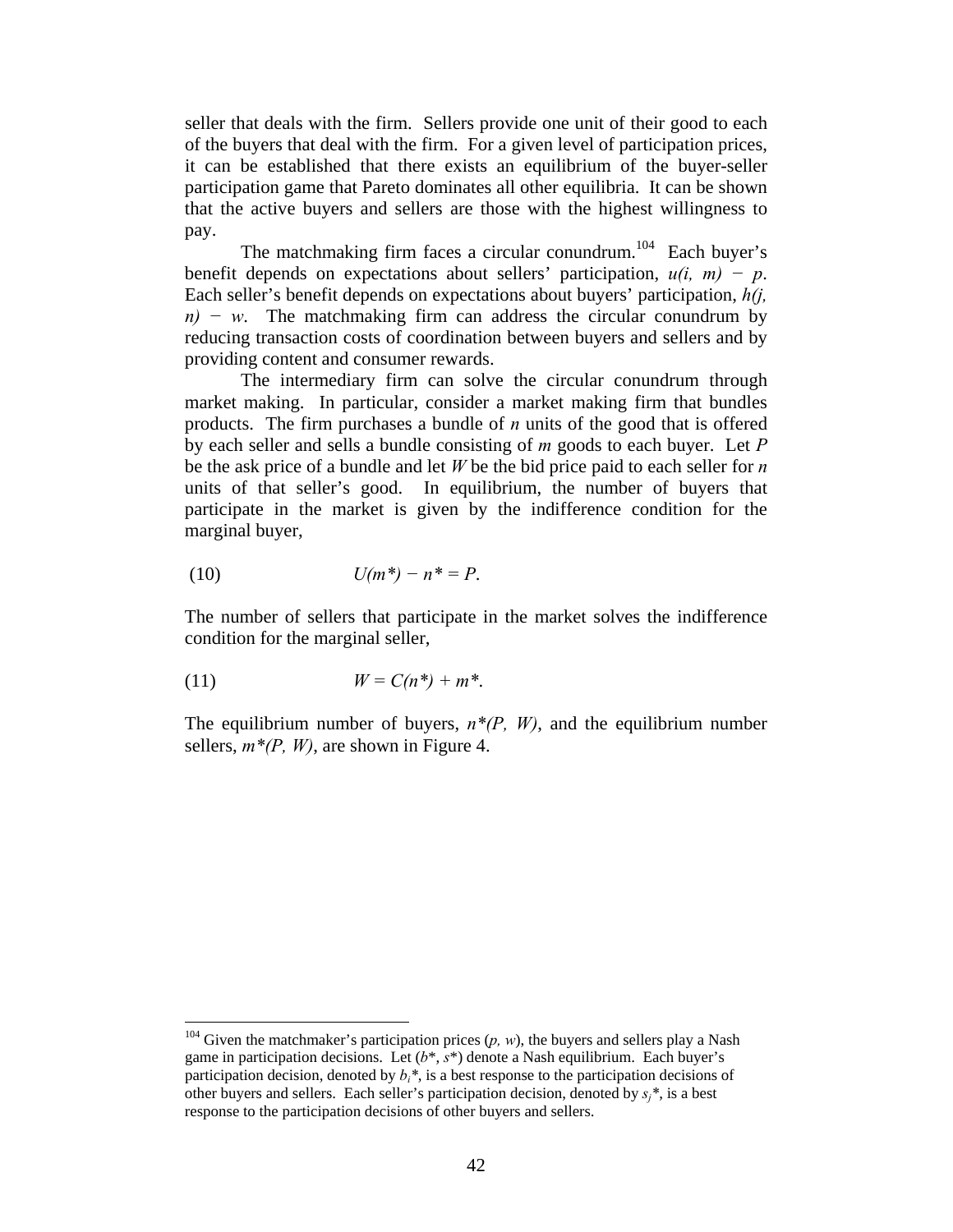seller that deals with the firm. Sellers provide one unit of their good to each of the buyers that deal with the firm. For a given level of participation prices, it can be established that there exists an equilibrium of the buyer-seller participation game that Pareto dominates all other equilibria. It can be shown that the active buyers and sellers are those with the highest willingness to pay.

The matchmaking firm faces a circular conundrum.[104] Each buyer's benefit depends on expectations about sellers' participation, $u(i, m) - p$. Each seller's benefit depends on expectations about buyers' participation, $h(j, n) - w$. The matchmaking firm can address the circular conundrum by reducing transaction costs of coordination between buyers and sellers and by providing content and consumer rewards.

The intermediary firm can solve the circular conundrum through market making. In particular, consider a market making firm that bundles products. The firm purchases a bundle of $n$ units of the good that is offered by each seller and sells a bundle consisting of $m$ goods to each buyer. Let $P$ be the ask price of a bundle and let $W$ be the bid price paid to each seller for $n$ units of that seller's good. In equilibrium, the number of buyers that participate in the market is given by the indifference condition for the marginal buyer,

$$U(m^*) - n^* = P. \tag{10}$$

The number of sellers that participate in the market solves the indifference condition for the marginal seller,

$$W = C(n^*) + m^*. \tag{11}$$

The equilibrium number of buyers, $n^*(P, W)$, and the equilibrium number sellers, $m^*(P, W)$, are shown in Figure 4.

---

[104] Given the matchmaker's participation prices $(p, w)$, the buyers and sellers play a Nash game in participation decisions. Let $(b^*, s^*)$ denote a Nash equilibrium. Each buyer's participation decision, denoted by $b_i^*$, is a best response to the participation decisions of other buyers and sellers. Each seller's participation decision, denoted by $s_j^*$, is a best response to the participation decisions of other buyers and sellers.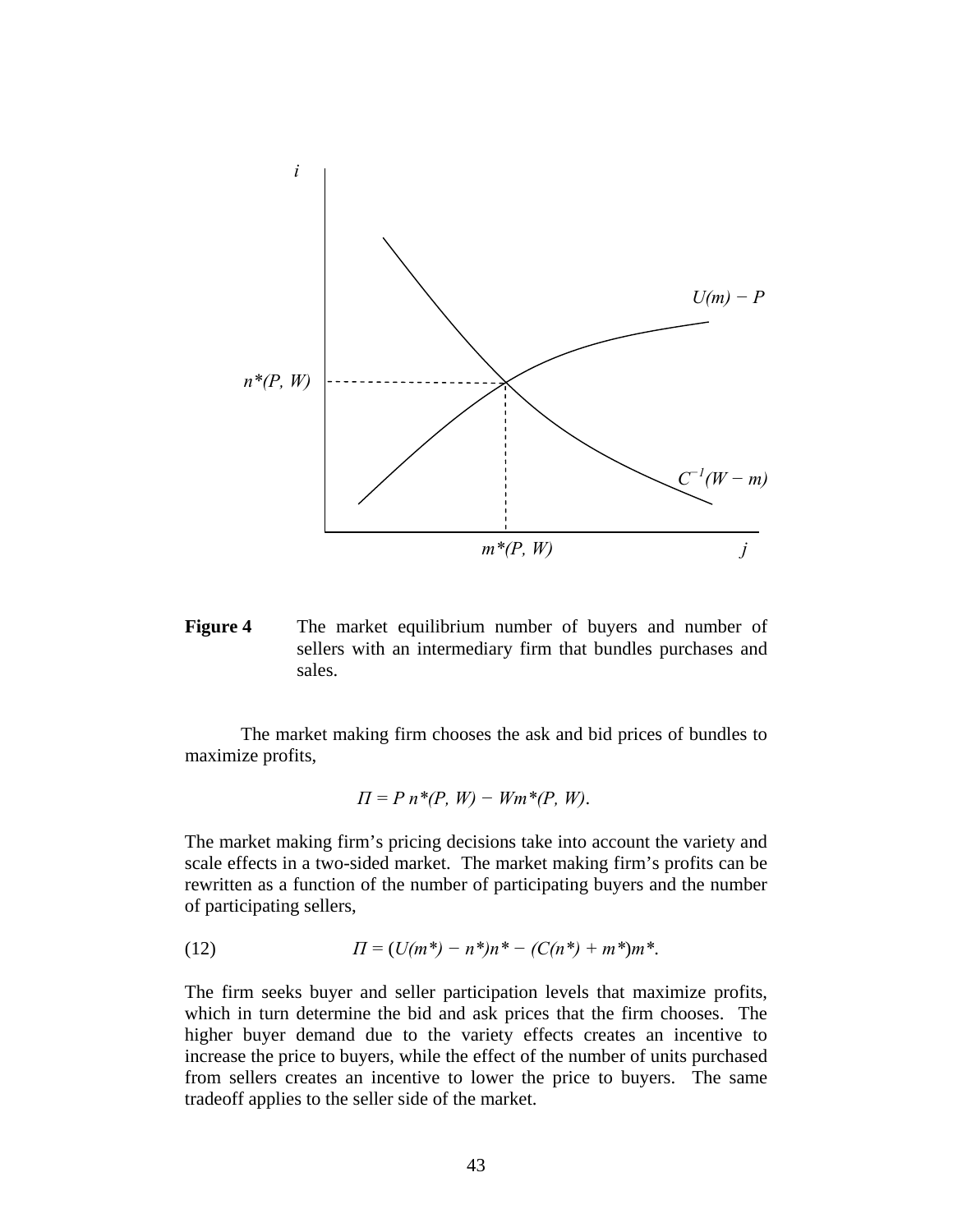**Figure 4** The market equilibrium number of buyers and number of sellers with an intermediary firm that bundles purchases and sales.

The market making firm chooses the ask and bid prices of bundles to maximize profits,

$$\Pi = P\, n^*(P, W) - W m^*(P, W).$$

The market making firm's pricing decisions take into account the variety and scale effects in a two-sided market. The market making firm's profits can be rewritten as a function of the number of participating buyers and the number of participating sellers,

$$\Pi = (U(m^*) - n^*)n^* - (C(n^*) + m^*)m^*. \tag{12}$$

The firm seeks buyer and seller participation levels that maximize profits, which in turn determine the bid and ask prices that the firm chooses. The higher buyer demand due to the variety effects creates an incentive to increase the price to buyers, while the effect of the number of units purchased from sellers creates an incentive to lower the price to buyers. The same tradeoff applies to the seller side of the market.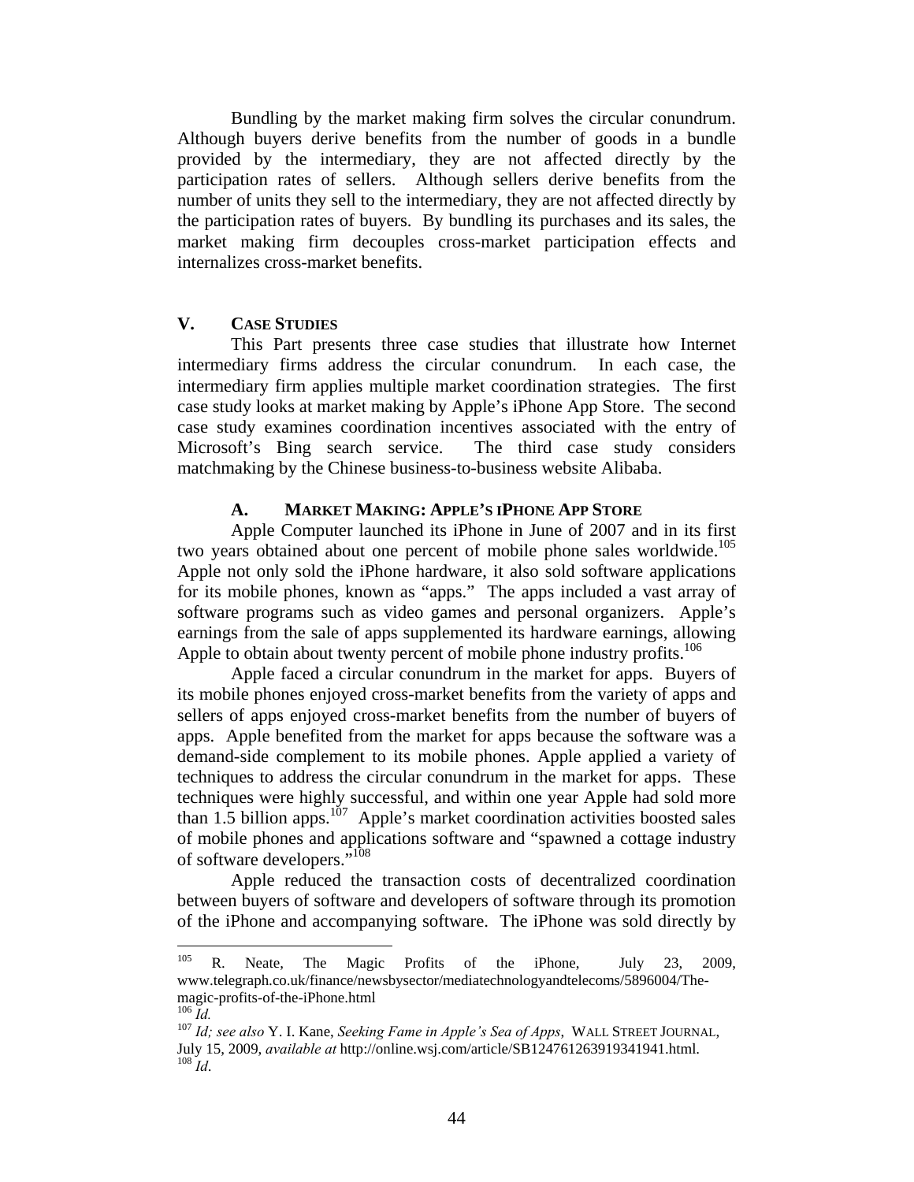Bundling by the market making firm solves the circular conundrum. Although buyers derive benefits from the number of goods in a bundle provided by the intermediary, they are not affected directly by the participation rates of sellers. Although sellers derive benefits from the number of units they sell to the intermediary, they are not affected directly by the participation rates of buyers. By bundling its purchases and its sales, the market making firm decouples cross-market participation effects and internalizes cross-market benefits.

## V. CASE STUDIES

This Part presents three case studies that illustrate how Internet intermediary firms address the circular conundrum. In each case, the intermediary firm applies multiple market coordination strategies. The first case study looks at market making by Apple's iPhone App Store. The second case study examines coordination incentives associated with the entry of Microsoft's Bing search service. The third case study considers matchmaking by the Chinese business-to-business website Alibaba.

### A. MARKET MAKING: APPLE'S IPHONE APP STORE

Apple Computer launched its iPhone in June of 2007 and in its first two years obtained about one percent of mobile phone sales worldwide.[105] Apple not only sold the iPhone hardware, it also sold software applications for its mobile phones, known as "apps." The apps included a vast array of software programs such as video games and personal organizers. Apple's earnings from the sale of apps supplemented its hardware earnings, allowing Apple to obtain about twenty percent of mobile phone industry profits.[106]

Apple faced a circular conundrum in the market for apps. Buyers of its mobile phones enjoyed cross-market benefits from the variety of apps and sellers of apps enjoyed cross-market benefits from the number of buyers of apps. Apple benefited from the market for apps because the software was a demand-side complement to its mobile phones. Apple applied a variety of techniques to address the circular conundrum in the market for apps. These techniques were highly successful, and within one year Apple had sold more than 1.5 billion apps.[107] Apple's market coordination activities boosted sales of mobile phones and applications software and "spawned a cottage industry of software developers."[108]

Apple reduced the transaction costs of decentralized coordination between buyers of software and developers of software through its promotion of the iPhone and accompanying software. The iPhone was sold directly by

---

[105] R. Neate, The Magic Profits of the iPhone, July 23, 2009, www.telegraph.co.uk/finance/newsbysector/mediatechnologyandtelecoms/5896004/The-magic-profits-of-the-iPhone.html

[106] *Id.*

[107] *Id; see also* Y. I. Kane, *Seeking Fame in Apple's Sea of Apps*, WALL STREET JOURNAL, July 15, 2009, *available at* http://online.wsj.com/article/SB124761263919341941.html.

[108] *Id*.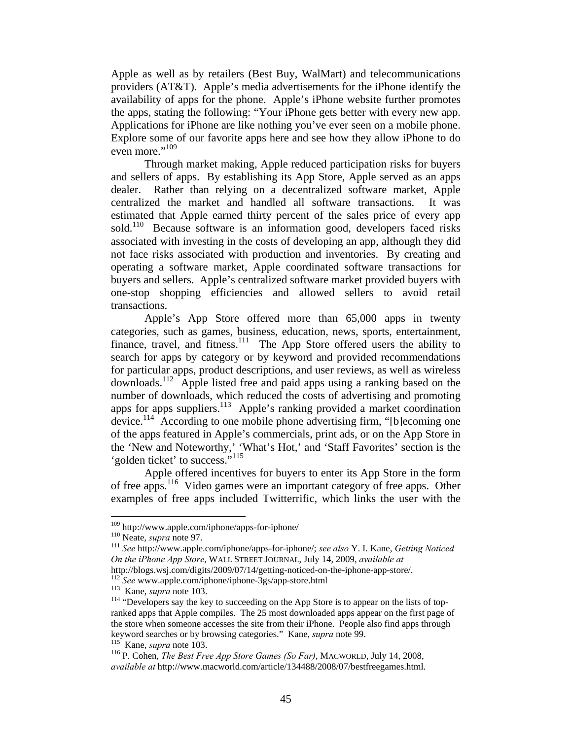Apple as well as by retailers (Best Buy, WalMart) and telecommunications providers (AT&T). Apple's media advertisements for the iPhone identify the availability of apps for the phone. Apple's iPhone website further promotes the apps, stating the following: "Your iPhone gets better with every new app. Applications for iPhone are like nothing you've ever seen on a mobile phone. Explore some of our favorite apps here and see how they allow iPhone to do even more."[109]

Through market making, Apple reduced participation risks for buyers and sellers of apps. By establishing its App Store, Apple served as an apps dealer. Rather than relying on a decentralized software market, Apple centralized the market and handled all software transactions. It was estimated that Apple earned thirty percent of the sales price of every app sold.[110] Because software is an information good, developers faced risks associated with investing in the costs of developing an app, although they did not face risks associated with production and inventories. By creating and operating a software market, Apple coordinated software transactions for buyers and sellers. Apple's centralized software market provided buyers with one-stop shopping efficiencies and allowed sellers to avoid retail transactions.

Apple's App Store offered more than 65,000 apps in twenty categories, such as games, business, education, news, sports, entertainment, finance, travel, and fitness.[111] The App Store offered users the ability to search for apps by category or by keyword and provided recommendations for particular apps, product descriptions, and user reviews, as well as wireless downloads.[112] Apple listed free and paid apps using a ranking based on the number of downloads, which reduced the costs of advertising and promoting apps for apps suppliers.[113] Apple's ranking provided a market coordination device.[114] According to one mobile phone advertising firm, "[b]ecoming one of the apps featured in Apple's commercials, print ads, or on the App Store in the 'New and Noteworthy,' 'What's Hot,' and 'Staff Favorites' section is the 'golden ticket' to success."[115]

Apple offered incentives for buyers to enter its App Store in the form of free apps.[116] Video games were an important category of free apps. Other examples of free apps included Twitterrific, which links the user with the

---

[109] http://www.apple.com/iphone/apps-for-iphone/

[110] Neate, *supra* note 97.

[111] *See* http://www.apple.com/iphone/apps-for-iphone/; *see also* Y. I. Kane, *Getting Noticed On the iPhone App Store*, WALL STREET JOURNAL, July 14, 2009, *available at* http://blogs.wsj.com/digits/2009/07/14/getting-noticed-on-the-iphone-app-store/.

[112] *See* www.apple.com/iphone/iphone-3gs/app-store.html

[113] Kane, *supra* note 103.

[114] "Developers say the key to succeeding on the App Store is to appear on the lists of top-ranked apps that Apple compiles. The 25 most downloaded apps appear on the first page of the store when someone accesses the site from their iPhone. People also find apps through keyword searches or by browsing categories." Kane, *supra* note 99.

[115] Kane, *supra* note 103.

[116] P. Cohen, *The Best Free App Store Games (So Far)*, MACWORLD, July 14, 2008, *available at* http://www.macworld.com/article/134488/2008/07/bestfreegames.html.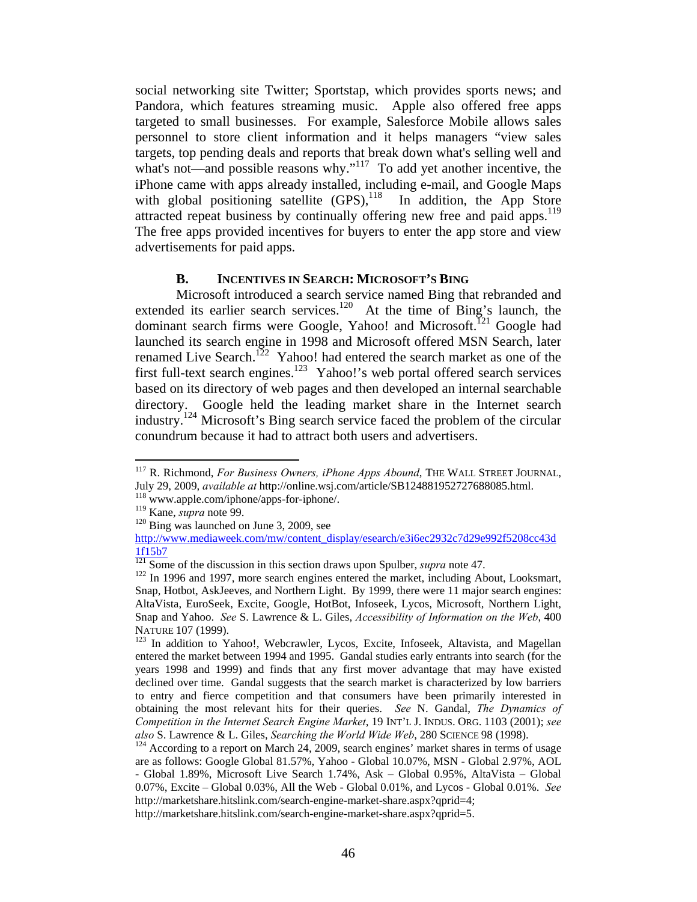social networking site Twitter; Sportstap, which provides sports news; and Pandora, which features streaming music. Apple also offered free apps targeted to small businesses. For example, Salesforce Mobile allows sales personnel to store client information and it helps managers "view sales targets, top pending deals and reports that break down what's selling well and what's not—and possible reasons why."[117] To add yet another incentive, the iPhone came with apps already installed, including e-mail, and Google Maps with global positioning satellite (GPS),[118] In addition, the App Store attracted repeat business by continually offering new free and paid apps.[119] The free apps provided incentives for buyers to enter the app store and view advertisements for paid apps.

### B. INCENTIVES IN SEARCH: MICROSOFT'S BING

Microsoft introduced a search service named Bing that rebranded and extended its earlier search services.[120] At the time of Bing's launch, the dominant search firms were Google, Yahoo! and Microsoft.[121] Google had launched its search engine in 1998 and Microsoft offered MSN Search, later renamed Live Search.[122] Yahoo! had entered the search market as one of the first full-text search engines.[123] Yahoo!'s web portal offered search services based on its directory of web pages and then developed an internal searchable directory. Google held the leading market share in the Internet search industry.[124] Microsoft's Bing search service faced the problem of the circular conundrum because it had to attract both users and advertisers.

---

[117] R. Richmond, *For Business Owners, iPhone Apps Abound*, THE WALL STREET JOURNAL, July 29, 2009, *available at* http://online.wsj.com/article/SB124881952727688085.html.

[118] www.apple.com/iphone/apps-for-iphone/.

[119] Kane, *supra* note 99.

[120] Bing was launched on June 3, 2009, see http://www.mediaweek.com/mw/content_display/esearch/e3i6ec2932c7d29e992f5208cc43d1f15b7

[121] Some of the discussion in this section draws upon Spulber, *supra* note 47.

[122] In 1996 and 1997, more search engines entered the market, including About, Looksmart, Snap, Hotbot, AskJeeves, and Northern Light. By 1999, there were 11 major search engines: AltaVista, EuroSeek, Excite, Google, HotBot, Infoseek, Lycos, Microsoft, Northern Light, Snap and Yahoo. *See* S. Lawrence & L. Giles, *Accessibility of Information on the Web*, 400 NATURE 107 (1999).

[123] In addition to Yahoo!, Webcrawler, Lycos, Excite, Infoseek, Altavista, and Magellan entered the market between 1994 and 1995. Gandal studies early entrants into search (for the years 1998 and 1999) and finds that any first mover advantage that may have existed declined over time. Gandal suggests that the search market is characterized by low barriers to entry and fierce competition and that consumers have been primarily interested in obtaining the most relevant hits for their queries. *See* N. Gandal, *The Dynamics of Competition in the Internet Search Engine Market*, 19 INT'L J. INDUS. ORG. 1103 (2001); *see also* S. Lawrence & L. Giles, *Searching the World Wide Web*, 280 SCIENCE 98 (1998).

[124] According to a report on March 24, 2009, search engines' market shares in terms of usage are as follows: Google Global 81.57%, Yahoo - Global 10.07%, MSN - Global 2.97%, AOL - Global 1.89%, Microsoft Live Search 1.74%, Ask – Global 0.95%, AltaVista – Global 0.07%, Excite – Global 0.03%, All the Web - Global 0.01%, and Lycos - Global 0.01%. *See* http://marketshare.hitslink.com/search-engine-market-share.aspx?qprid=4; http://marketshare.hitslink.com/search-engine-market-share.aspx?qprid=5.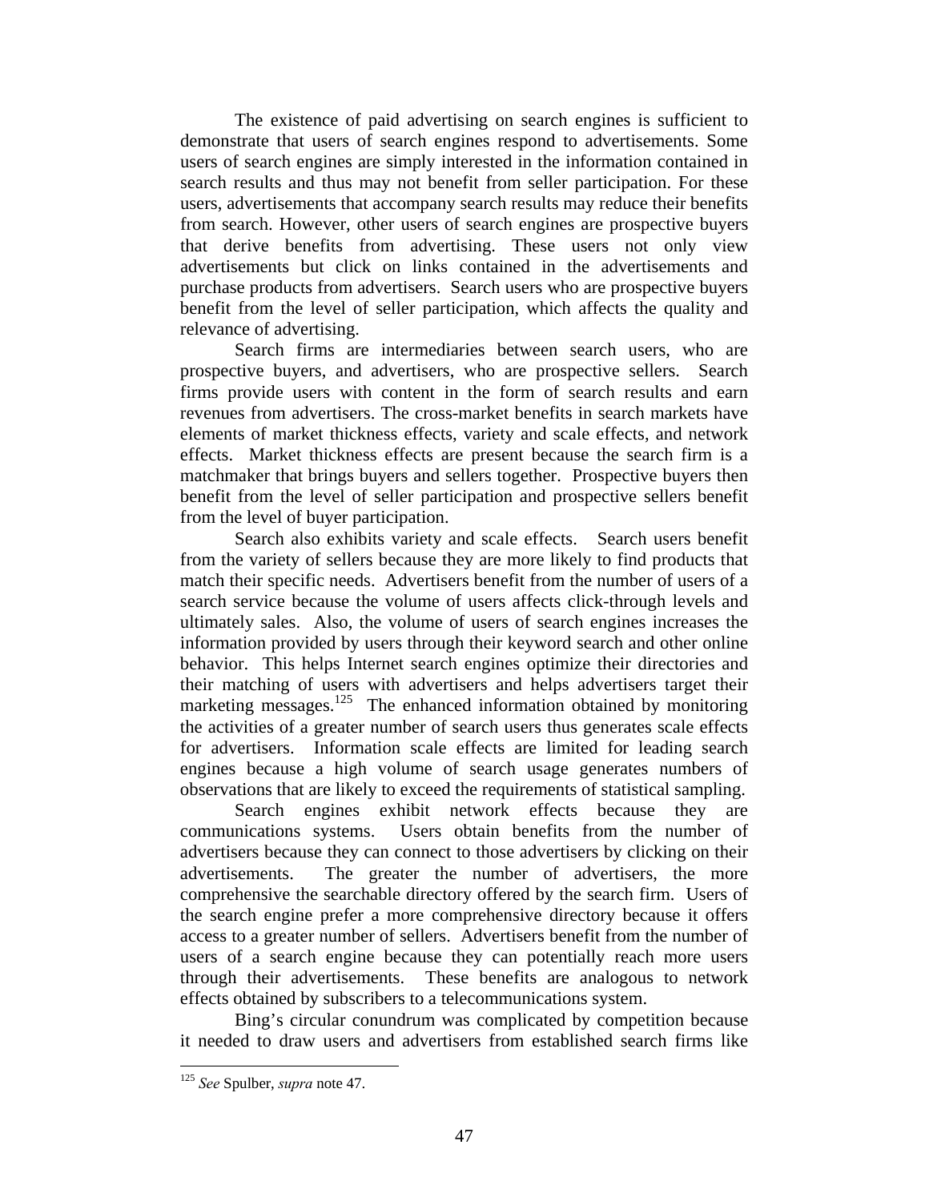The existence of paid advertising on search engines is sufficient to demonstrate that users of search engines respond to advertisements. Some users of search engines are simply interested in the information contained in search results and thus may not benefit from seller participation. For these users, advertisements that accompany search results may reduce their benefits from search. However, other users of search engines are prospective buyers that derive benefits from advertising. These users not only view advertisements but click on links contained in the advertisements and purchase products from advertisers. Search users who are prospective buyers benefit from the level of seller participation, which affects the quality and relevance of advertising.

Search firms are intermediaries between search users, who are prospective buyers, and advertisers, who are prospective sellers. Search firms provide users with content in the form of search results and earn revenues from advertisers. The cross-market benefits in search markets have elements of market thickness effects, variety and scale effects, and network effects. Market thickness effects are present because the search firm is a matchmaker that brings buyers and sellers together. Prospective buyers then benefit from the level of seller participation and prospective sellers benefit from the level of buyer participation.

Search also exhibits variety and scale effects. Search users benefit from the variety of sellers because they are more likely to find products that match their specific needs. Advertisers benefit from the number of users of a search service because the volume of users affects click-through levels and ultimately sales. Also, the volume of users of search engines increases the information provided by users through their keyword search and other online behavior. This helps Internet search engines optimize their directories and their matching of users with advertisers and helps advertisers target their marketing messages.[125] The enhanced information obtained by monitoring the activities of a greater number of search users thus generates scale effects for advertisers. Information scale effects are limited for leading search engines because a high volume of search usage generates numbers of observations that are likely to exceed the requirements of statistical sampling.

Search engines exhibit network effects because they are communications systems. Users obtain benefits from the number of advertisers because they can connect to those advertisers by clicking on their advertisements. The greater the number of advertisers, the more comprehensive the searchable directory offered by the search firm. Users of the search engine prefer a more comprehensive directory because it offers access to a greater number of sellers. Advertisers benefit from the number of users of a search engine because they can potentially reach more users through their advertisements. These benefits are analogous to network effects obtained by subscribers to a telecommunications system.

Bing's circular conundrum was complicated by competition because it needed to draw users and advertisers from established search firms like

---

[125] *See* Spulber, *supra* note 47.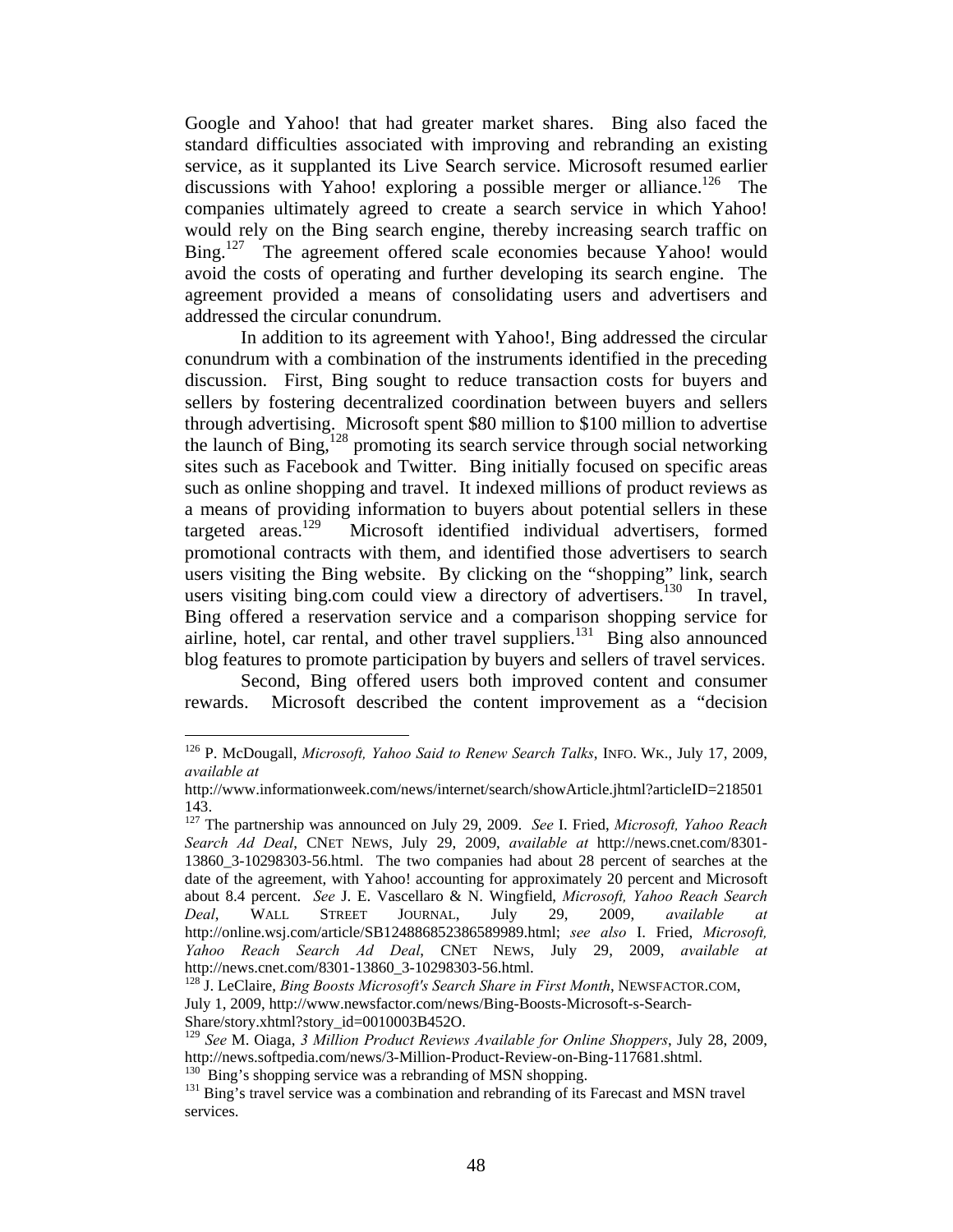Google and Yahoo! that had greater market shares. Bing also faced the standard difficulties associated with improving and rebranding an existing service, as it supplanted its Live Search service. Microsoft resumed earlier discussions with Yahoo! exploring a possible merger or alliance.[126] The companies ultimately agreed to create a search service in which Yahoo! would rely on the Bing search engine, thereby increasing search traffic on Bing.[127] The agreement offered scale economies because Yahoo! would avoid the costs of operating and further developing its search engine. The agreement provided a means of consolidating users and advertisers and addressed the circular conundrum.

In addition to its agreement with Yahoo!, Bing addressed the circular conundrum with a combination of the instruments identified in the preceding discussion. First, Bing sought to reduce transaction costs for buyers and sellers by fostering decentralized coordination between buyers and sellers through advertising. Microsoft spent $80 million to $100 million to advertise the launch of Bing,[128] promoting its search service through social networking sites such as Facebook and Twitter. Bing initially focused on specific areas such as online shopping and travel. It indexed millions of product reviews as a means of providing information to buyers about potential sellers in these targeted areas.[129] Microsoft identified individual advertisers, formed promotional contracts with them, and identified those advertisers to search users visiting the Bing website. By clicking on the "shopping" link, search users visiting bing.com could view a directory of advertisers.[130] In travel, Bing offered a reservation service and a comparison shopping service for airline, hotel, car rental, and other travel suppliers.[131] Bing also announced blog features to promote participation by buyers and sellers of travel services.

Second, Bing offered users both improved content and consumer rewards. Microsoft described the content improvement as a "decision

---

[126] P. McDougall, *Microsoft, Yahoo Said to Renew Search Talks*, INFO. WK., July 17, 2009, *available at* http://www.informationweek.com/news/internet/search/showArticle.jhtml?articleID=218501143.

[127] The partnership was announced on July 29, 2009. *See* I. Fried, *Microsoft, Yahoo Reach Search Ad Deal*, CNET NEWS, July 29, 2009, *available at* http://news.cnet.com/8301-13860_3-10298303-56.html. The two companies had about 28 percent of searches at the date of the agreement, with Yahoo! accounting for approximately 20 percent and Microsoft about 8.4 percent. *See* J. E. Vascellaro & N. Wingfield, *Microsoft, Yahoo Reach Search Deal*, WALL STREET JOURNAL, July 29, 2009, *available at* http://online.wsj.com/article/SB124886852386589989.html; *see also* I. Fried, *Microsoft, Yahoo Reach Search Ad Deal*, CNET NEWS, July 29, 2009, *available at* http://news.cnet.com/8301-13860_3-10298303-56.html.

[128] J. LeClaire, *Bing Boosts Microsoft's Search Share in First Month*, NEWSFACTOR.COM, July 1, 2009, http://www.newsfactor.com/news/Bing-Boosts-Microsoft-s-Search-Share/story.xhtml?story_id=0010003B452O.

[129] *See* M. Oiaga, *3 Million Product Reviews Available for Online Shoppers*, July 28, 2009, http://news.softpedia.com/news/3-Million-Product-Review-on-Bing-117681.shtml.

[130] Bing's shopping service was a rebranding of MSN shopping.

[131] Bing's travel service was a combination and rebranding of its Farecast and MSN travel services.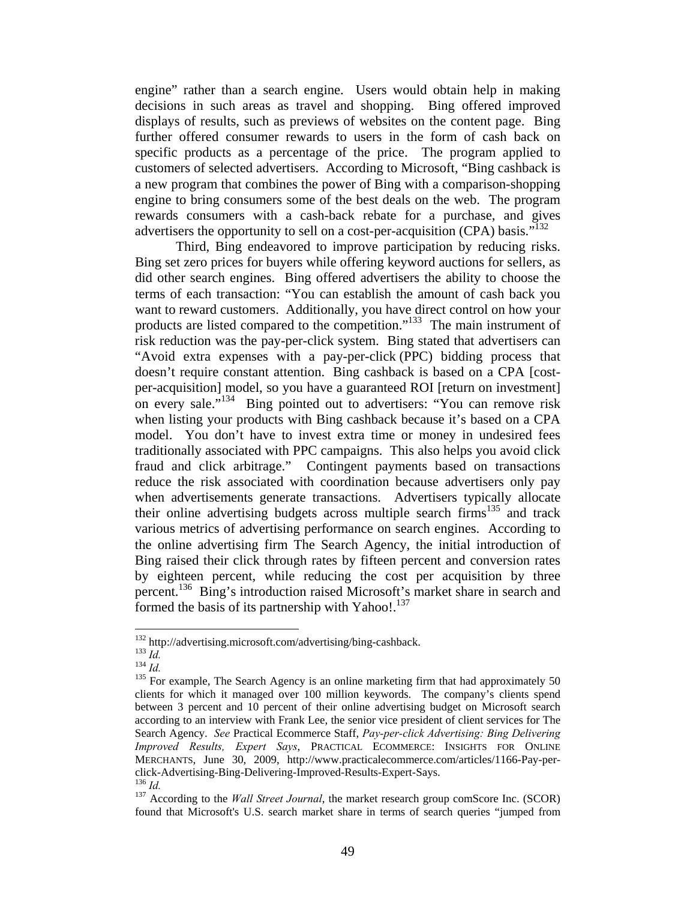engine" rather than a search engine. Users would obtain help in making decisions in such areas as travel and shopping. Bing offered improved displays of results, such as previews of websites on the content page. Bing further offered consumer rewards to users in the form of cash back on specific products as a percentage of the price. The program applied to customers of selected advertisers. According to Microsoft, "Bing cashback is a new program that combines the power of Bing with a comparison-shopping engine to bring consumers some of the best deals on the web. The program rewards consumers with a cash-back rebate for a purchase, and gives advertisers the opportunity to sell on a cost-per-acquisition (CPA) basis."[132]

Third, Bing endeavored to improve participation by reducing risks. Bing set zero prices for buyers while offering keyword auctions for sellers, as did other search engines. Bing offered advertisers the ability to choose the terms of each transaction: "You can establish the amount of cash back you want to reward customers. Additionally, you have direct control on how your products are listed compared to the competition."[133] The main instrument of risk reduction was the pay-per-click system. Bing stated that advertisers can "Avoid extra expenses with a pay-per-click (PPC) bidding process that doesn't require constant attention. Bing cashback is based on a CPA [cost-per-acquisition] model, so you have a guaranteed ROI [return on investment] on every sale."[134] Bing pointed out to advertisers: "You can remove risk when listing your products with Bing cashback because it's based on a CPA model. You don't have to invest extra time or money in undesired fees traditionally associated with PPC campaigns. This also helps you avoid click fraud and click arbitrage." Contingent payments based on transactions reduce the risk associated with coordination because advertisers only pay when advertisements generate transactions. Advertisers typically allocate their online advertising budgets across multiple search firms[135] and track various metrics of advertising performance on search engines. According to the online advertising firm The Search Agency, the initial introduction of Bing raised their click through rates by fifteen percent and conversion rates by eighteen percent, while reducing the cost per acquisition by three percent.[136] Bing's introduction raised Microsoft's market share in search and formed the basis of its partnership with Yahoo!.[137]

---

[132] http://advertising.microsoft.com/advertising/bing-cashback.

[133] *Id.*

[134] *Id.*

[135] For example, The Search Agency is an online marketing firm that had approximately 50 clients for which it managed over 100 million keywords. The company's clients spend between 3 percent and 10 percent of their online advertising budget on Microsoft search according to an interview with Frank Lee, the senior vice president of client services for The Search Agency. *See* Practical Ecommerce Staff, *Pay-per-click Advertising: Bing Delivering Improved Results, Expert Says*, PRACTICAL ECOMMERCE: INSIGHTS FOR ONLINE MERCHANTS, June 30, 2009, http://www.practicalecommerce.com/articles/1166-Pay-per-click-Advertising-Bing-Delivering-Improved-Results-Expert-Says.

[136] *Id.*

[137] According to the *Wall Street Journal*, the market research group comScore Inc. (SCOR) found that Microsoft's U.S. search market share in terms of search queries "jumped from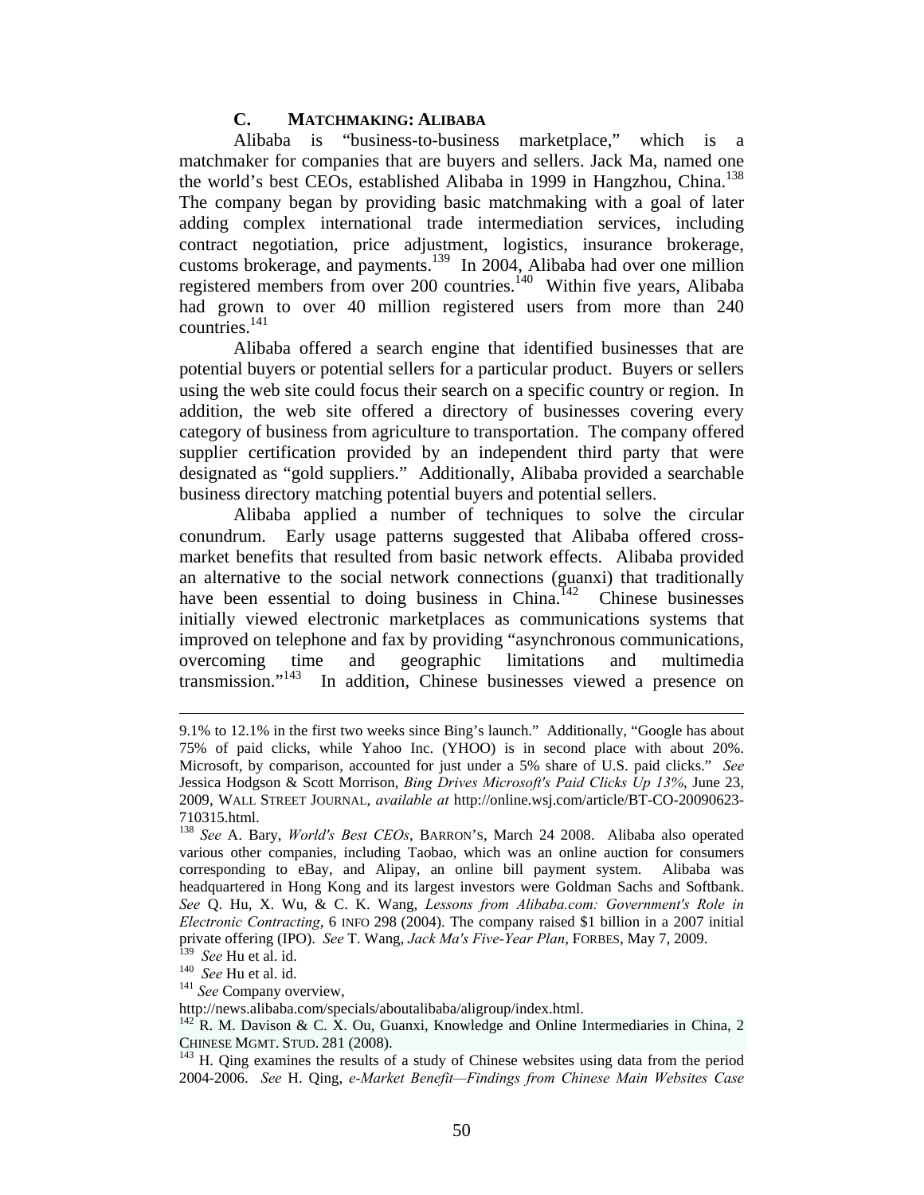### C. MATCHMAKING: ALIBABA

Alibaba is "business-to-business marketplace," which is a matchmaker for companies that are buyers and sellers. Jack Ma, named one the world's best CEOs, established Alibaba in 1999 in Hangzhou, China.[138] The company began by providing basic matchmaking with a goal of later adding complex international trade intermediation services, including contract negotiation, price adjustment, logistics, insurance brokerage, customs brokerage, and payments.[139] In 2004, Alibaba had over one million registered members from over 200 countries.[140] Within five years, Alibaba had grown to over 40 million registered users from more than 240 countries.[141]

Alibaba offered a search engine that identified businesses that are potential buyers or potential sellers for a particular product. Buyers or sellers using the web site could focus their search on a specific country or region. In addition, the web site offered a directory of businesses covering every category of business from agriculture to transportation. The company offered supplier certification provided by an independent third party that were designated as "gold suppliers." Additionally, Alibaba provided a searchable business directory matching potential buyers and potential sellers.

Alibaba applied a number of techniques to solve the circular conundrum. Early usage patterns suggested that Alibaba offered cross-market benefits that resulted from basic network effects. Alibaba provided an alternative to the social network connections (guanxi) that traditionally have been essential to doing business in China.[142] Chinese businesses initially viewed electronic marketplaces as communications systems that improved on telephone and fax by providing "asynchronous communications, overcoming time and geographic limitations and multimedia transmission."[143] In addition, Chinese businesses viewed a presence on

---

9.1% to 12.1% in the first two weeks since Bing's launch." Additionally, "Google has about 75% of paid clicks, while Yahoo Inc. (YHOO) is in second place with about 20%. Microsoft, by comparison, accounted for just under a 5% share of U.S. paid clicks." *See* Jessica Hodgson & Scott Morrison, *Bing Drives Microsoft's Paid Clicks Up 13%*, June 23, 2009, WALL STREET JOURNAL, *available at* http://online.wsj.com/article/BT-CO-20090623-710315.html.

[138] *See* A. Bary, *World's Best CEOs*, BARRON'S, March 24 2008. Alibaba also operated various other companies, including Taobao, which was an online auction for consumers corresponding to eBay, and Alipay, an online bill payment system. Alibaba was headquartered in Hong Kong and its largest investors were Goldman Sachs and Softbank. *See* Q. Hu, X. Wu, & C. K. Wang, *Lessons from Alibaba.com: Government's Role in Electronic Contracting*, 6 INFO 298 (2004). The company raised $1 billion in a 2007 initial private offering (IPO). *See* T. Wang, *Jack Ma's Five-Year Plan*, FORBES, May 7, 2009.

[139] *See* Hu et al. id.

[140] *See* Hu et al. id.

[141] *See* Company overview, http://news.alibaba.com/specials/aboutalibaba/aligroup/index.html.

[142] R. M. Davison & C. X. Ou, Guanxi, Knowledge and Online Intermediaries in China, 2 CHINESE MGMT. STUD. 281 (2008).

[143] H. Qing examines the results of a study of Chinese websites using data from the period 2004-2006. *See* H. Qing, *e-Market Benefit—Findings from Chinese Main Websites Case*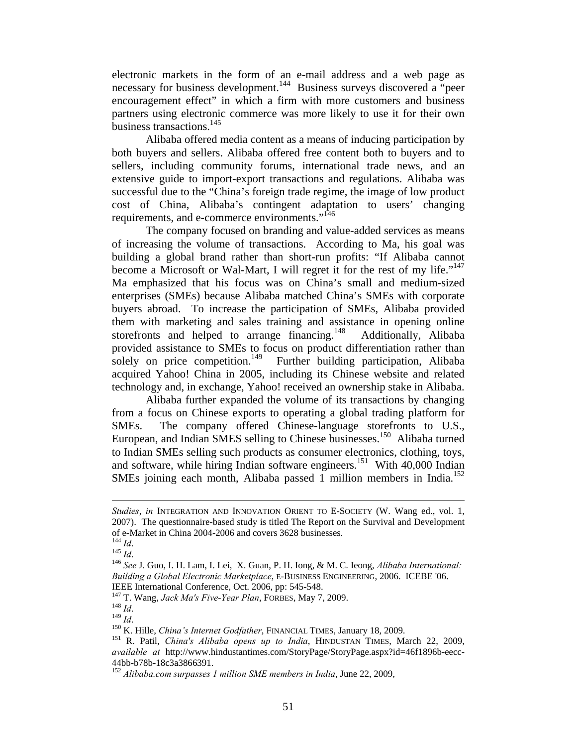electronic markets in the form of an e-mail address and a web page as necessary for business development.[144] Business surveys discovered a "peer encouragement effect" in which a firm with more customers and business partners using electronic commerce was more likely to use it for their own business transactions.[145]

Alibaba offered media content as a means of inducing participation by both buyers and sellers. Alibaba offered free content both to buyers and to sellers, including community forums, international trade news, and an extensive guide to import-export transactions and regulations. Alibaba was successful due to the "China's foreign trade regime, the image of low product cost of China, Alibaba's contingent adaptation to users' changing requirements, and e-commerce environments."[146]

The company focused on branding and value-added services as means of increasing the volume of transactions. According to Ma, his goal was building a global brand rather than short-run profits: "If Alibaba cannot become a Microsoft or Wal-Mart, I will regret it for the rest of my life."[147] Ma emphasized that his focus was on China's small and medium-sized enterprises (SMEs) because Alibaba matched China's SMEs with corporate buyers abroad. To increase the participation of SMEs, Alibaba provided them with marketing and sales training and assistance in opening online storefronts and helped to arrange financing.[148] Additionally, Alibaba provided assistance to SMEs to focus on product differentiation rather than solely on price competition.[149] Further building participation, Alibaba acquired Yahoo! China in 2005, including its Chinese website and related technology and, in exchange, Yahoo! received an ownership stake in Alibaba.

Alibaba further expanded the volume of its transactions by changing from a focus on Chinese exports to operating a global trading platform for SMEs. The company offered Chinese-language storefronts to U.S., European, and Indian SMES selling to Chinese businesses.[150] Alibaba turned to Indian SMEs selling such products as consumer electronics, clothing, toys, and software, while hiring Indian software engineers.[151] With 40,000 Indian SMEs joining each month, Alibaba passed 1 million members in India.[152]

---

*Studies*, *in* INTEGRATION AND INNOVATION ORIENT TO E-SOCIETY (W. Wang ed., vol. 1, 2007). The questionnaire-based study is titled The Report on the Survival and Development of e-Market in China 2004-2006 and covers 3628 businesses.

[144] *Id*.

[145] *Id*.

[146] *See* J. Guo, I. H. Lam, I. Lei, X. Guan, P. H. Iong, & M. C. Ieong, *Alibaba International: Building a Global Electronic Marketplace*, E-BUSINESS ENGINEERING, 2006. ICEBE '06. IEEE International Conference, Oct. 2006, pp: 545-548.

[147] T. Wang, *Jack Ma's Five-Year Plan*, FORBES, May 7, 2009.

[148] *Id*.

[149] *Id*.

[150] K. Hille, *China's Internet Godfather*, FINANCIAL TIMES, January 18, 2009.

[151] R. Patil, *China's Alibaba opens up to India*, HINDUSTAN TIMES, March 22, 2009, *available at* http://www.hindustantimes.com/StoryPage/StoryPage.aspx?id=46f1896b-eecc-44bb-b78b-18c3a3866391.

[152] *Alibaba.com surpasses 1 million SME members in India*, June 22, 2009,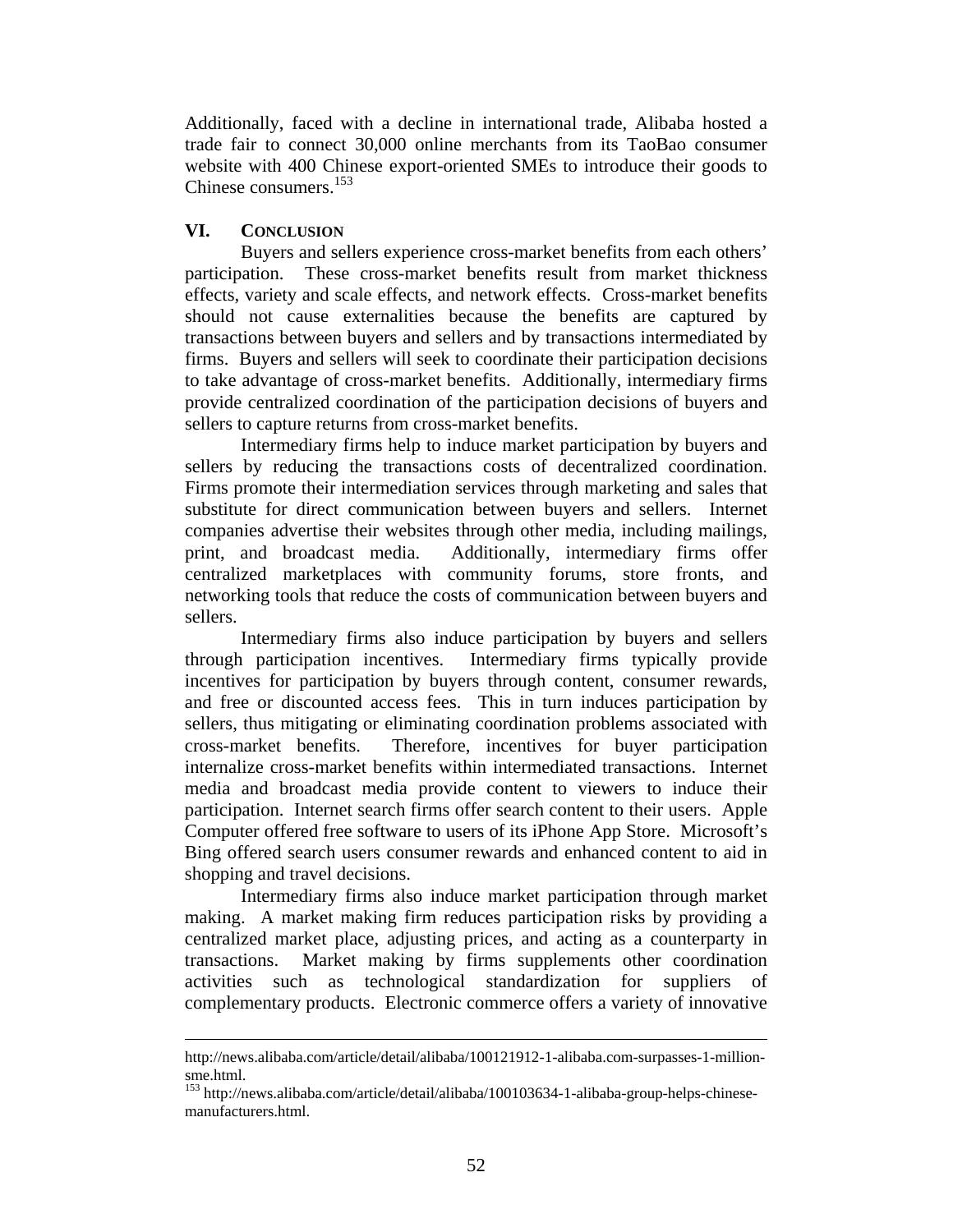Additionally, faced with a decline in international trade, Alibaba hosted a trade fair to connect 30,000 online merchants from its TaoBao consumer website with 400 Chinese export-oriented SMEs to introduce their goods to Chinese consumers.[153]

## VI. CONCLUSION

Buyers and sellers experience cross-market benefits from each others' participation. These cross-market benefits result from market thickness effects, variety and scale effects, and network effects. Cross-market benefits should not cause externalities because the benefits are captured by transactions between buyers and sellers and by transactions intermediated by firms. Buyers and sellers will seek to coordinate their participation decisions to take advantage of cross-market benefits. Additionally, intermediary firms provide centralized coordination of the participation decisions of buyers and sellers to capture returns from cross-market benefits.

Intermediary firms help to induce market participation by buyers and sellers by reducing the transactions costs of decentralized coordination. Firms promote their intermediation services through marketing and sales that substitute for direct communication between buyers and sellers. Internet companies advertise their websites through other media, including mailings, print, and broadcast media. Additionally, intermediary firms offer centralized marketplaces with community forums, store fronts, and networking tools that reduce the costs of communication between buyers and sellers.

Intermediary firms also induce participation by buyers and sellers through participation incentives. Intermediary firms typically provide incentives for participation by buyers through content, consumer rewards, and free or discounted access fees. This in turn induces participation by sellers, thus mitigating or eliminating coordination problems associated with cross-market benefits. Therefore, incentives for buyer participation internalize cross-market benefits within intermediated transactions. Internet media and broadcast media provide content to viewers to induce their participation. Internet search firms offer search content to their users. Apple Computer offered free software to users of its iPhone App Store. Microsoft's Bing offered search users consumer rewards and enhanced content to aid in shopping and travel decisions.

Intermediary firms also induce market participation through market making. A market making firm reduces participation risks by providing a centralized market place, adjusting prices, and acting as a counterparty in transactions. Market making by firms supplements other coordination activities such as technological standardization for suppliers of complementary products. Electronic commerce offers a variety of innovative

---

http://news.alibaba.com/article/detail/alibaba/100121912-1-alibaba.com-surpasses-1-million-sme.html.

[153] http://news.alibaba.com/article/detail/alibaba/100103634-1-alibaba-group-helps-chinese-manufacturers.html.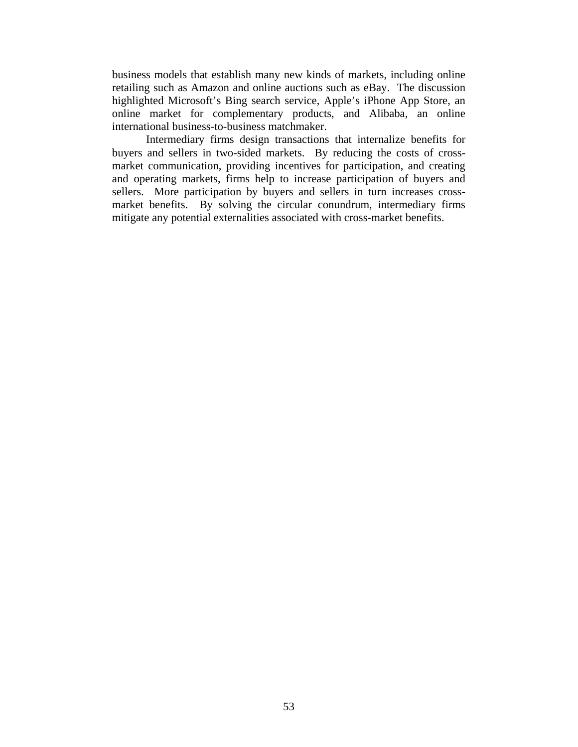business models that establish many new kinds of markets, including online retailing such as Amazon and online auctions such as eBay. The discussion highlighted Microsoft's Bing search service, Apple's iPhone App Store, an online market for complementary products, and Alibaba, an online international business-to-business matchmaker.

Intermediary firms design transactions that internalize benefits for buyers and sellers in two-sided markets. By reducing the costs of cross-market communication, providing incentives for participation, and creating and operating markets, firms help to increase participation of buyers and sellers. More participation by buyers and sellers in turn increases cross-market benefits. By solving the circular conundrum, intermediary firms mitigate any potential externalities associated with cross-market benefits.